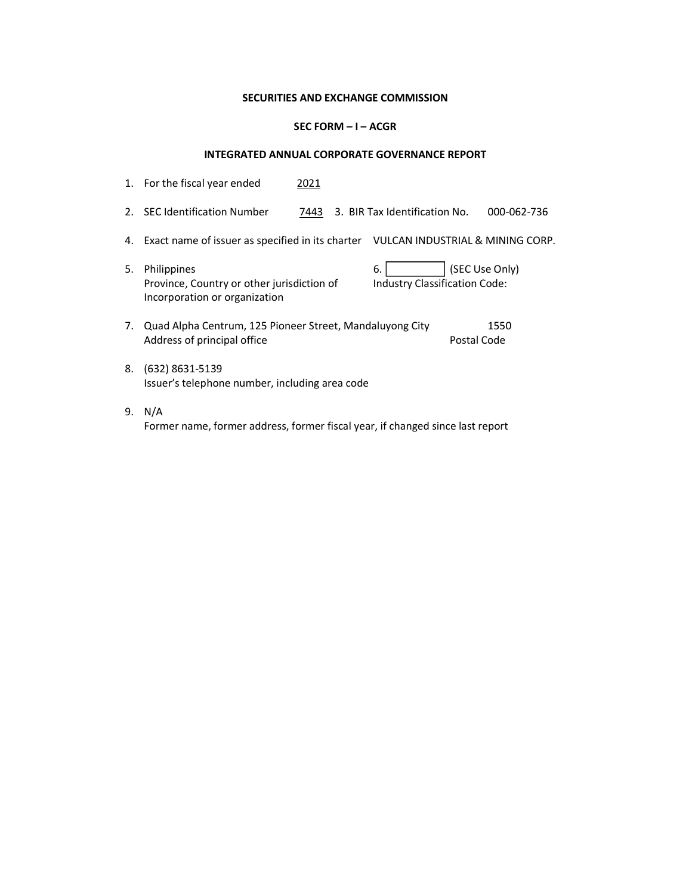**SECURITIES AND EXCHANGE COMMISSION**

**SEC FORM – I – ACGR**

**INTEGRATED ANNUAL CORPORATE GOVERNANCE REPORT**

1. For the fiscal year ended 2021

2. SEC Identification Number 7443 3. BIR Tax Identification No. 000-062-736

4. Exact name of issuer as specified in its charter VULCAN INDUSTRIAL & MINING CORP.

5. Philippines
   Province, Country or other jurisdiction of Incorporation or organization

6. [ ] (SEC Use Only)
   Industry Classification Code:

7. Quad Alpha Centrum, 125 Pioneer Street, Mandaluyong City 1550
   Address of principal office Postal Code

8. (632) 8631-5139
   Issuer's telephone number, including area code

9. N/A
   Former name, former address, former fiscal year, if changed since last report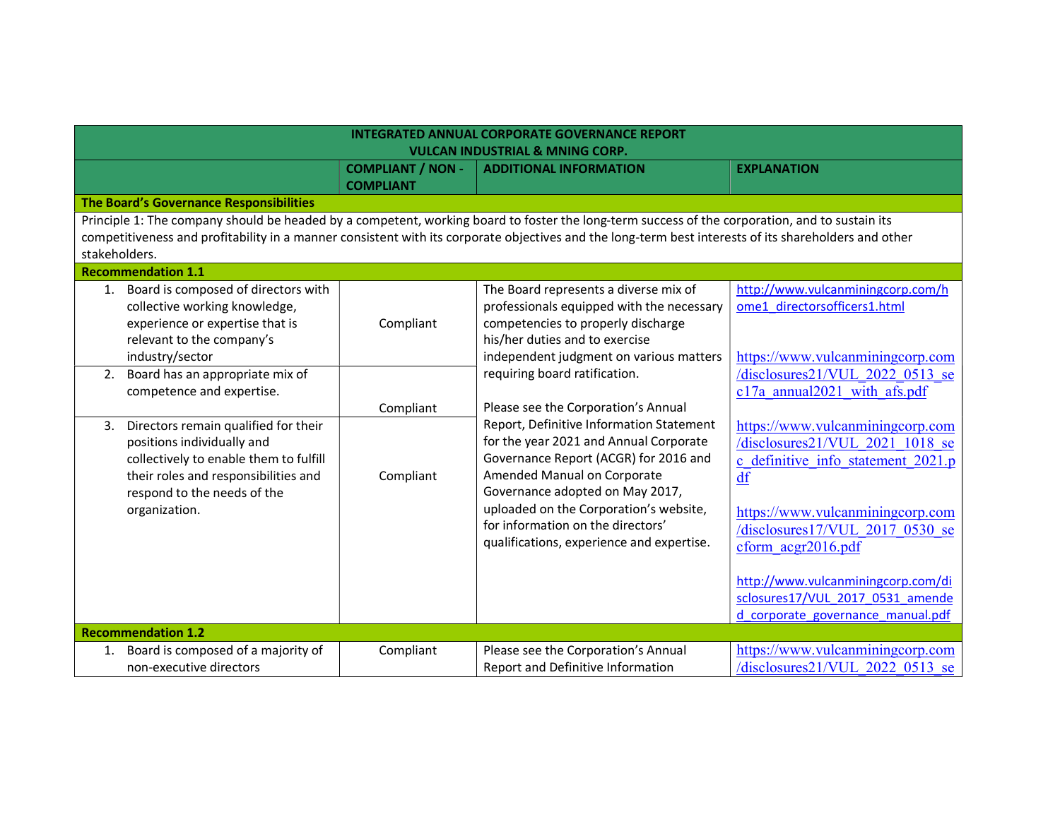| INTEGRATED ANNUAL CORPORATE GOVERNANCE REPORT VULCAN INDUSTRIAL & MNING CORP. | | | |
|---|---|---|---|
| | **COMPLIANT / NON - COMPLIANT** | **ADDITIONAL INFORMATION** | **EXPLANATION** |
| **The Board's Governance Responsibilities** | | | |
| Principle 1: The company should be headed by a competent, working board to foster the long-term success of the corporation, and to sustain its competitiveness and profitability in a manner consistent with its corporate objectives and the long-term best interests of its shareholders and other stakeholders. | | | |
| **Recommendation 1.1** | | | |
| 1. Board is composed of directors with collective working knowledge, experience or expertise that is relevant to the company's industry/sector | Compliant | The Board represents a diverse mix of professionals equipped with the necessary competencies to properly discharge his/her duties and to exercise independent judgment on various matters requiring board ratification.<br><br>Please see the Corporation's Annual Report, Definitive Information Statement for the year 2021 and Annual Corporate Governance Report (ACGR) for 2016 and Amended Manual on Corporate Governance adopted on May 2017, uploaded on the Corporation's website, for information on the directors' qualifications, experience and expertise. | http://www.vulcanminingcorp.com/home1_directorsofficers1.html<br><br>https://www.vulcanminingcorp.com/disclosures21/VUL_2022_0513_sec17a_annual2021_with_afs.pdf<br><br>https://www.vulcanminingcorp.com/disclosures21/VUL_2021_1018_sec_definitive_info_statement_2021.pdf<br><br>https://www.vulcanminingcorp.com/disclosures17/VUL_2017_0530_secform_acgr2016.pdf<br><br>http://www.vulcanminingcorp.com/disclosures17/VUL_2017_0531_amended_corporate_governance_manual.pdf |
| 2. Board has an appropriate mix of competence and expertise. | Compliant | | |
| 3. Directors remain qualified for their positions individually and collectively to enable them to fulfill their roles and responsibilities and respond to the needs of the organization. | Compliant | | |
| **Recommendation 1.2** | | | |
| 1. Board is composed of a majority of non-executive directors | Compliant | Please see the Corporation's Annual Report and Definitive Information | https://www.vulcanminingcorp.com/disclosures21/VUL_2022_0513_se |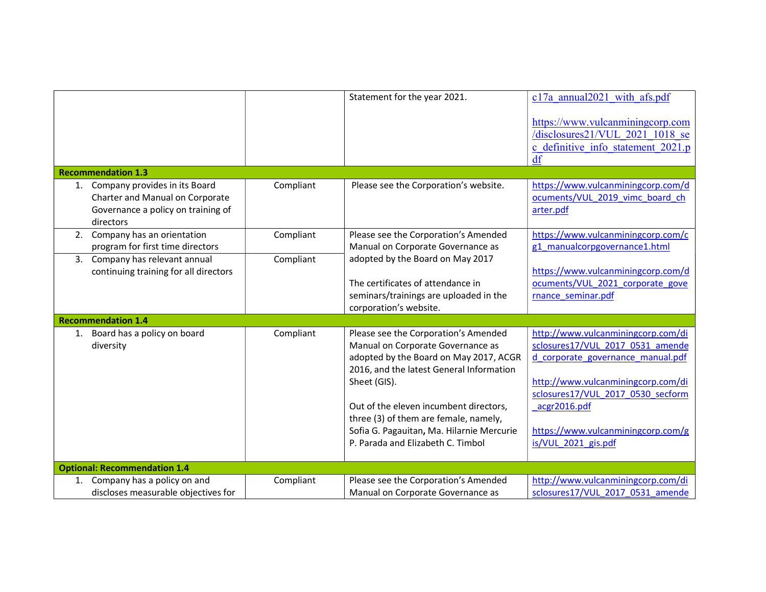| | | | |
|---|---|---|---|
| | | Statement for the year 2021. | c17a_annual2021_with_afs.pdf<br><br>https://www.vulcanminingcorp.com/disclosures21/VUL_2021_1018_sec_definitive_info_statement_2021.pdf |
| **Recommendation 1.3** | | | |
| 1. Company provides in its Board Charter and Manual on Corporate Governance a policy on training of directors | Compliant | Please see the Corporation's website. | https://www.vulcanminingcorp.com/documents/VUL_2019_vimc_board_charter.pdf |
| 2. Company has an orientation program for first time directors | Compliant | Please see the Corporation's Amended Manual on Corporate Governance as adopted by the Board on May 2017<br><br>The certificates of attendance in seminars/trainings are uploaded in the corporation's website. | https://www.vulcanminingcorp.com/cg1_manualcorpgovernance1.html<br><br>https://www.vulcanminingcorp.com/documents/VUL_2021_corporate_governance_seminar.pdf |
| 3. Company has relevant annual continuing training for all directors | Compliant | | |
| **Recommendation 1.4** | | | |
| 1. Board has a policy on board diversity | Compliant | Please see the Corporation's Amended Manual on Corporate Governance as adopted by the Board on May 2017, ACGR 2016, and the latest General Information Sheet (GIS).<br><br>Out of the eleven incumbent directors, three (3) of them are female, namely, Sofia G. Pagauitan, Ma. Hilarnie Mercurie P. Parada and Elizabeth C. Timbol | http://www.vulcanminingcorp.com/disclosures17/VUL_2017_0531_amended_corporate_governance_manual.pdf<br><br>http://www.vulcanminingcorp.com/disclosures17/VUL_2017_0530_secform_acgr2016.pdf<br><br>https://www.vulcanminingcorp.com/gis/VUL_2021_gis.pdf |
| **Optional: Recommendation 1.4** | | | |
| 1. Company has a policy on and discloses measurable objectives for | Compliant | Please see the Corporation's Amended Manual on Corporate Governance as | http://www.vulcanminingcorp.com/disclosures17/VUL_2017_0531_amende |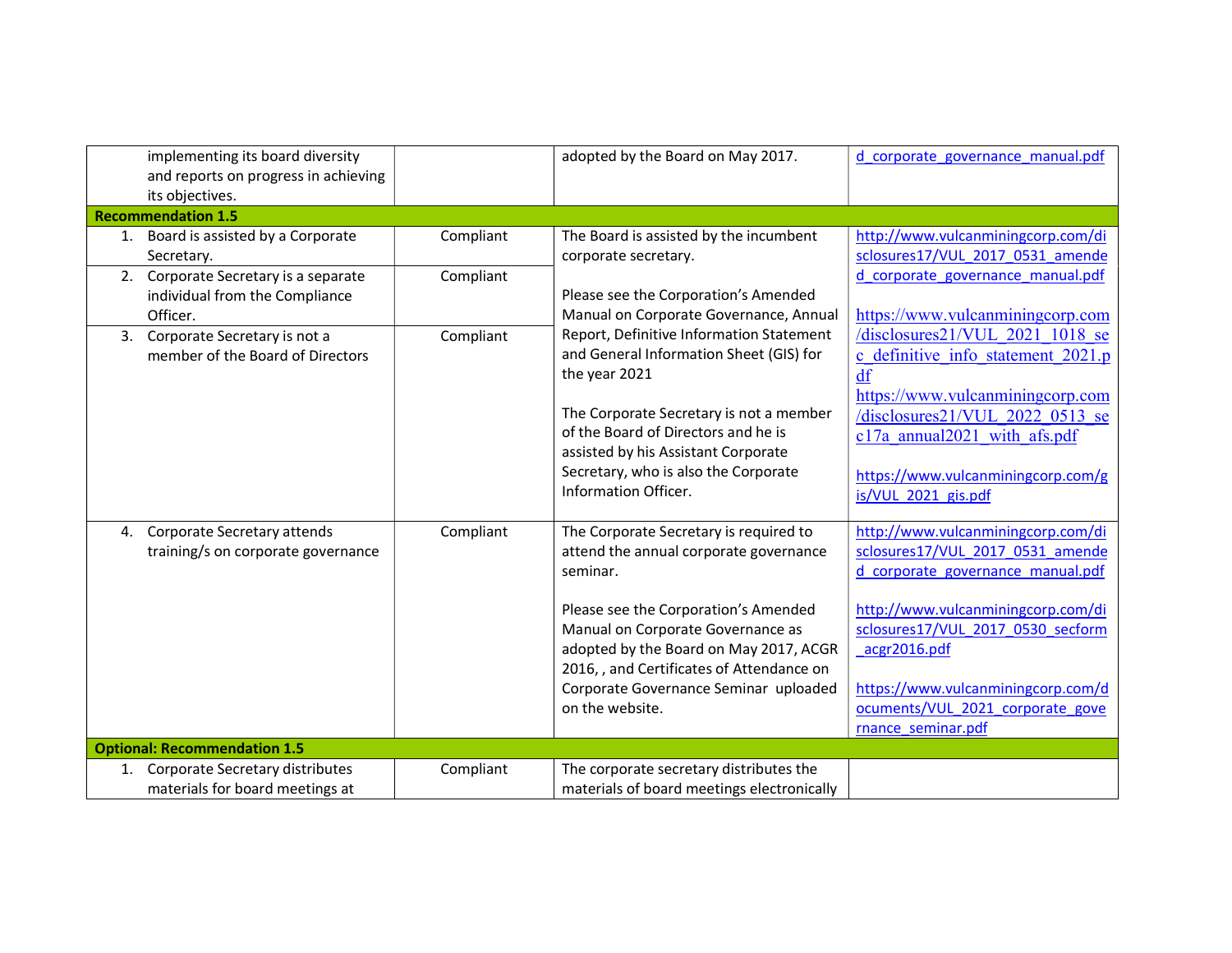| | | | |
|---|---|---|---|
| implementing its board diversity and reports on progress in achieving its objectives. | | adopted by the Board on May 2017. | d_corporate_governance_manual.pdf |
| **Recommendation 1.5** | | | |
| 1. Board is assisted by a Corporate Secretary. | Compliant | The Board is assisted by the incumbent corporate secretary.<br><br>Please see the Corporation's Amended Manual on Corporate Governance, Annual Report, Definitive Information Statement and General Information Sheet (GIS) for the year 2021<br><br>The Corporate Secretary is not a member of the Board of Directors and he is assisted by his Assistant Corporate Secretary, who is also the Corporate Information Officer. | http://www.vulcanminingcorp.com/disclosures17/VUL_2017_0531_amended_corporate_governance_manual.pdf<br><br>https://www.vulcanminingcorp.com/disclosures21/VUL_2021_1018_sec_definitive_info_statement_2021.pdf<br>https://www.vulcanminingcorp.com/disclosures21/VUL_2022_0513_sec17a_annual2021_with_afs.pdf<br><br>https://www.vulcanminingcorp.com/gis/VUL_2021_gis.pdf |
| 2. Corporate Secretary is a separate individual from the Compliance Officer. | Compliant | | |
| 3. Corporate Secretary is not a member of the Board of Directors | Compliant | | |
| 4. Corporate Secretary attends training/s on corporate governance | Compliant | The Corporate Secretary is required to attend the annual corporate governance seminar.<br><br>Please see the Corporation's Amended Manual on Corporate Governance as adopted by the Board on May 2017, ACGR 2016, , and Certificates of Attendance on Corporate Governance Seminar uploaded on the website. | http://www.vulcanminingcorp.com/disclosures17/VUL_2017_0531_amended_corporate_governance_manual.pdf<br><br>http://www.vulcanminingcorp.com/disclosures17/VUL_2017_0530_secform_acgr2016.pdf<br><br>https://www.vulcanminingcorp.com/documents/VUL_2021_corporate_governance_seminar.pdf |
| **Optional: Recommendation 1.5** | | | |
| 1. Corporate Secretary distributes materials for board meetings at | Compliant | The corporate secretary distributes the materials of board meetings electronically | |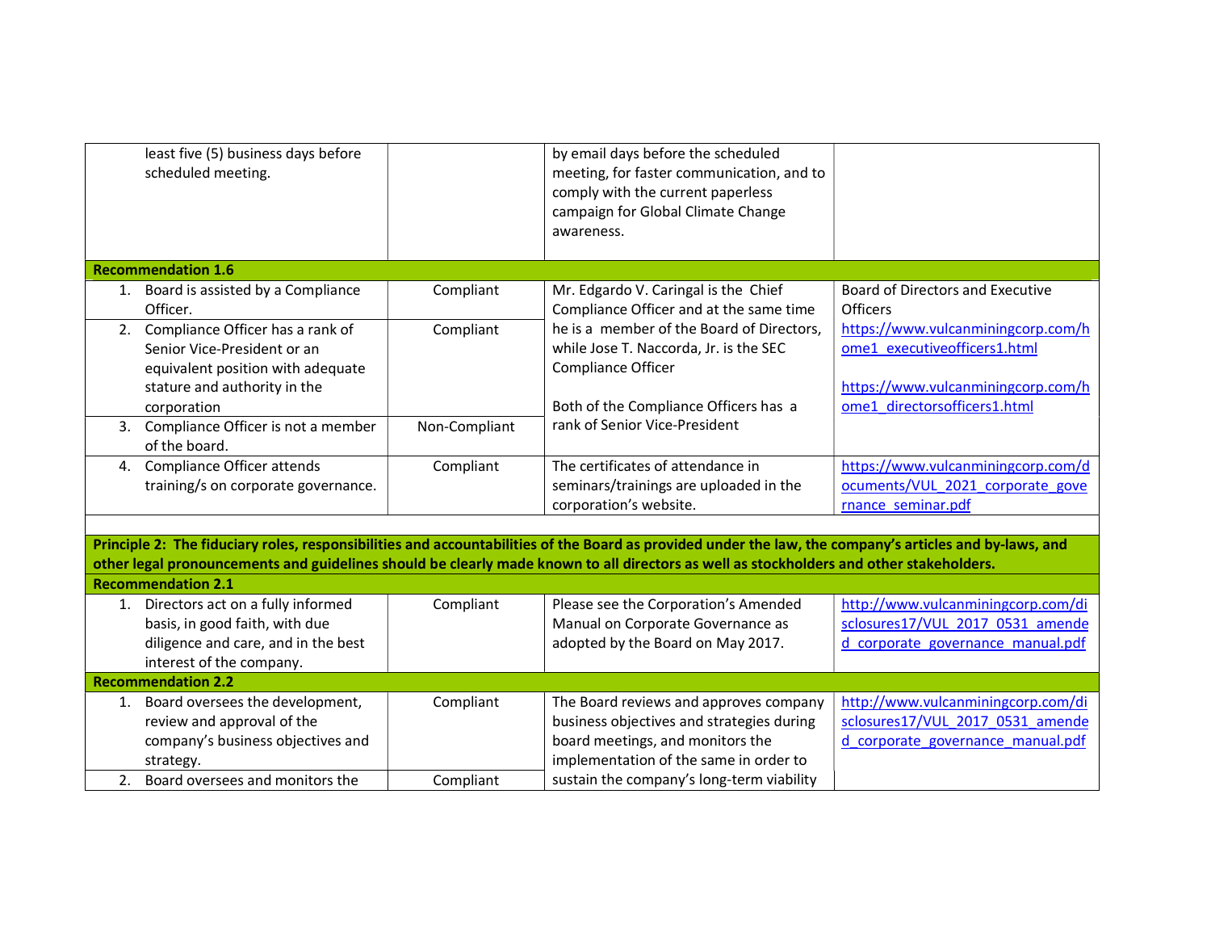| | | | |
|---|---|---|---|
| least five (5) business days before scheduled meeting. | | by email days before the scheduled meeting, for faster communication, and to comply with the current paperless campaign for Global Climate Change awareness. | |
| **Recommendation 1.6** | | | |
| 1. Board is assisted by a Compliance Officer. | Compliant | Mr. Edgardo V. Caringal is the Chief Compliance Officer and at the same time he is a member of the Board of Directors, while Jose T. Naccorda, Jr. is the SEC Compliance Officer<br><br>Both of the Compliance Officers has a rank of Senior Vice-President | Board of Directors and Executive Officers<br>https://www.vulcanminingcorp.com/home1_executiveofficers1.html<br><br>https://www.vulcanminingcorp.com/home1_directorsofficers1.html |
| 2. Compliance Officer has a rank of Senior Vice-President or an equivalent position with adequate stature and authority in the corporation | Compliant | | |
| 3. Compliance Officer is not a member of the board. | Non-Compliant | | |
| 4. Compliance Officer attends training/s on corporate governance. | Compliant | The certificates of attendance in seminars/trainings are uploaded in the corporation's website. | https://www.vulcanminingcorp.com/documents/VUL_2021_corporate_governance_seminar.pdf |
| | | | |
| **Principle 2: The fiduciary roles, responsibilities and accountabilities of the Board as provided under the law, the company's articles and by-laws, and other legal pronouncements and guidelines should be clearly made known to all directors as well as stockholders and other stakeholders.** | | | |
| **Recommendation 2.1** | | | |
| 1. Directors act on a fully informed basis, in good faith, with due diligence and care, and in the best interest of the company. | Compliant | Please see the Corporation's Amended Manual on Corporate Governance as adopted by the Board on May 2017. | http://www.vulcanminingcorp.com/disclosures17/VUL_2017_0531_amended_corporate_governance_manual.pdf |
| **Recommendation 2.2** | | | |
| 1. Board oversees the development, review and approval of the company's business objectives and strategy. | Compliant | The Board reviews and approves company business objectives and strategies during board meetings, and monitors the implementation of the same in order to sustain the company's long-term viability | http://www.vulcanminingcorp.com/disclosures17/VUL_2017_0531_amended_corporate_governance_manual.pdf |
| 2. Board oversees and monitors the | Compliant | | |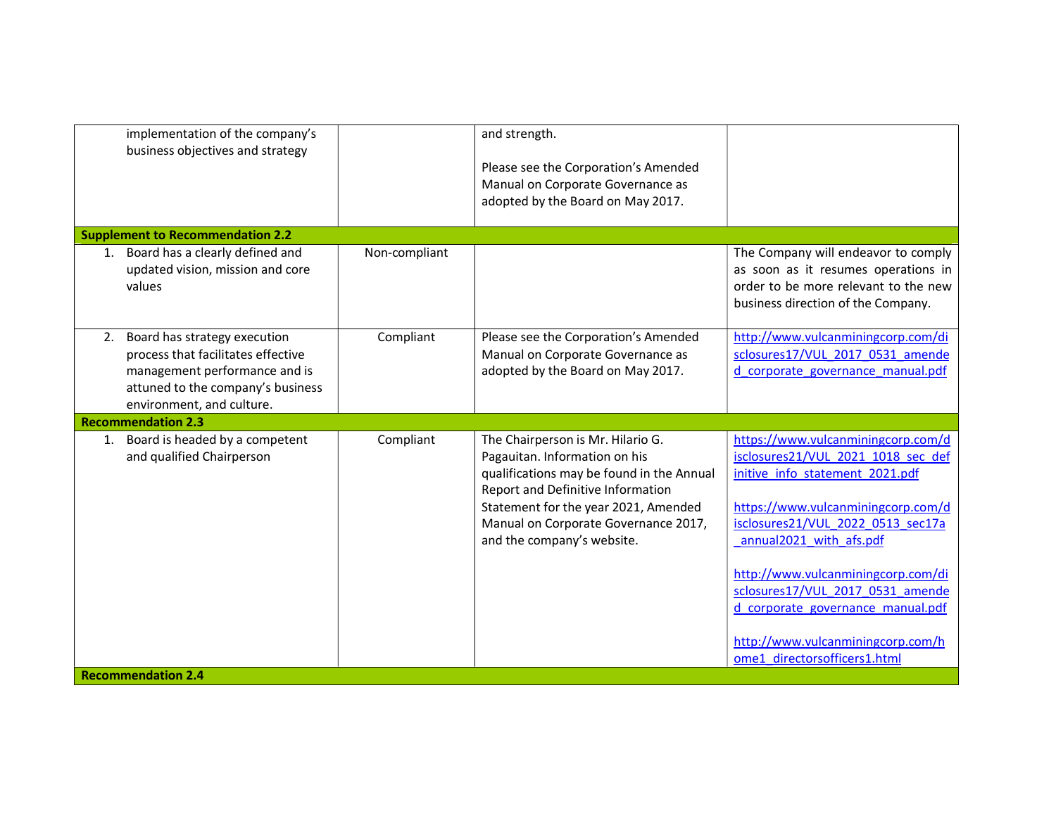| | | | |
|---|---|---|---|
| implementation of the company's business objectives and strategy | | and strength.<br><br>Please see the Corporation's Amended Manual on Corporate Governance as adopted by the Board on May 2017. | |
| **Supplement to Recommendation 2.2** | | | |
| 1. Board has a clearly defined and updated vision, mission and core values | Non-compliant | | The Company will endeavor to comply as soon as it resumes operations in order to be more relevant to the new business direction of the Company. |
| 2. Board has strategy execution process that facilitates effective management performance and is attuned to the company's business environment, and culture. | Compliant | Please see the Corporation's Amended Manual on Corporate Governance as adopted by the Board on May 2017. | http://www.vulcanminingcorp.com/disclosures17/VUL_2017_0531_amended_corporate_governance_manual.pdf |
| **Recommendation 2.3** | | | |
| 1. Board is headed by a competent and qualified Chairperson | Compliant | The Chairperson is Mr. Hilario G. Pagauitan. Information on his qualifications may be found in the Annual Report and Definitive Information Statement for the year 2021, Amended Manual on Corporate Governance 2017, and the company's website. | https://www.vulcanminingcorp.com/disclosures21/VUL_2021_1018_sec_definitive_info_statement_2021.pdf<br><br>https://www.vulcanminingcorp.com/disclosures21/VUL_2022_0513_sec17a_annual2021_with_afs.pdf<br><br>http://www.vulcanminingcorp.com/disclosures17/VUL_2017_0531_amended_corporate_governance_manual.pdf<br><br>http://www.vulcanminingcorp.com/home1_directorsofficers1.html |
| **Recommendation 2.4** | | | |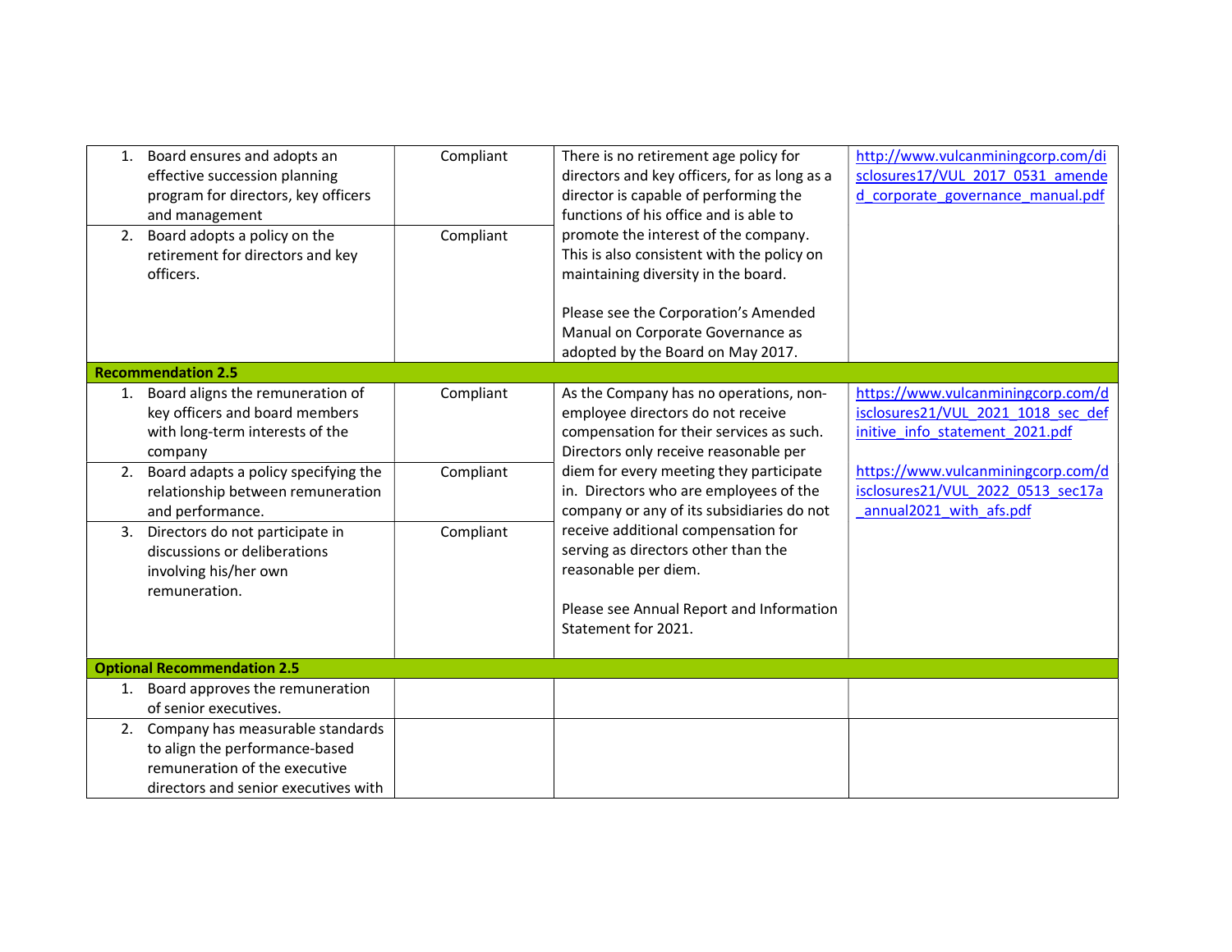| | | | |
|---|---|---|---|
| 1. Board ensures and adopts an effective succession planning program for directors, key officers and management | Compliant | There is no retirement age policy for directors and key officers, for as long as a director is capable of performing the functions of his office and is able to promote the interest of the company. This is also consistent with the policy on maintaining diversity in the board.<br><br>Please see the Corporation's Amended Manual on Corporate Governance as adopted by the Board on May 2017. | http://www.vulcanminingcorp.com/disclosures17/VUL_2017_0531_amended_corporate_governance_manual.pdf |
| 2. Board adopts a policy on the retirement for directors and key officers. | Compliant | | |
| **Recommendation 2.5** | | | |
| 1. Board aligns the remuneration of key officers and board members with long-term interests of the company | Compliant | As the Company has no operations, non-employee directors do not receive compensation for their services as such. Directors only receive reasonable per diem for every meeting they participate in. Directors who are employees of the company or any of its subsidiaries do not receive additional compensation for serving as directors other than the reasonable per diem.<br><br>Please see Annual Report and Information Statement for 2021. | https://www.vulcanminingcorp.com/disclosures21/VUL_2021_1018_sec_definitive_info_statement_2021.pdf<br><br>https://www.vulcanminingcorp.com/disclosures21/VUL_2022_0513_sec17a_annual2021_with_afs.pdf |
| 2. Board adapts a policy specifying the relationship between remuneration and performance. | Compliant | | |
| 3. Directors do not participate in discussions or deliberations involving his/her own remuneration. | Compliant | | |
| **Optional Recommendation 2.5** | | | |
| 1. Board approves the remuneration of senior executives. | | | |
| 2. Company has measurable standards to align the performance-based remuneration of the executive directors and senior executives with | | | |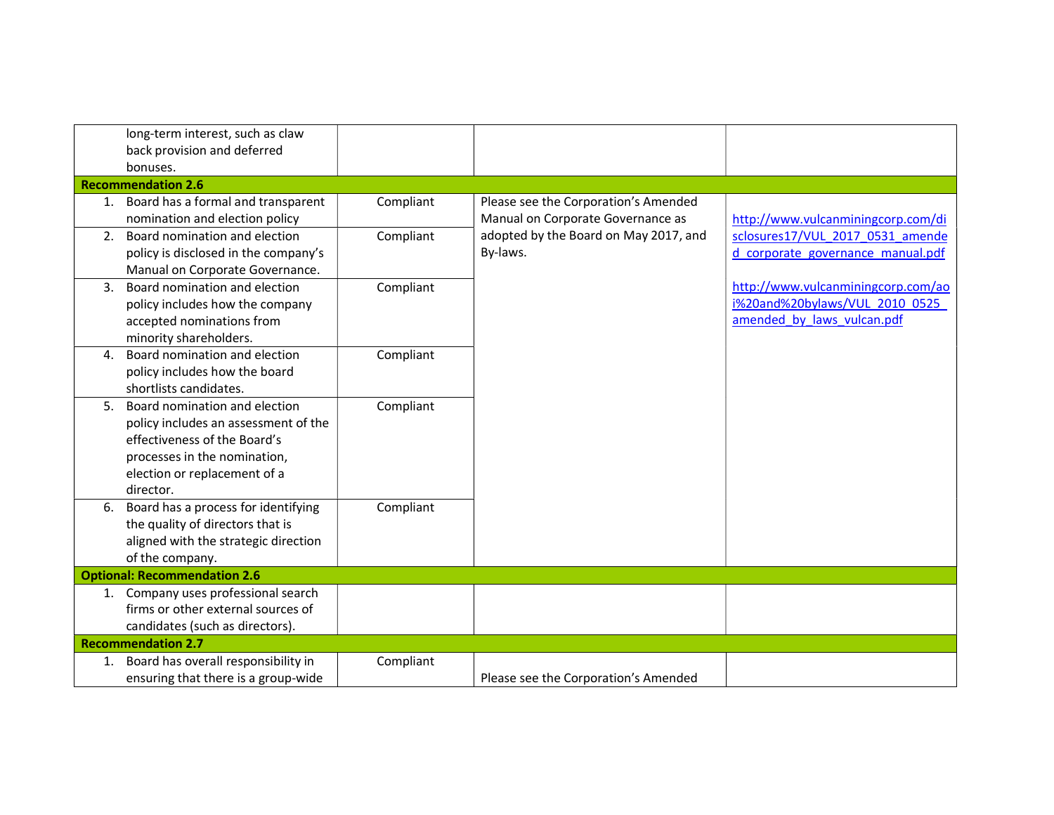| | | | |
|---|---|---|---|
| long-term interest, such as claw back provision and deferred bonuses. | | | |
| **Recommendation 2.6** | | | |
| 1. Board has a formal and transparent nomination and election policy | Compliant | Please see the Corporation's Amended Manual on Corporate Governance as adopted by the Board on May 2017, and By-laws. | http://www.vulcanminingcorp.com/disclosures17/VUL_2017_0531_amended_corporate_governance_manual.pdf<br><br>http://www.vulcanminingcorp.com/aoi%20and%20bylaws/VUL_2010_0525_amended_by_laws_vulcan.pdf |
| 2. Board nomination and election policy is disclosed in the company's Manual on Corporate Governance. | Compliant | | |
| 3. Board nomination and election policy includes how the company accepted nominations from minority shareholders. | Compliant | | |
| 4. Board nomination and election policy includes how the board shortlists candidates. | Compliant | | |
| 5. Board nomination and election policy includes an assessment of the effectiveness of the Board's processes in the nomination, election or replacement of a director. | Compliant | | |
| 6. Board has a process for identifying the quality of directors that is aligned with the strategic direction of the company. | Compliant | | |
| **Optional: Recommendation 2.6** | | | |
| 1. Company uses professional search firms or other external sources of candidates (such as directors). | | | |
| **Recommendation 2.7** | | | |
| 1. Board has overall responsibility in ensuring that there is a group-wide | Compliant | Please see the Corporation's Amended | |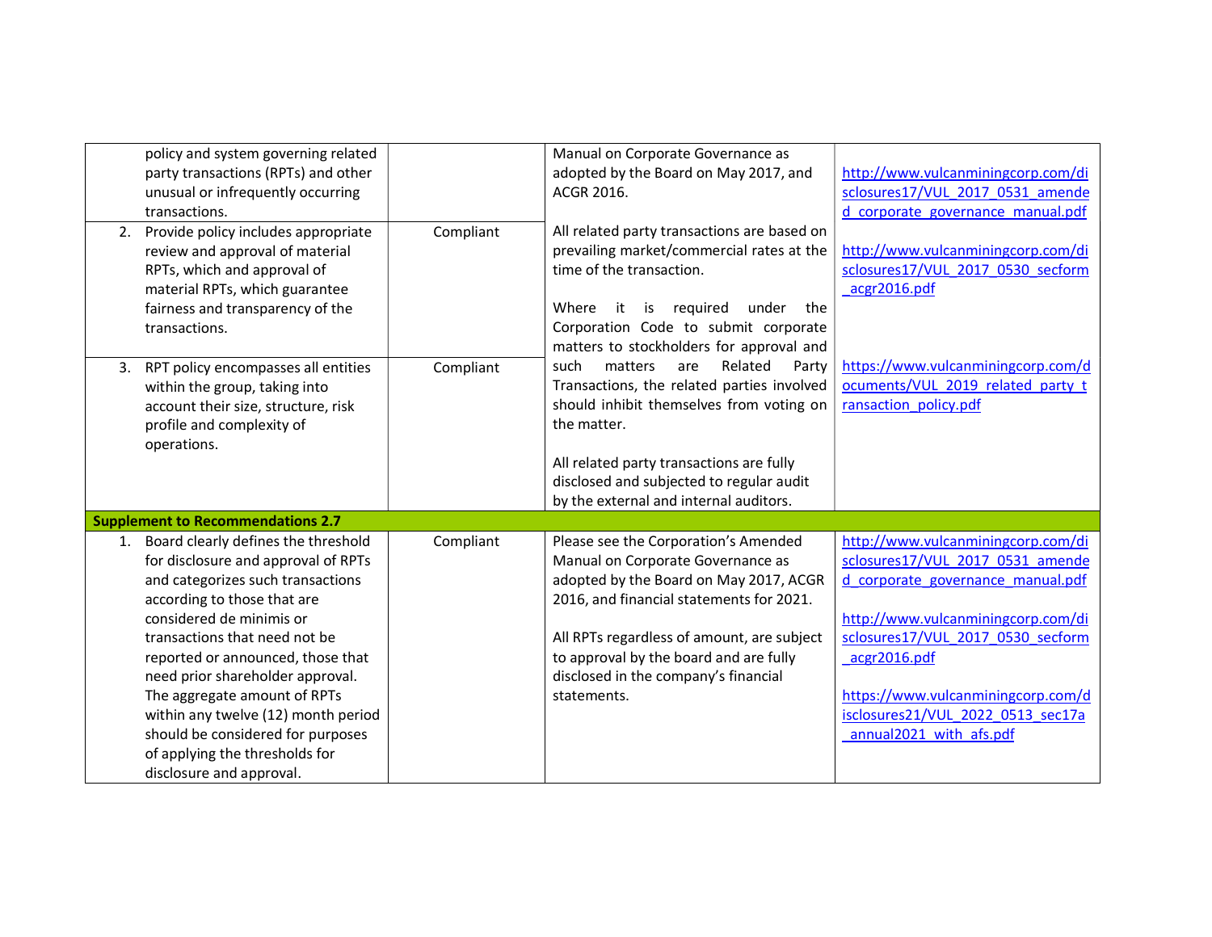| | | | |
|---|---|---|---|
| policy and system governing related party transactions (RPTs) and other unusual or infrequently occurring transactions. | | Manual on Corporate Governance as adopted by the Board on May 2017, and ACGR 2016. | http://www.vulcanminingcorp.com/disclosures17/VUL_2017_0531_amended_corporate_governance_manual.pdf |
| 2. Provide policy includes appropriate review and approval of material RPTs, which and approval of material RPTs, which guarantee fairness and transparency of the transactions. | Compliant | All related party transactions are based on prevailing market/commercial rates at the time of the transaction.<br><br>Where it is required under the Corporation Code to submit corporate matters to stockholders for approval and such matters are Related Party Transactions, the related parties involved should inhibit themselves from voting on the matter.<br><br>All related party transactions are fully disclosed and subjected to regular audit by the external and internal auditors. | http://www.vulcanminingcorp.com/disclosures17/VUL_2017_0530_secform_acgr2016.pdf<br><br>https://www.vulcanminingcorp.com/documents/VUL_2019_related_party_transaction_policy.pdf |
| 3. RPT policy encompasses all entities within the group, taking into account their size, structure, risk profile and complexity of operations. | Compliant | | |
| **Supplement to Recommendations 2.7** | | | |
| 1. Board clearly defines the threshold for disclosure and approval of RPTs and categorizes such transactions according to those that are considered de minimis or transactions that need not be reported or announced, those that need prior shareholder approval. The aggregate amount of RPTs within any twelve (12) month period should be considered for purposes of applying the thresholds for disclosure and approval. | Compliant | Please see the Corporation's Amended Manual on Corporate Governance as adopted by the Board on May 2017, ACGR 2016, and financial statements for 2021.<br><br>All RPTs regardless of amount, are subject to approval by the board and are fully disclosed in the company's financial statements. | http://www.vulcanminingcorp.com/disclosures17/VUL_2017_0531_amended_corporate_governance_manual.pdf<br><br>http://www.vulcanminingcorp.com/disclosures17/VUL_2017_0530_secform_acgr2016.pdf<br><br>https://www.vulcanminingcorp.com/disclosures21/VUL_2022_0513_sec17a_annual2021_with_afs.pdf |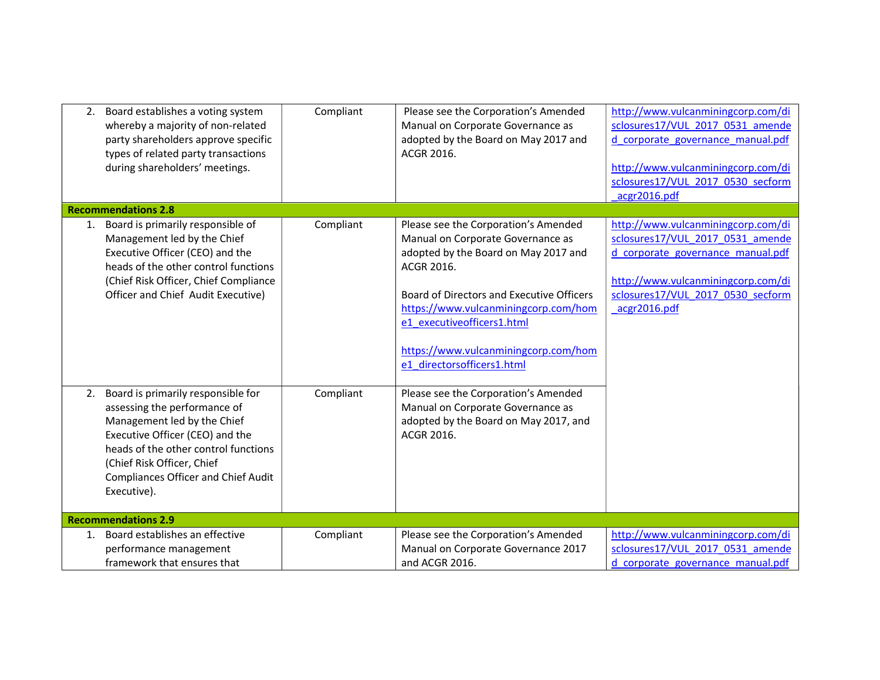| | | | |
|---|---|---|---|
| 2. Board establishes a voting system whereby a majority of non-related party shareholders approve specific types of related party transactions during shareholders' meetings. | Compliant | Please see the Corporation's Amended Manual on Corporate Governance as adopted by the Board on May 2017 and ACGR 2016. | http://www.vulcanminingcorp.com/disclosures17/VUL_2017_0531_amended_corporate_governance_manual.pdf<br><br>http://www.vulcanminingcorp.com/disclosures17/VUL_2017_0530_secform_acgr2016.pdf |
| **Recommendations 2.8** | | | |
| 1. Board is primarily responsible of Management led by the Chief Executive Officer (CEO) and the heads of the other control functions (Chief Risk Officer, Chief Compliance Officer and Chief Audit Executive) | Compliant | Please see the Corporation's Amended Manual on Corporate Governance as adopted by the Board on May 2017 and ACGR 2016.<br><br>Board of Directors and Executive Officers https://www.vulcanminingcorp.com/home1_executiveofficers1.html<br><br>https://www.vulcanminingcorp.com/home1_directorsofficers1.html | http://www.vulcanminingcorp.com/disclosures17/VUL_2017_0531_amended_corporate_governance_manual.pdf<br><br>http://www.vulcanminingcorp.com/disclosures17/VUL_2017_0530_secform_acgr2016.pdf |
| 2. Board is primarily responsible for assessing the performance of Management led by the Chief Executive Officer (CEO) and the heads of the other control functions (Chief Risk Officer, Chief Compliances Officer and Chief Audit Executive). | Compliant | Please see the Corporation's Amended Manual on Corporate Governance as adopted by the Board on May 2017, and ACGR 2016. | |
| **Recommendations 2.9** | | | |
| 1. Board establishes an effective performance management framework that ensures that | Compliant | Please see the Corporation's Amended Manual on Corporate Governance 2017 and ACGR 2016. | http://www.vulcanminingcorp.com/disclosures17/VUL_2017_0531_amended_corporate_governance_manual.pdf |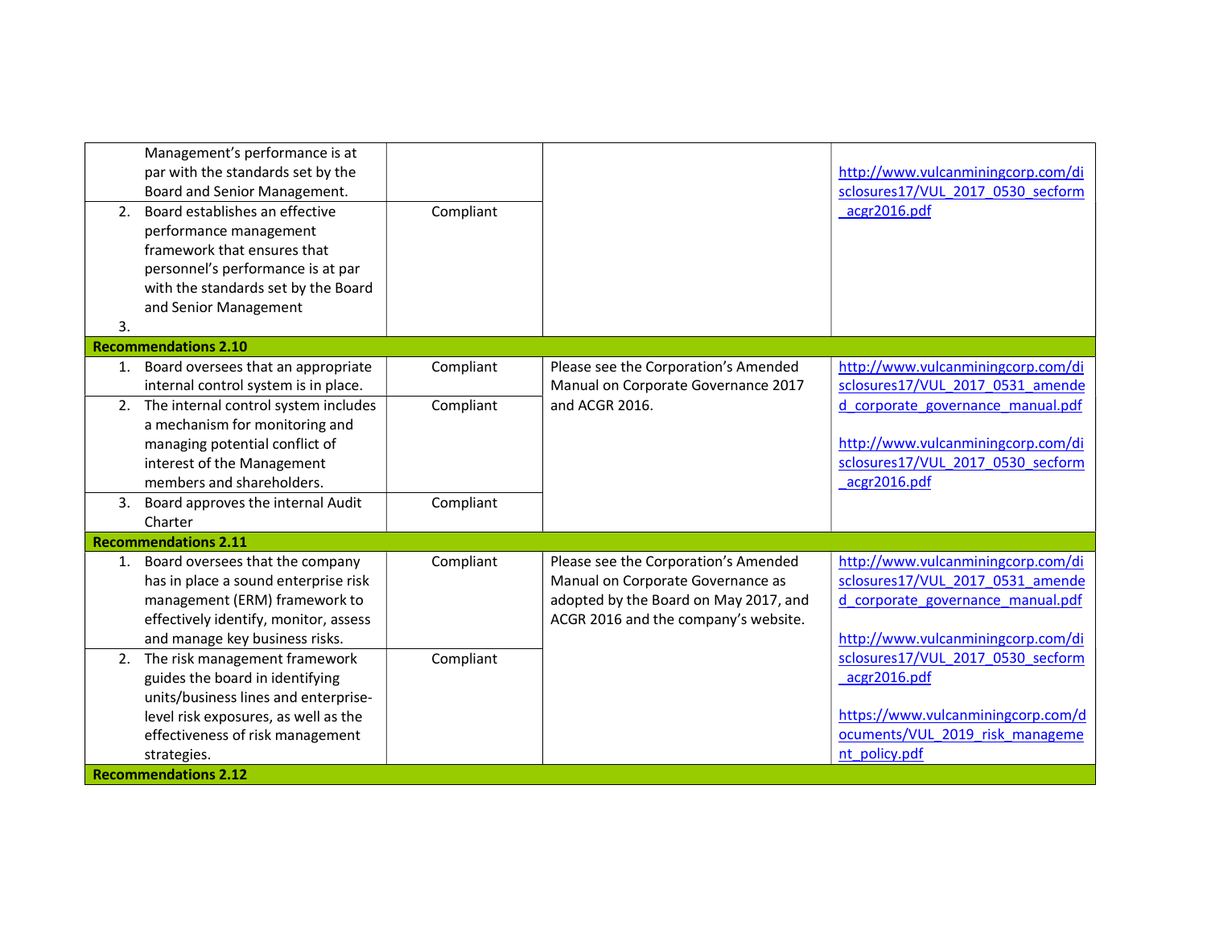| | | | |
|---|---|---|---|
| Management's performance is at par with the standards set by the Board and Senior Management. | | | http://www.vulcanminingcorp.com/disclosures17/VUL_2017_0530_secform_acgr2016.pdf |
| 2. Board establishes an effective performance management framework that ensures that personnel's performance is at par with the standards set by the Board and Senior Management | Compliant | | |
| 3. | | | |
| **Recommendations 2.10** | | | |
| 1. Board oversees that an appropriate internal control system is in place. | Compliant | Please see the Corporation's Amended Manual on Corporate Governance 2017 and ACGR 2016. | http://www.vulcanminingcorp.com/disclosures17/VUL_2017_0531_amended_corporate_governance_manual.pdf<br><br>http://www.vulcanminingcorp.com/disclosures17/VUL_2017_0530_secform_acgr2016.pdf |
| 2. The internal control system includes a mechanism for monitoring and managing potential conflict of interest of the Management members and shareholders. | Compliant | | |
| 3. Board approves the internal Audit Charter | Compliant | | |
| **Recommendations 2.11** | | | |
| 1. Board oversees that the company has in place a sound enterprise risk management (ERM) framework to effectively identify, monitor, assess and manage key business risks. | Compliant | Please see the Corporation's Amended Manual on Corporate Governance as adopted by the Board on May 2017, and ACGR 2016 and the company's website. | http://www.vulcanminingcorp.com/disclosures17/VUL_2017_0531_amended_corporate_governance_manual.pdf<br><br>http://www.vulcanminingcorp.com/disclosures17/VUL_2017_0530_secform_acgr2016.pdf<br><br>https://www.vulcanminingcorp.com/documents/VUL_2019_risk_management_policy.pdf |
| 2. The risk management framework guides the board in identifying units/business lines and enterprise-level risk exposures, as well as the effectiveness of risk management strategies. | Compliant | | |
| **Recommendations 2.12** | | | |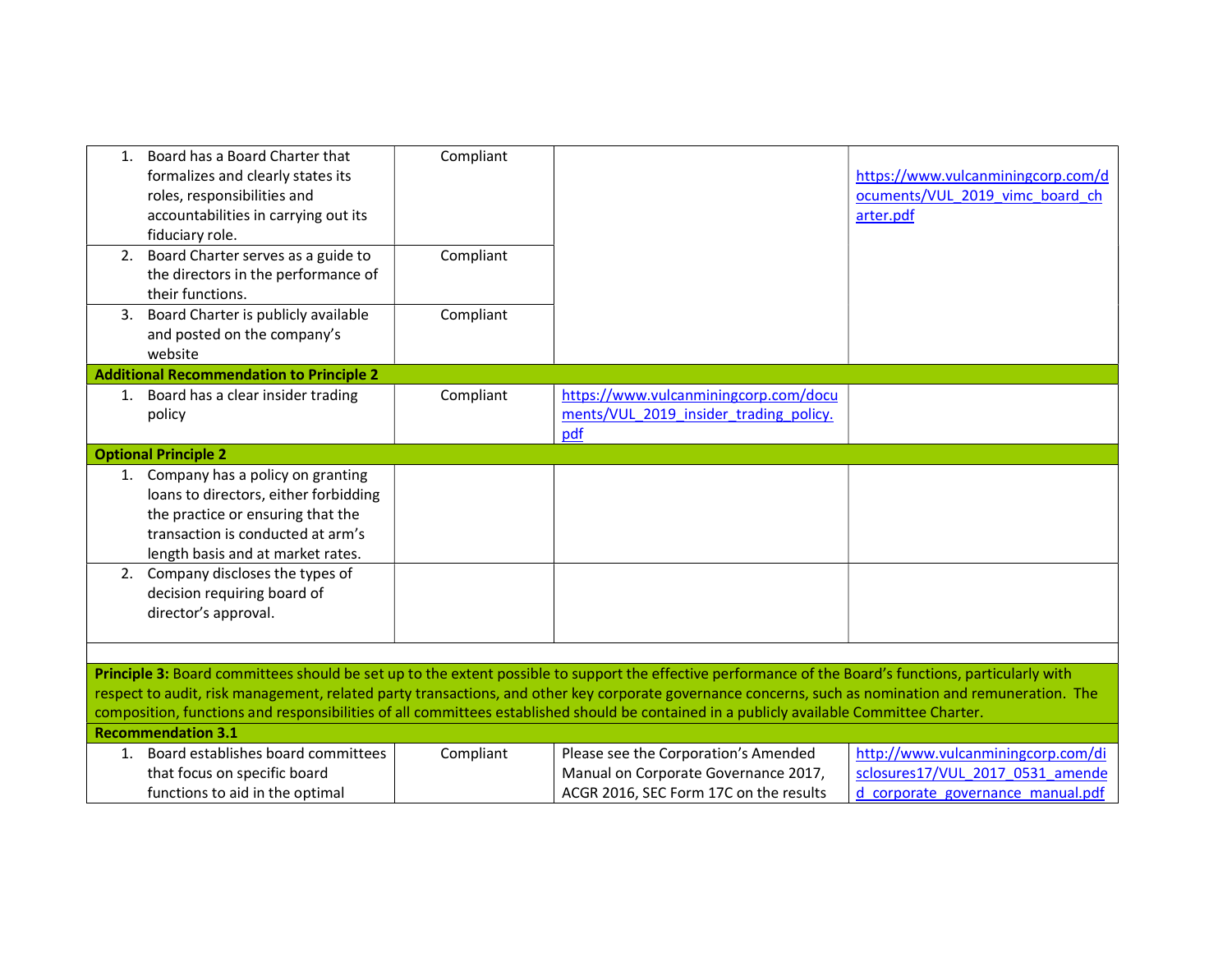| | | | |
|---|---|---|---|
| 1. Board has a Board Charter that formalizes and clearly states its roles, responsibilities and accountabilities in carrying out its fiduciary role. | Compliant | | https://www.vulcanminingcorp.com/documents/VUL_2019_vimc_board_charter.pdf |
| 2. Board Charter serves as a guide to the directors in the performance of their functions. | Compliant | | |
| 3. Board Charter is publicly available and posted on the company's website | Compliant | | |
| **Additional Recommendation to Principle 2** | | | |
| 1. Board has a clear insider trading policy | Compliant | https://www.vulcanminingcorp.com/documents/VUL_2019_insider_trading_policy.pdf | |
| **Optional Principle 2** | | | |
| 1. Company has a policy on granting loans to directors, either forbidding the practice or ensuring that the transaction is conducted at arm's length basis and at market rates. | | | |
| 2. Company discloses the types of decision requiring board of director's approval. | | | |
| | | | |
| **Principle 3:** Board committees should be set up to the extent possible to support the effective performance of the Board's functions, particularly with respect to audit, risk management, related party transactions, and other key corporate governance concerns, such as nomination and remuneration. The composition, functions and responsibilities of all committees established should be contained in a publicly available Committee Charter. | | | |
| **Recommendation 3.1** | | | |
| 1. Board establishes board committees that focus on specific board functions to aid in the optimal | Compliant | Please see the Corporation's Amended Manual on Corporate Governance 2017, ACGR 2016, SEC Form 17C on the results | http://www.vulcanminingcorp.com/disclosures17/VUL_2017_0531_amended_corporate_governance_manual.pdf |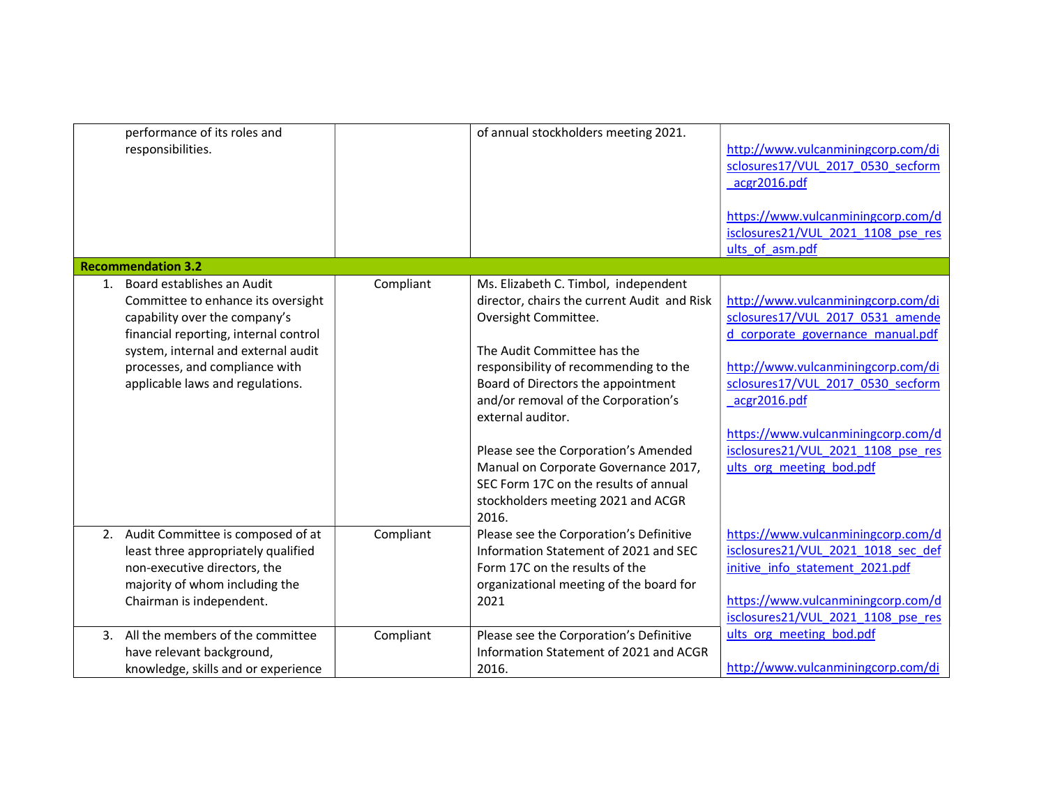| | | | |
|---|---|---|---|
| performance of its roles and responsibilities. | | of annual stockholders meeting 2021. | http://www.vulcanminingcorp.com/disclosures17/VUL_2017_0530_secform_acgr2016.pdf<br><br>https://www.vulcanminingcorp.com/disclosures21/VUL_2021_1108_pse_results_of_asm.pdf |
| **Recommendation 3.2** | | | |
| 1. Board establishes an Audit Committee to enhance its oversight capability over the company's financial reporting, internal control system, internal and external audit processes, and compliance with applicable laws and regulations. | Compliant | Ms. Elizabeth C. Timbol, independent director, chairs the current Audit and Risk Oversight Committee.<br><br>The Audit Committee has the responsibility of recommending to the Board of Directors the appointment and/or removal of the Corporation's external auditor.<br><br>Please see the Corporation's Amended Manual on Corporate Governance 2017, SEC Form 17C on the results of annual stockholders meeting 2021 and ACGR 2016. | http://www.vulcanminingcorp.com/disclosures17/VUL_2017_0531_amended_corporate_governance_manual.pdf<br><br>http://www.vulcanminingcorp.com/disclosures17/VUL_2017_0530_secform_acgr2016.pdf<br><br>https://www.vulcanminingcorp.com/disclosures21/VUL_2021_1108_pse_results_org_meeting_bod.pdf |
| 2. Audit Committee is composed of at least three appropriately qualified non-executive directors, the majority of whom including the Chairman is independent. | Compliant | Please see the Corporation's Definitive Information Statement of 2021 and SEC Form 17C on the results of the organizational meeting of the board for 2021 | https://www.vulcanminingcorp.com/disclosures21/VUL_2021_1018_sec_definitive_info_statement_2021.pdf<br><br>https://www.vulcanminingcorp.com/disclosures21/VUL_2021_1108_pse_results_org_meeting_bod.pdf |
| 3. All the members of the committee have relevant background, knowledge, skills and or experience | Compliant | Please see the Corporation's Definitive Information Statement of 2021 and ACGR 2016. | http://www.vulcanminingcorp.com/di |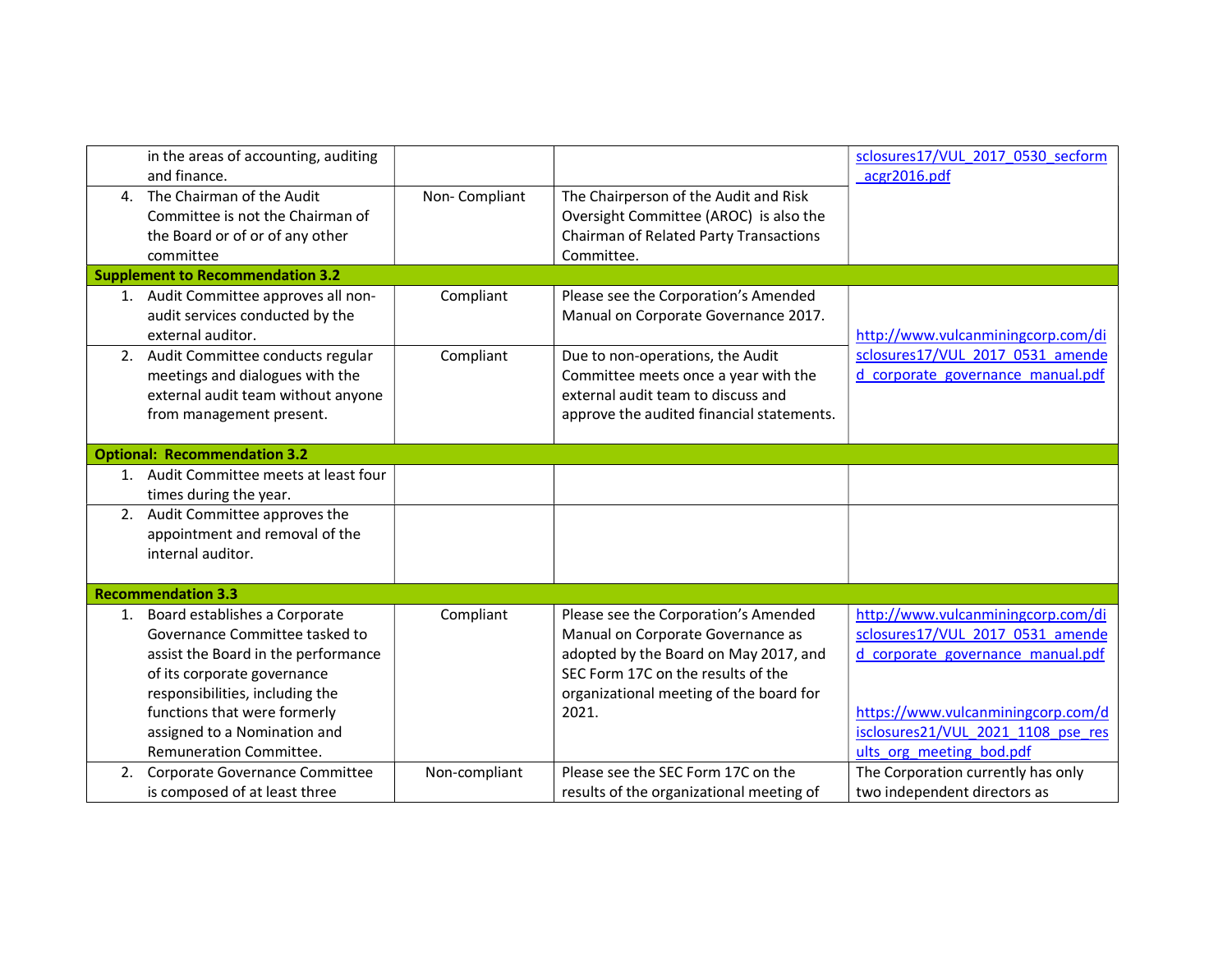| | | | |
|---|---|---|---|
| in the areas of accounting, auditing and finance. | | | sclosures17/VUL_2017_0530_secform_acgr2016.pdf |
| 4. The Chairman of the Audit Committee is not the Chairman of the Board or of or of any other committee | Non- Compliant | The Chairperson of the Audit and Risk Oversight Committee (AROC) is also the Chairman of Related Party Transactions Committee. | |
| **Supplement to Recommendation 3.2** | | | |
| 1. Audit Committee approves all non-audit services conducted by the external auditor. | Compliant | Please see the Corporation's Amended Manual on Corporate Governance 2017. | http://www.vulcanminingcorp.com/disclosures17/VUL_2017_0531_amended_corporate_governance_manual.pdf |
| 2. Audit Committee conducts regular meetings and dialogues with the external audit team without anyone from management present. | Compliant | Due to non-operations, the Audit Committee meets once a year with the external audit team to discuss and approve the audited financial statements. | |
| **Optional: Recommendation 3.2** | | | |
| 1. Audit Committee meets at least four times during the year. | | | |
| 2. Audit Committee approves the appointment and removal of the internal auditor. | | | |
| **Recommendation 3.3** | | | |
| 1. Board establishes a Corporate Governance Committee tasked to assist the Board in the performance of its corporate governance responsibilities, including the functions that were formerly assigned to a Nomination and Remuneration Committee. | Compliant | Please see the Corporation's Amended Manual on Corporate Governance as adopted by the Board on May 2017, and SEC Form 17C on the results of the organizational meeting of the board for 2021. | http://www.vulcanminingcorp.com/disclosures17/VUL_2017_0531_amended_corporate_governance_manual.pdf<br><br>https://www.vulcanminingcorp.com/disclosures21/VUL_2021_1108_pse_results_org_meeting_bod.pdf |
| 2. Corporate Governance Committee is composed of at least three | Non-compliant | Please see the SEC Form 17C on the results of the organizational meeting of | The Corporation currently has only two independent directors as |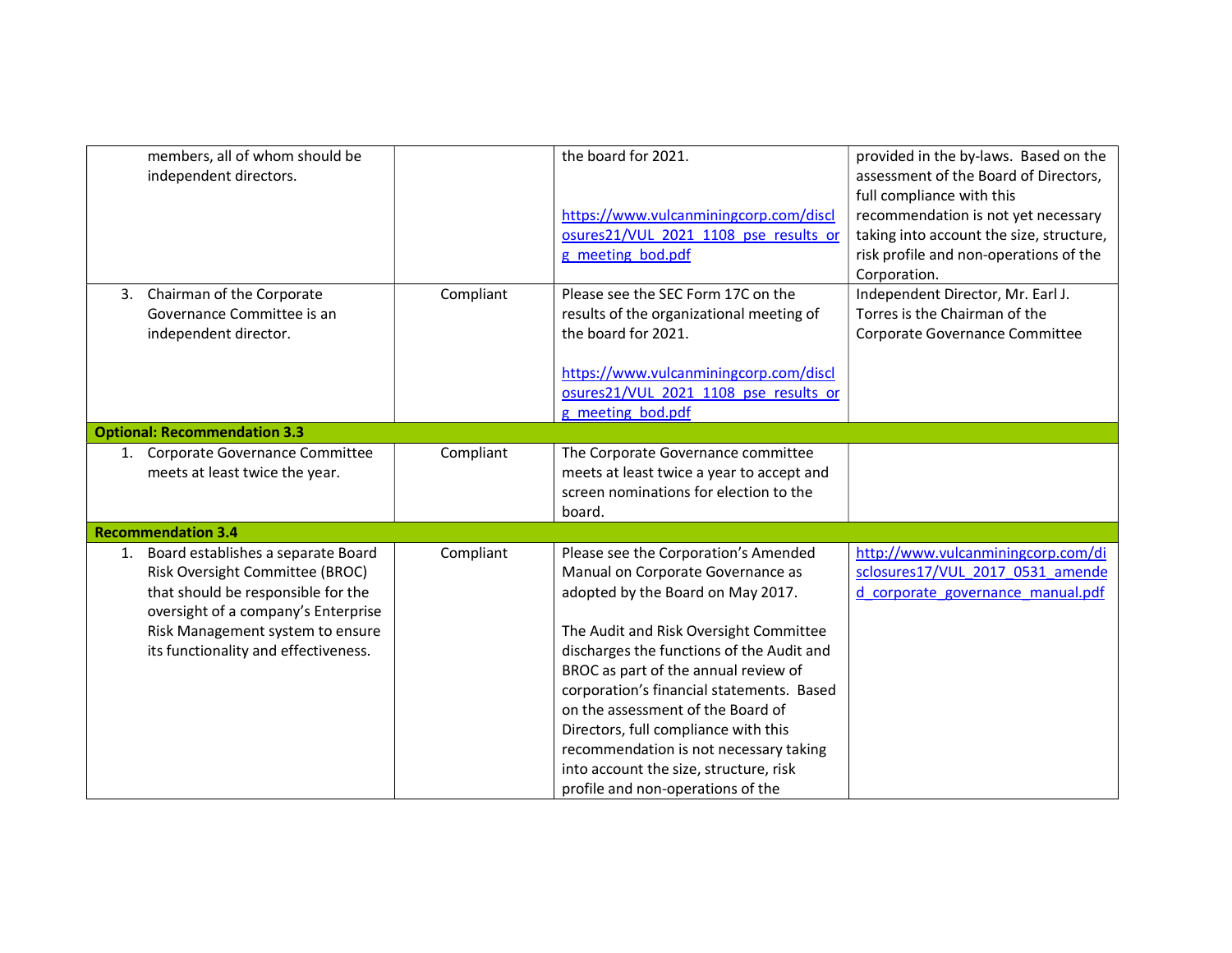| | | | |
|---|---|---|---|
| members, all of whom should be independent directors. | | the board for 2021.<br><br>https://www.vulcanminingcorp.com/disclosures21/VUL_2021_1108_pse_results_org_meeting_bod.pdf | provided in the by-laws. Based on the assessment of the Board of Directors, full compliance with this recommendation is not yet necessary taking into account the size, structure, risk profile and non-operations of the Corporation. |
| 3. Chairman of the Corporate Governance Committee is an independent director. | Compliant | Please see the SEC Form 17C on the results of the organizational meeting of the board for 2021.<br><br>https://www.vulcanminingcorp.com/disclosures21/VUL_2021_1108_pse_results_org_meeting_bod.pdf | Independent Director, Mr. Earl J. Torres is the Chairman of the Corporate Governance Committee |
| **Optional: Recommendation 3.3** | | | |
| 1. Corporate Governance Committee meets at least twice the year. | Compliant | The Corporate Governance committee meets at least twice a year to accept and screen nominations for election to the board. | |
| **Recommendation 3.4** | | | |
| 1. Board establishes a separate Board Risk Oversight Committee (BROC) that should be responsible for the oversight of a company's Enterprise Risk Management system to ensure its functionality and effectiveness. | Compliant | Please see the Corporation's Amended Manual on Corporate Governance as adopted by the Board on May 2017.<br><br>The Audit and Risk Oversight Committee discharges the functions of the Audit and BROC as part of the annual review of corporation's financial statements. Based on the assessment of the Board of Directors, full compliance with this recommendation is not necessary taking into account the size, structure, risk profile and non-operations of the | http://www.vulcanminingcorp.com/disclosures17/VUL_2017_0531_amended_corporate_governance_manual.pdf |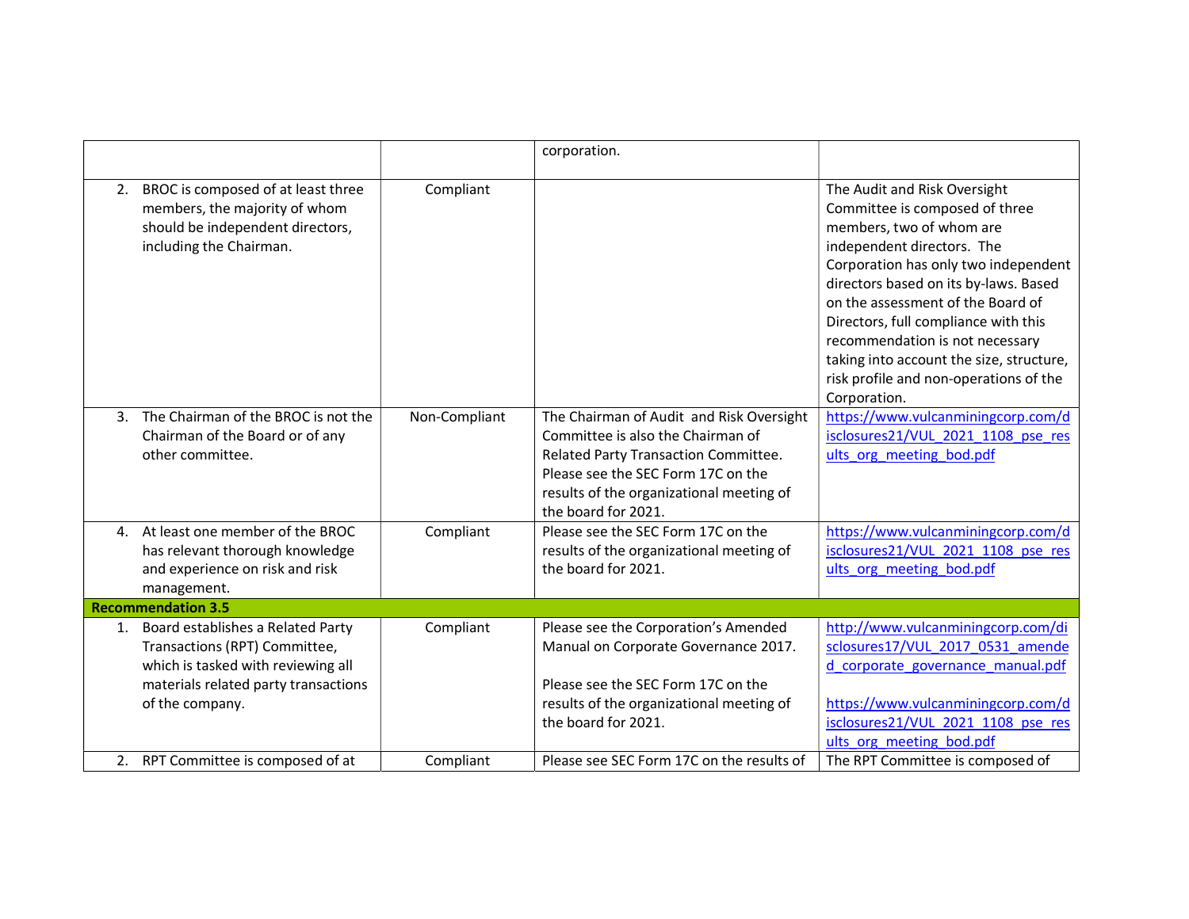| | | | |
|---|---|---|---|
| | | corporation. | |
| 2. BROC is composed of at least three members, the majority of whom should be independent directors, including the Chairman. | Compliant | | The Audit and Risk Oversight Committee is composed of three members, two of whom are independent directors. The Corporation has only two independent directors based on its by-laws. Based on the assessment of the Board of Directors, full compliance with this recommendation is not necessary taking into account the size, structure, risk profile and non-operations of the Corporation. |
| 3. The Chairman of the BROC is not the Chairman of the Board or of any other committee. | Non-Compliant | The Chairman of Audit and Risk Oversight Committee is also the Chairman of Related Party Transaction Committee. Please see the SEC Form 17C on the results of the organizational meeting of the board for 2021. | https://www.vulcanminingcorp.com/disclosures21/VUL_2021_1108_pse_results_org_meeting_bod.pdf |
| 4. At least one member of the BROC has relevant thorough knowledge and experience on risk and risk management. | Compliant | Please see the SEC Form 17C on the results of the organizational meeting of the board for 2021. | https://www.vulcanminingcorp.com/disclosures21/VUL_2021_1108_pse_results_org_meeting_bod.pdf |
| **Recommendation 3.5** | | | |
| 1. Board establishes a Related Party Transactions (RPT) Committee, which is tasked with reviewing all materials related party transactions of the company. | Compliant | Please see the Corporation's Amended Manual on Corporate Governance 2017.<br><br>Please see the SEC Form 17C on the results of the organizational meeting of the board for 2021. | http://www.vulcanminingcorp.com/disclosures17/VUL_2017_0531_amended_corporate_governance_manual.pdf<br><br>https://www.vulcanminingcorp.com/disclosures21/VUL_2021_1108_pse_results_org_meeting_bod.pdf |
| 2. RPT Committee is composed of at | Compliant | Please see SEC Form 17C on the results of | The RPT Committee is composed of |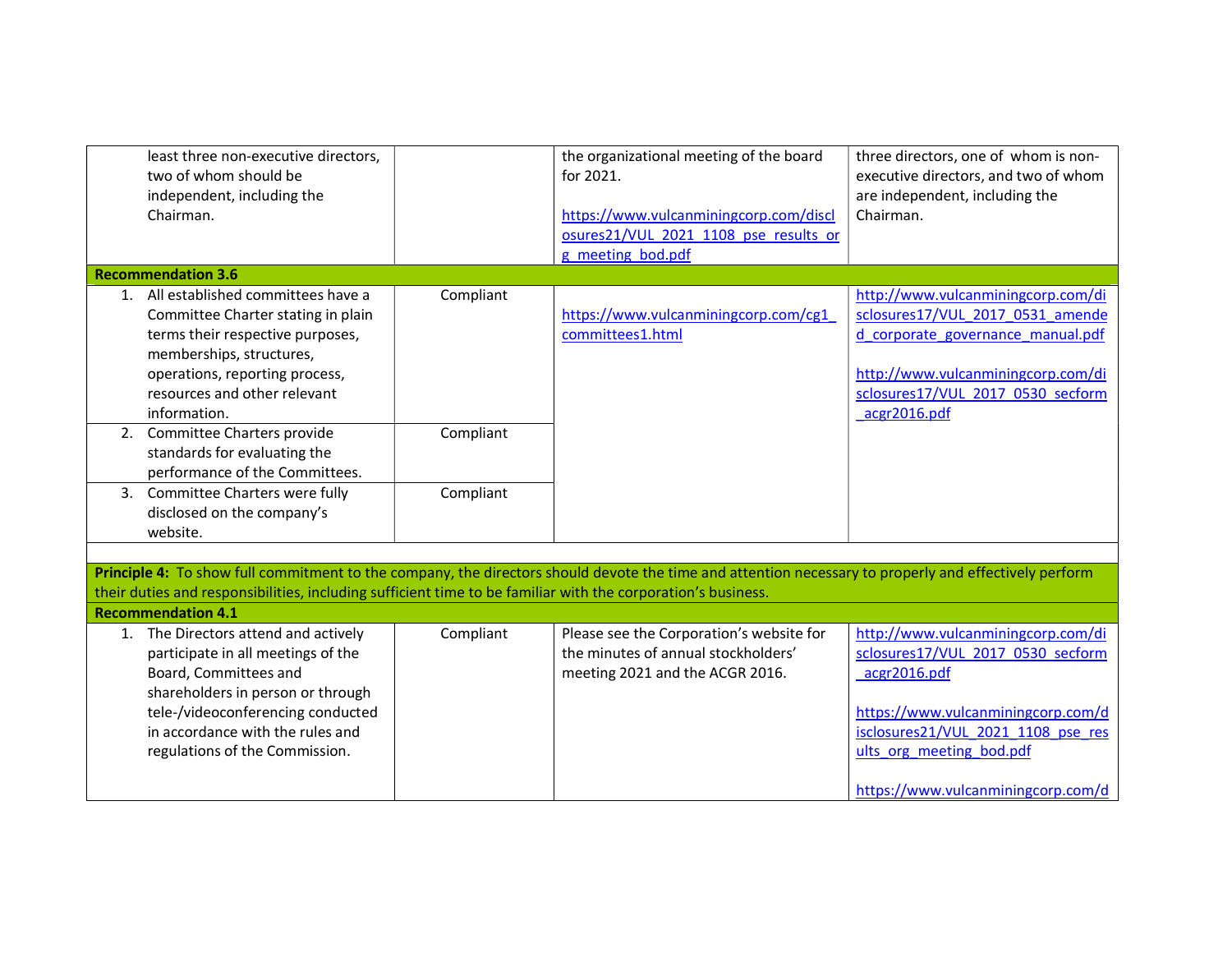| | | | |
|---|---|---|---|
| least three non-executive directors, two of whom should be independent, including the Chairman. | | the organizational meeting of the board for 2021.<br><br>https://www.vulcanminingcorp.com/disclosures21/VUL_2021_1108_pse_results_org_meeting_bod.pdf | three directors, one of whom is non-executive directors, and two of whom are independent, including the Chairman. |
| **Recommendation 3.6** | | | |
| 1. All established committees have a Committee Charter stating in plain terms their respective purposes, memberships, structures, operations, reporting process, resources and other relevant information. | Compliant | https://www.vulcanminingcorp.com/cg1_committees1.html | http://www.vulcanminingcorp.com/disclosures17/VUL_2017_0531_amended_corporate_governance_manual.pdf<br><br>http://www.vulcanminingcorp.com/disclosures17/VUL_2017_0530_secform_acgr2016.pdf |
| 2. Committee Charters provide standards for evaluating the performance of the Committees. | Compliant | | |
| 3. Committee Charters were fully disclosed on the company's website. | Compliant | | |
| | | | |
| **Principle 4:** To show full commitment to the company, the directors should devote the time and attention necessary to properly and effectively perform their duties and responsibilities, including sufficient time to be familiar with the corporation's business. | | | |
| **Recommendation 4.1** | | | |
| 1. The Directors attend and actively participate in all meetings of the Board, Committees and shareholders in person or through tele-/videoconferencing conducted in accordance with the rules and regulations of the Commission. | Compliant | Please see the Corporation's website for the minutes of annual stockholders' meeting 2021 and the ACGR 2016. | http://www.vulcanminingcorp.com/disclosures17/VUL_2017_0530_secform_acgr2016.pdf<br><br>https://www.vulcanminingcorp.com/disclosures21/VUL_2021_1108_pse_results_org_meeting_bod.pdf<br><br>https://www.vulcanminingcorp.com/d |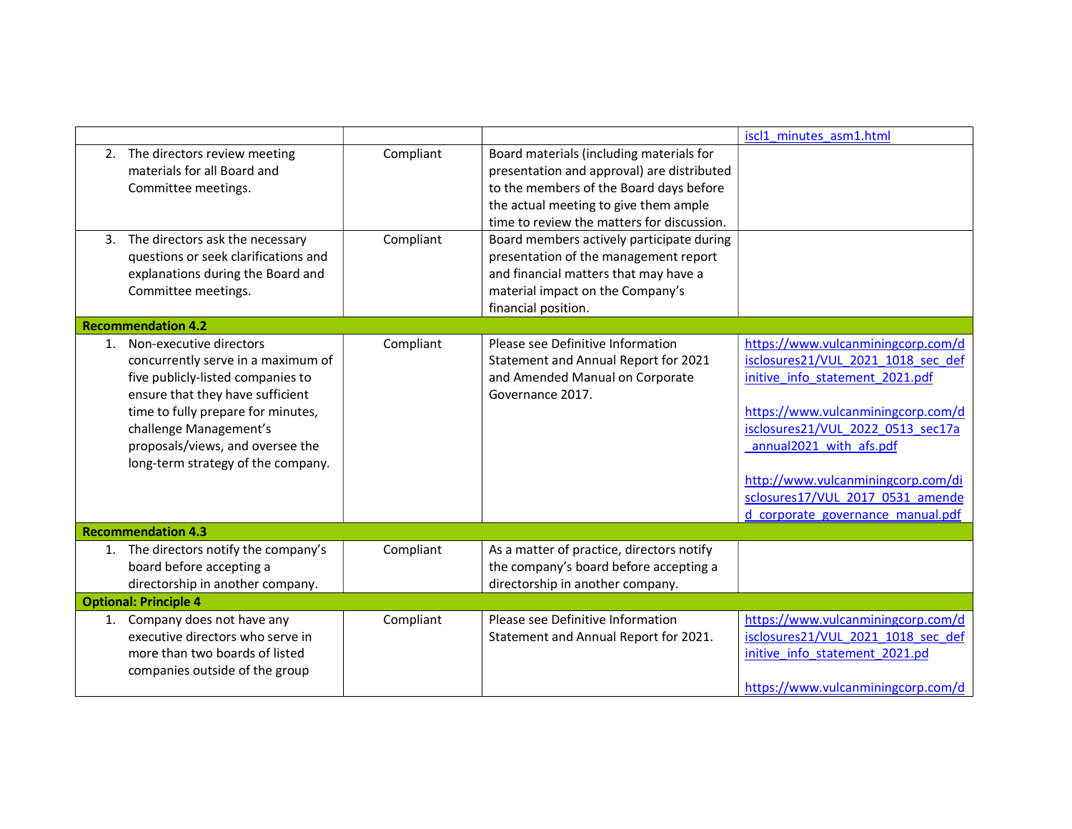| | | | |
|---|---|---|---|
| | | | iscl1_minutes_asm1.html |
| 2. The directors review meeting materials for all Board and Committee meetings. | Compliant | Board materials (including materials for presentation and approval) are distributed to the members of the Board days before the actual meeting to give them ample time to review the matters for discussion. | |
| 3. The directors ask the necessary questions or seek clarifications and explanations during the Board and Committee meetings. | Compliant | Board members actively participate during presentation of the management report and financial matters that may have a material impact on the Company's financial position. | |
| **Recommendation 4.2** | | | |
| 1. Non-executive directors concurrently serve in a maximum of five publicly-listed companies to ensure that they have sufficient time to fully prepare for minutes, challenge Management's proposals/views, and oversee the long-term strategy of the company. | Compliant | Please see Definitive Information Statement and Annual Report for 2021 and Amended Manual on Corporate Governance 2017. | https://www.vulcanminingcorp.com/disclosures21/VUL_2021_1018_sec_definitive_info_statement_2021.pdf<br><br>https://www.vulcanminingcorp.com/disclosures21/VUL_2022_0513_sec17a_annual2021_with_afs.pdf<br><br>http://www.vulcanminingcorp.com/disclosures17/VUL_2017_0531_amended_corporate_governance_manual.pdf |
| **Recommendation 4.3** | | | |
| 1. The directors notify the company's board before accepting a directorship in another company. | Compliant | As a matter of practice, directors notify the company's board before accepting a directorship in another company. | |
| **Optional: Principle 4** | | | |
| 1. Company does not have any executive directors who serve in more than two boards of listed companies outside of the group | Compliant | Please see Definitive Information Statement and Annual Report for 2021. | https://www.vulcanminingcorp.com/disclosures21/VUL_2021_1018_sec_definitive_info_statement_2021.pd<br><br>https://www.vulcanminingcorp.com/d |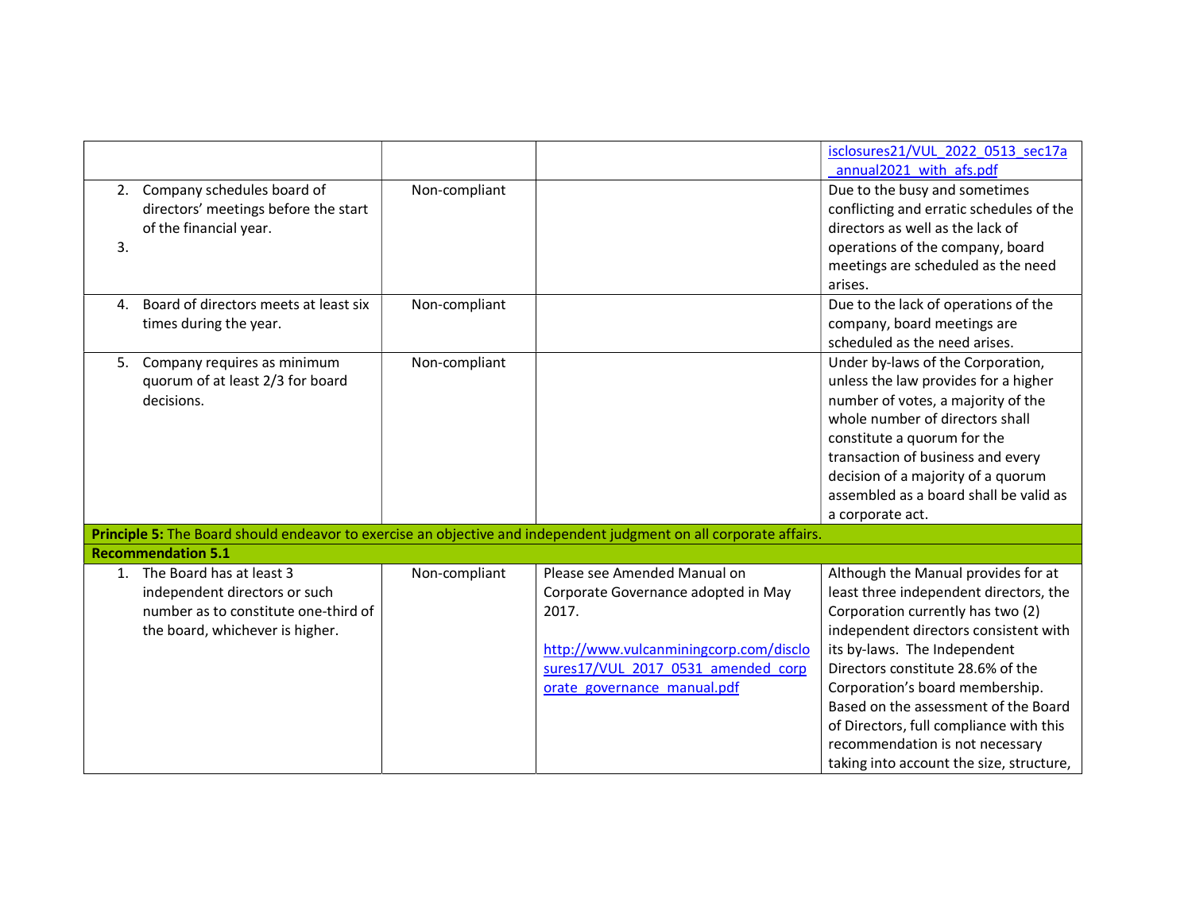| | | | |
|---|---|---|---|
| | | | isclosures21/VUL_2022_0513_sec17a_annual2021_with_afs.pdf |
| 2. Company schedules board of directors' meetings before the start of the financial year.<br>3. | Non-compliant | | Due to the busy and sometimes conflicting and erratic schedules of the directors as well as the lack of operations of the company, board meetings are scheduled as the need arises. |
| 4. Board of directors meets at least six times during the year. | Non-compliant | | Due to the lack of operations of the company, board meetings are scheduled as the need arises. |
| 5. Company requires as minimum quorum of at least 2/3 for board decisions. | Non-compliant | | Under by-laws of the Corporation, unless the law provides for a higher number of votes, a majority of the whole number of directors shall constitute a quorum for the transaction of business and every decision of a majority of a quorum assembled as a board shall be valid as a corporate act. |
| **Principle 5:** The Board should endeavor to exercise an objective and independent judgment on all corporate affairs. | | | |
| **Recommendation 5.1** | | | |
| 1. The Board has at least 3 independent directors or such number as to constitute one-third of the board, whichever is higher. | Non-compliant | Please see Amended Manual on Corporate Governance adopted in May 2017.<br><br>http://www.vulcanminingcorp.com/disclosures17/VUL_2017_0531_amended_corporate_governance_manual.pdf | Although the Manual provides for at least three independent directors, the Corporation currently has two (2) independent directors consistent with its by-laws. The Independent Directors constitute 28.6% of the Corporation's board membership. Based on the assessment of the Board of Directors, full compliance with this recommendation is not necessary taking into account the size, structure, |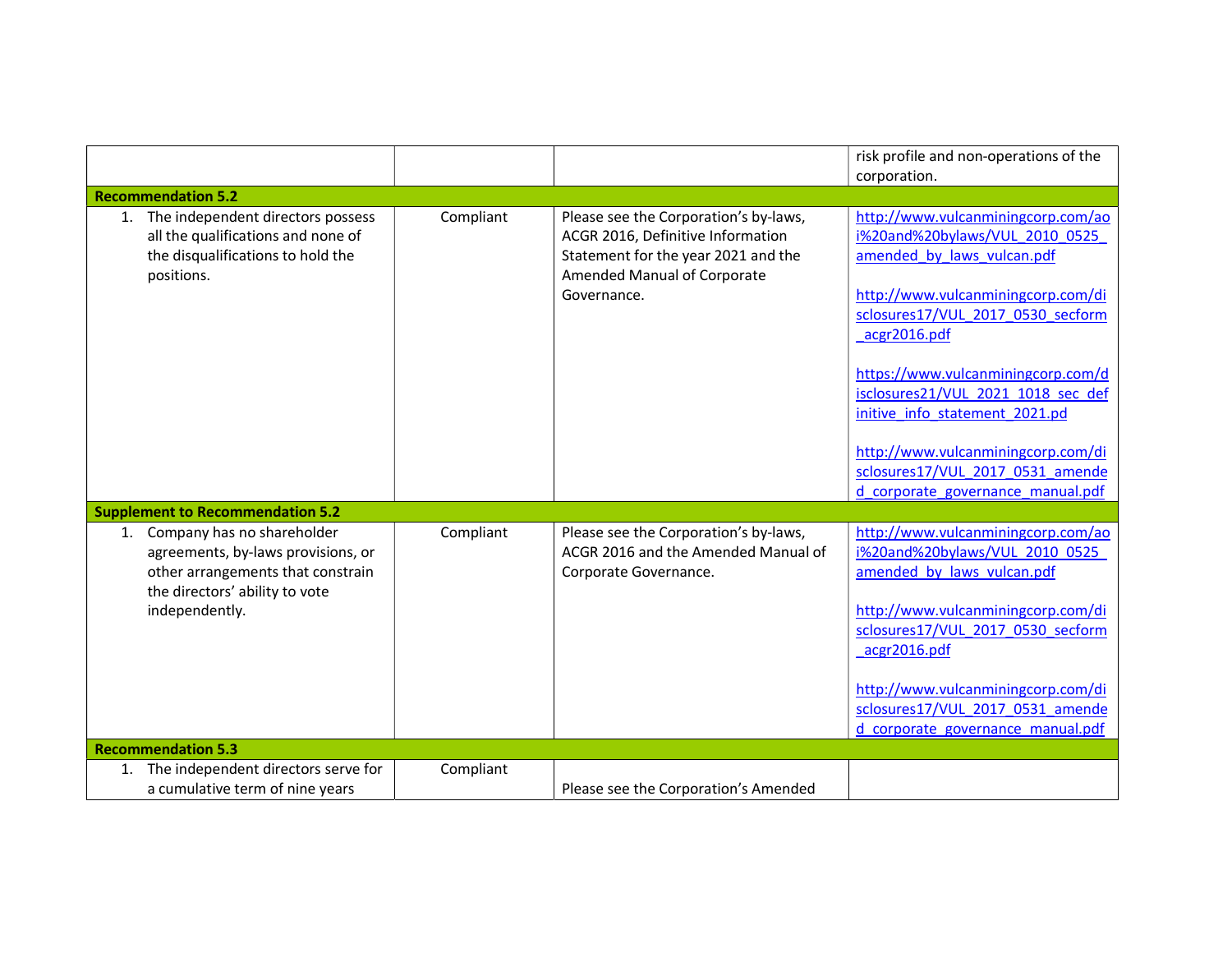| | | | |
|---|---|---|---|
| | | | risk profile and non-operations of the corporation. |
| **Recommendation 5.2** | | | |
| 1. The independent directors possess all the qualifications and none of the disqualifications to hold the positions. | Compliant | Please see the Corporation's by-laws, ACGR 2016, Definitive Information Statement for the year 2021 and the Amended Manual of Corporate Governance. | http://www.vulcanminingcorp.com/aoi%20and%20bylaws/VUL_2010_0525_amended_by_laws_vulcan.pdf<br><br>http://www.vulcanminingcorp.com/disclosures17/VUL_2017_0530_secform_acgr2016.pdf<br><br>https://www.vulcanminingcorp.com/disclosures21/VUL_2021_1018_sec_definitive_info_statement_2021.pd<br><br>http://www.vulcanminingcorp.com/disclosures17/VUL_2017_0531_amended_corporate_governance_manual.pdf |
| **Supplement to Recommendation 5.2** | | | |
| 1. Company has no shareholder agreements, by-laws provisions, or other arrangements that constrain the directors' ability to vote independently. | Compliant | Please see the Corporation's by-laws, ACGR 2016 and the Amended Manual of Corporate Governance. | http://www.vulcanminingcorp.com/aoi%20and%20bylaws/VUL_2010_0525_amended_by_laws_vulcan.pdf<br><br>http://www.vulcanminingcorp.com/disclosures17/VUL_2017_0530_secform_acgr2016.pdf<br><br>http://www.vulcanminingcorp.com/disclosures17/VUL_2017_0531_amended_corporate_governance_manual.pdf |
| **Recommendation 5.3** | | | |
| 1. The independent directors serve for a cumulative term of nine years | Compliant | Please see the Corporation's Amended | |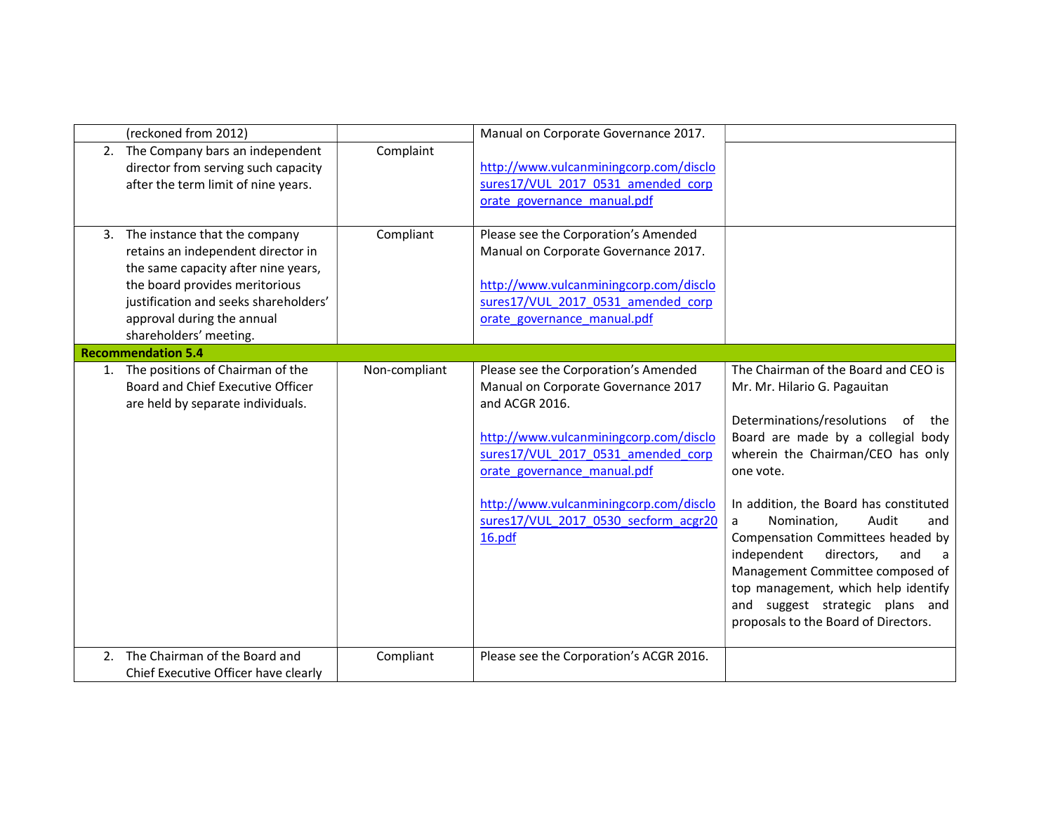| | | | |
|---|---|---|---|
| (reckoned from 2012) | | Manual on Corporate Governance 2017. | |
| 2. The Company bars an independent director from serving such capacity after the term limit of nine years. | Complaint | http://www.vulcanminingcorp.com/disclosures17/VUL_2017_0531_amended_corporate_governance_manual.pdf | |
| 3. The instance that the company retains an independent director in the same capacity after nine years, the board provides meritorious justification and seeks shareholders' approval during the annual shareholders' meeting. | Compliant | Please see the Corporation's Amended Manual on Corporate Governance 2017. http://www.vulcanminingcorp.com/disclosures17/VUL_2017_0531_amended_corporate_governance_manual.pdf | |
| **Recommendation 5.4** | | | |
| 1. The positions of Chairman of the Board and Chief Executive Officer are held by separate individuals. | Non-compliant | Please see the Corporation's Amended Manual on Corporate Governance 2017 and ACGR 2016. http://www.vulcanminingcorp.com/disclosures17/VUL_2017_0531_amended_corporate_governance_manual.pdf http://www.vulcanminingcorp.com/disclosures17/VUL_2017_0530_secform_acgr2016.pdf | The Chairman of the Board and CEO is Mr. Mr. Hilario G. Pagauitan<br><br>Determinations/resolutions of the Board are made by a collegial body wherein the Chairman/CEO has only one vote.<br><br>In addition, the Board has constituted a Nomination, Audit and Compensation Committees headed by independent directors, and a Management Committee composed of top management, which help identify and suggest strategic plans and proposals to the Board of Directors. |
| 2. The Chairman of the Board and Chief Executive Officer have clearly | Compliant | Please see the Corporation's ACGR 2016. | |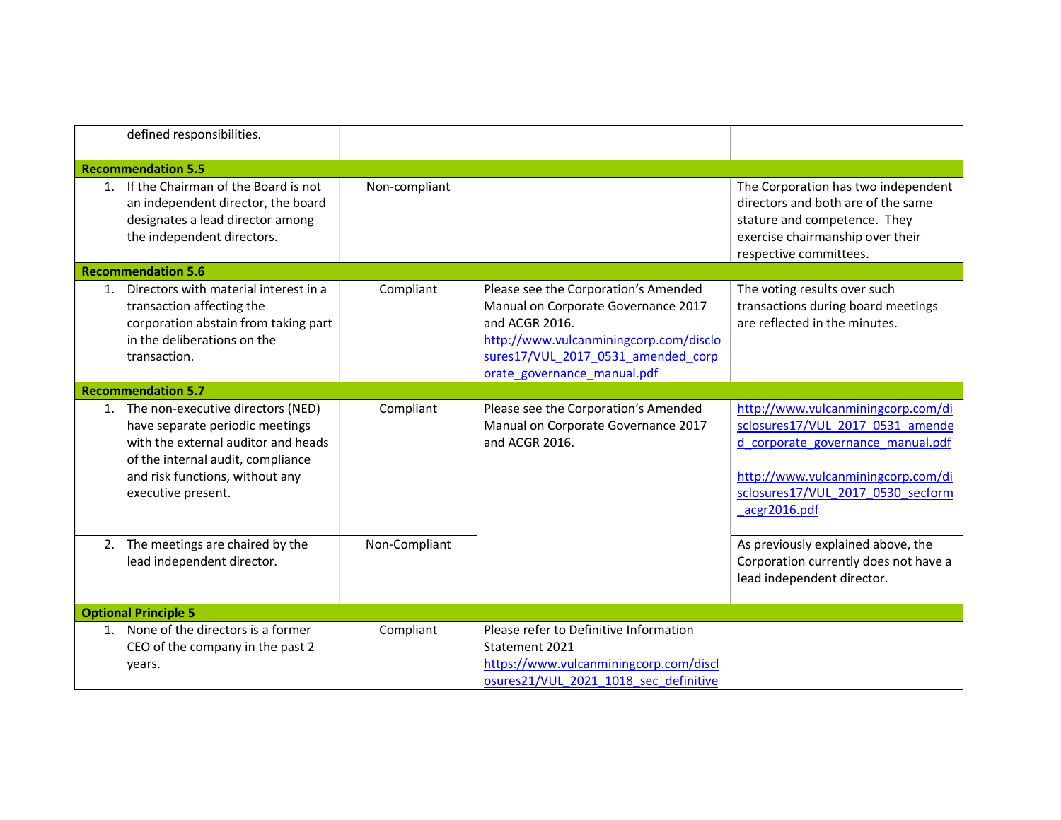| | | | |
|---|---|---|---|
| defined responsibilities. | | | |
| **Recommendation 5.5** | | | |
| 1. If the Chairman of the Board is not an independent director, the board designates a lead director among the independent directors. | Non-compliant | | The Corporation has two independent directors and both are of the same stature and competence. They exercise chairmanship over their respective committees. |
| **Recommendation 5.6** | | | |
| 1. Directors with material interest in a transaction affecting the corporation abstain from taking part in the deliberations on the transaction. | Compliant | Please see the Corporation's Amended Manual on Corporate Governance 2017 and ACGR 2016. http://www.vulcanminingcorp.com/disclosures17/VUL_2017_0531_amended_corporate_governance_manual.pdf | The voting results over such transactions during board meetings are reflected in the minutes. |
| **Recommendation 5.7** | | | |
| 1. The non-executive directors (NED) have separate periodic meetings with the external auditor and heads of the internal audit, compliance and risk functions, without any executive present. | Compliant | Please see the Corporation's Amended Manual on Corporate Governance 2017 and ACGR 2016. | http://www.vulcanminingcorp.com/disclosures17/VUL_2017_0531_amended_corporate_governance_manual.pdf<br><br>http://www.vulcanminingcorp.com/disclosures17/VUL_2017_0530_secform_acgr2016.pdf |
| 2. The meetings are chaired by the lead independent director. | Non-Compliant | | As previously explained above, the Corporation currently does not have a lead independent director. |
| **Optional Principle 5** | | | |
| 1. None of the directors is a former CEO of the company in the past 2 years. | Compliant | Please refer to Definitive Information Statement 2021 https://www.vulcanminingcorp.com/disclosures21/VUL_2021_1018_sec_definitive | |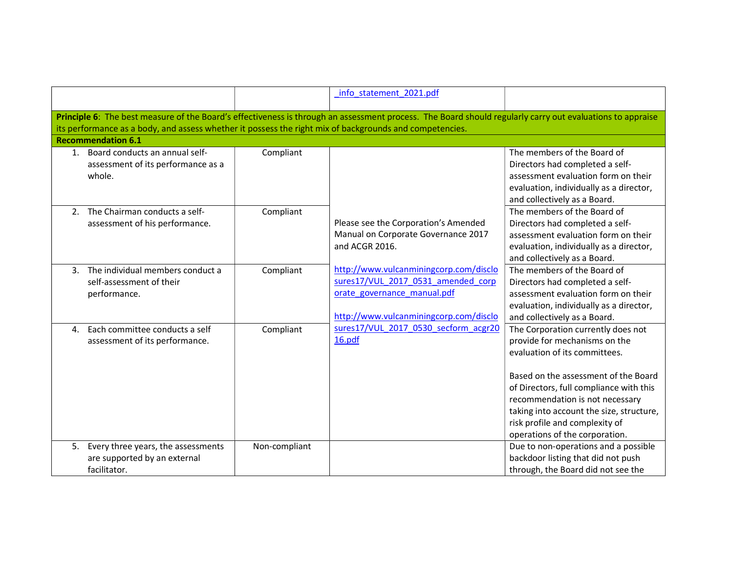| | | _info_statement_2021.pdf | |
|---|---|---|---|
| **Principle 6**: The best measure of the Board's effectiveness is through an assessment process. The Board should regularly carry out evaluations to appraise its performance as a body, and assess whether it possess the right mix of backgrounds and competencies. | | | |
| **Recommendation 6.1** | | | |
| 1. Board conducts an annual self-assessment of its performance as a whole. | Compliant | Please see the Corporation's Amended Manual on Corporate Governance 2017 and ACGR 2016.<br><br>http://www.vulcanminingcorp.com/disclosures17/VUL_2017_0531_amended_corporate_governance_manual.pdf<br><br>http://www.vulcanminingcorp.com/disclosures17/VUL_2017_0530_secform_acgr2016.pdf | The members of the Board of Directors had completed a self-assessment evaluation form on their evaluation, individually as a director, and collectively as a Board. |
| 2. The Chairman conducts a self-assessment of his performance. | Compliant | | The members of the Board of Directors had completed a self-assessment evaluation form on their evaluation, individually as a director, and collectively as a Board. |
| 3. The individual members conduct a self-assessment of their performance. | Compliant | | The members of the Board of Directors had completed a self-assessment evaluation form on their evaluation, individually as a director, and collectively as a Board. |
| 4. Each committee conducts a self assessment of its performance. | Compliant | | The Corporation currently does not provide for mechanisms on the evaluation of its committees.<br><br>Based on the assessment of the Board of Directors, full compliance with this recommendation is not necessary taking into account the size, structure, risk profile and complexity of operations of the corporation. |
| 5. Every three years, the assessments are supported by an external facilitator. | Non-compliant | | Due to non-operations and a possible backdoor listing that did not push through, the Board did not see the |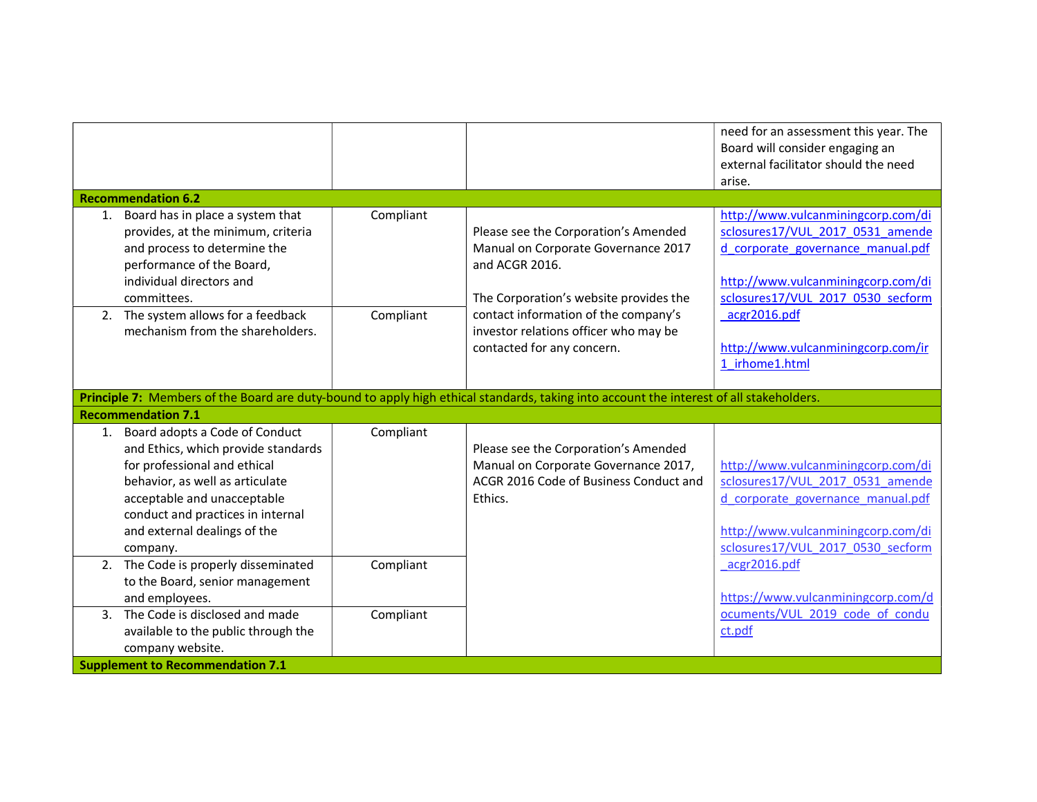| | | | |
|---|---|---|---|
| | | | need for an assessment this year. The Board will consider engaging an external facilitator should the need arise. |
| **Recommendation 6.2** | | | |
| 1. Board has in place a system that provides, at the minimum, criteria and process to determine the performance of the Board, individual directors and committees. | Compliant | Please see the Corporation's Amended Manual on Corporate Governance 2017 and ACGR 2016.<br><br>The Corporation's website provides the contact information of the company's investor relations officer who may be contacted for any concern. | http://www.vulcanminingcorp.com/disclosures17/VUL_2017_0531_amended_corporate_governance_manual.pdf<br><br>http://www.vulcanminingcorp.com/disclosures17/VUL_2017_0530_secform_acgr2016.pdf<br><br>http://www.vulcanminingcorp.com/ir1_irhome1.html |
| 2. The system allows for a feedback mechanism from the shareholders. | Compliant | | |
| **Principle 7:** Members of the Board are duty-bound to apply high ethical standards, taking into account the interest of all stakeholders. | | | |
| **Recommendation 7.1** | | | |
| 1. Board adopts a Code of Conduct and Ethics, which provide standards for professional and ethical behavior, as well as articulate acceptable and unacceptable conduct and practices in internal and external dealings of the company. | Compliant | Please see the Corporation's Amended Manual on Corporate Governance 2017, ACGR 2016 Code of Business Conduct and Ethics. | http://www.vulcanminingcorp.com/disclosures17/VUL_2017_0531_amended_corporate_governance_manual.pdf<br><br>http://www.vulcanminingcorp.com/disclosures17/VUL_2017_0530_secform_acgr2016.pdf<br><br>https://www.vulcanminingcorp.com/documents/VUL_2019_code_of_conduct.pdf |
| 2. The Code is properly disseminated to the Board, senior management and employees. | Compliant | | |
| 3. The Code is disclosed and made available to the public through the company website. | Compliant | | |
| **Supplement to Recommendation 7.1** | | | |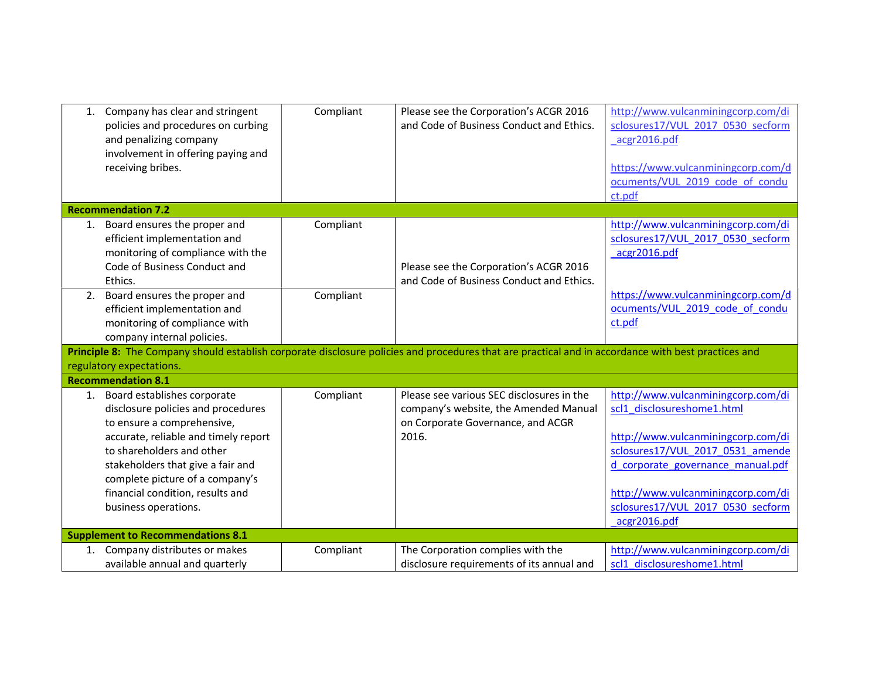| | | | |
|---|---|---|---|
| 1. Company has clear and stringent policies and procedures on curbing and penalizing company involvement in offering paying and receiving bribes. | Compliant | Please see the Corporation's ACGR 2016 and Code of Business Conduct and Ethics. | http://www.vulcanminingcorp.com/disclosures17/VUL_2017_0530_secform_acgr2016.pdf<br><br>https://www.vulcanminingcorp.com/documents/VUL_2019_code_of_conduct.pdf |
| **Recommendation 7.2** | | | |
| 1. Board ensures the proper and efficient implementation and monitoring of compliance with the Code of Business Conduct and Ethics. | Compliant | Please see the Corporation's ACGR 2016 and Code of Business Conduct and Ethics. | http://www.vulcanminingcorp.com/disclosures17/VUL_2017_0530_secform_acgr2016.pdf<br><br>https://www.vulcanminingcorp.com/documents/VUL_2019_code_of_conduct.pdf |
| 2. Board ensures the proper and efficient implementation and monitoring of compliance with company internal policies. | Compliant | | |
| **Principle 8:** The Company should establish corporate disclosure policies and procedures that are practical and in accordance with best practices and regulatory expectations. | | | |
| **Recommendation 8.1** | | | |
| 1. Board establishes corporate disclosure policies and procedures to ensure a comprehensive, accurate, reliable and timely report to shareholders and other stakeholders that give a fair and complete picture of a company's financial condition, results and business operations. | Compliant | Please see various SEC disclosures in the company's website, the Amended Manual on Corporate Governance, and ACGR 2016. | http://www.vulcanminingcorp.com/discl1_disclosureshome1.html<br><br>http://www.vulcanminingcorp.com/disclosures17/VUL_2017_0531_amended_corporate_governance_manual.pdf<br><br>http://www.vulcanminingcorp.com/disclosures17/VUL_2017_0530_secform_acgr2016.pdf |
| **Supplement to Recommendations 8.1** | | | |
| 1. Company distributes or makes available annual and quarterly | Compliant | The Corporation complies with the disclosure requirements of its annual and | http://www.vulcanminingcorp.com/discl1_disclosureshome1.html |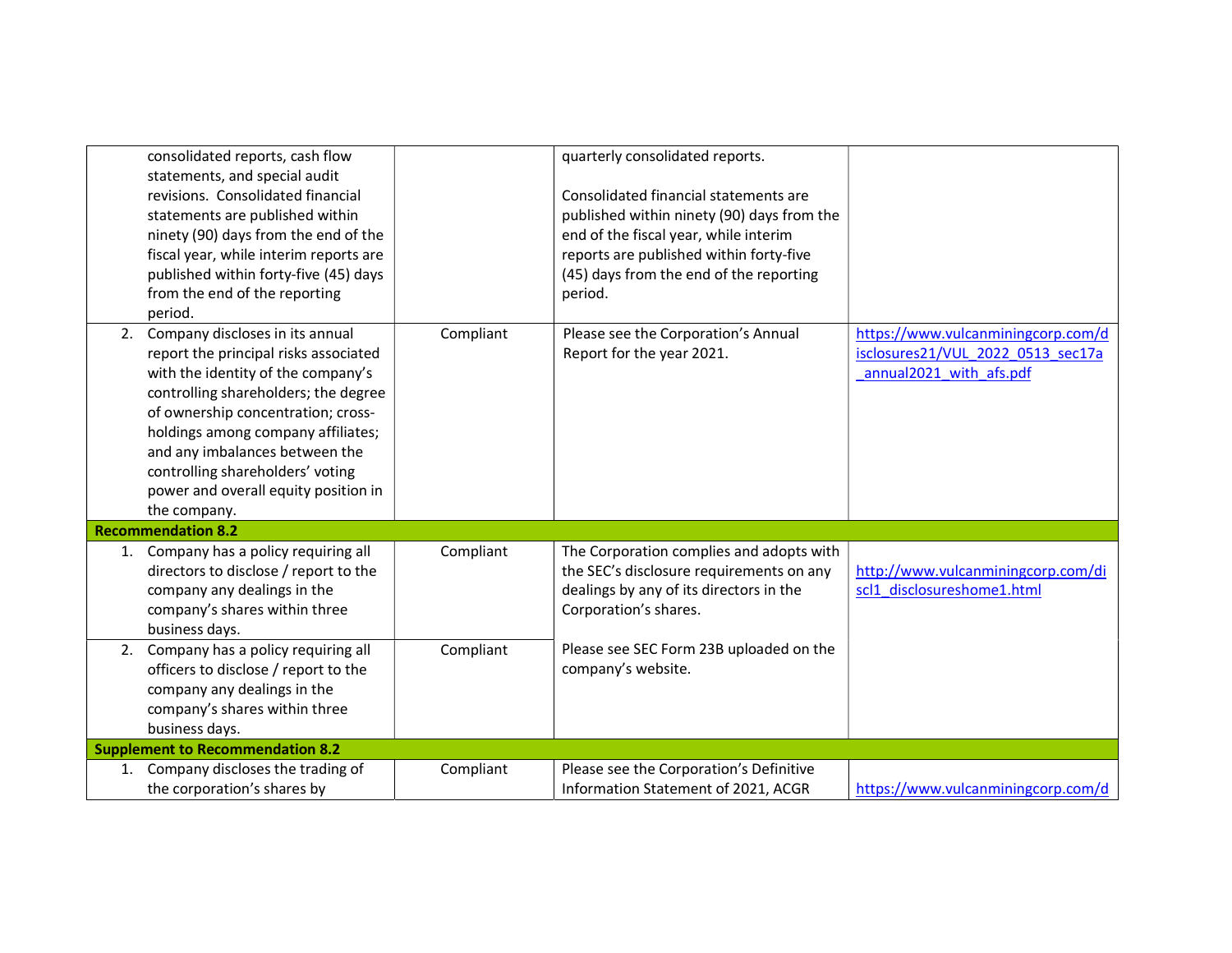| | | | |
|---|---|---|---|
| consolidated reports, cash flow statements, and special audit revisions. Consolidated financial statements are published within ninety (90) days from the end of the fiscal year, while interim reports are published within forty-five (45) days from the end of the reporting period. | | quarterly consolidated reports.<br><br>Consolidated financial statements are published within ninety (90) days from the end of the fiscal year, while interim reports are published within forty-five (45) days from the end of the reporting period. | |
| 2. Company discloses in its annual report the principal risks associated with the identity of the company's controlling shareholders; the degree of ownership concentration; cross-holdings among company affiliates; and any imbalances between the controlling shareholders' voting power and overall equity position in the company. | Compliant | Please see the Corporation's Annual Report for the year 2021. | https://www.vulcanminingcorp.com/disclosures21/VUL_2022_0513_sec17a_annual2021_with_afs.pdf |
| **Recommendation 8.2** | | | |
| 1. Company has a policy requiring all directors to disclose / report to the company any dealings in the company's shares within three business days. | Compliant | The Corporation complies and adopts with the SEC's disclosure requirements on any dealings by any of its directors in the Corporation's shares.<br><br>Please see SEC Form 23B uploaded on the company's website. | http://www.vulcanminingcorp.com/discl1_disclosureshome1.html |
| 2. Company has a policy requiring all officers to disclose / report to the company any dealings in the company's shares within three business days. | Compliant | | |
| **Supplement to Recommendation 8.2** | | | |
| 1. Company discloses the trading of the corporation's shares by | Compliant | Please see the Corporation's Definitive Information Statement of 2021, ACGR | https://www.vulcanminingcorp.com/d |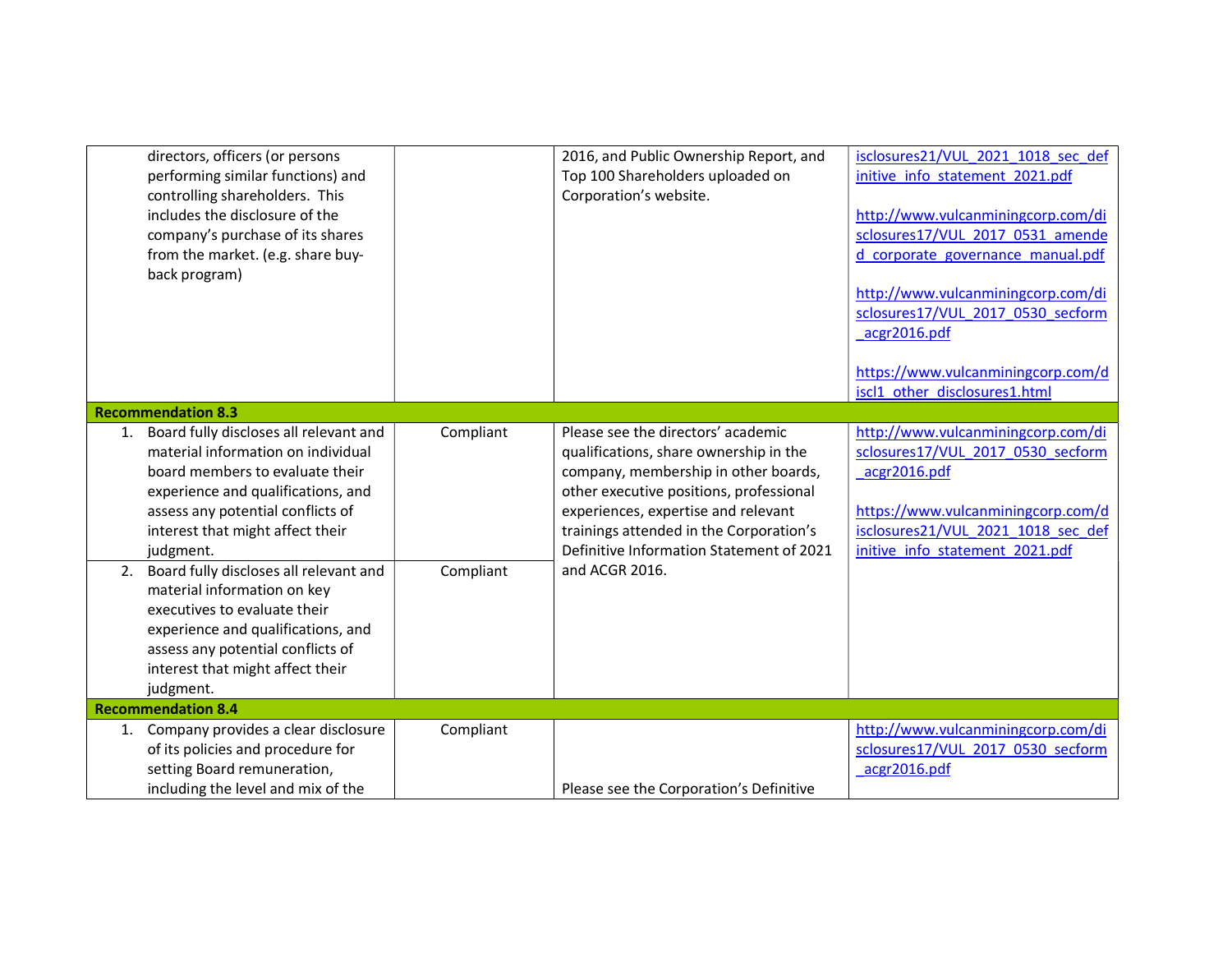| | | | |
|---|---|---|---|
| directors, officers (or persons performing similar functions) and controlling shareholders. This includes the disclosure of the company's purchase of its shares from the market. (e.g. share buy-back program) | | 2016, and Public Ownership Report, and Top 100 Shareholders uploaded on Corporation's website. | isclosures21/VUL_2021_1018_sec_definitive_info_statement_2021.pdf<br><br>http://www.vulcanminingcorp.com/disclosures17/VUL_2017_0531_amended_corporate_governance_manual.pdf<br><br>http://www.vulcanminingcorp.com/disclosures17/VUL_2017_0530_secform_acgr2016.pdf<br><br>https://www.vulcanminingcorp.com/discl1_other_disclosures1.html |
| **Recommendation 8.3** | | | |
| 1. Board fully discloses all relevant and material information on individual board members to evaluate their experience and qualifications, and assess any potential conflicts of interest that might affect their judgment. | Compliant | Please see the directors' academic qualifications, share ownership in the company, membership in other boards, other executive positions, professional experiences, expertise and relevant trainings attended in the Corporation's Definitive Information Statement of 2021 and ACGR 2016. | http://www.vulcanminingcorp.com/disclosures17/VUL_2017_0530_secform_acgr2016.pdf<br><br>https://www.vulcanminingcorp.com/disclosures21/VUL_2021_1018_sec_definitive_info_statement_2021.pdf |
| 2. Board fully discloses all relevant and material information on key executives to evaluate their experience and qualifications, and assess any potential conflicts of interest that might affect their judgment. | Compliant | | |
| **Recommendation 8.4** | | | |
| 1. Company provides a clear disclosure of its policies and procedure for setting Board remuneration, including the level and mix of the | Compliant | Please see the Corporation's Definitive | http://www.vulcanminingcorp.com/disclosures17/VUL_2017_0530_secform_acgr2016.pdf |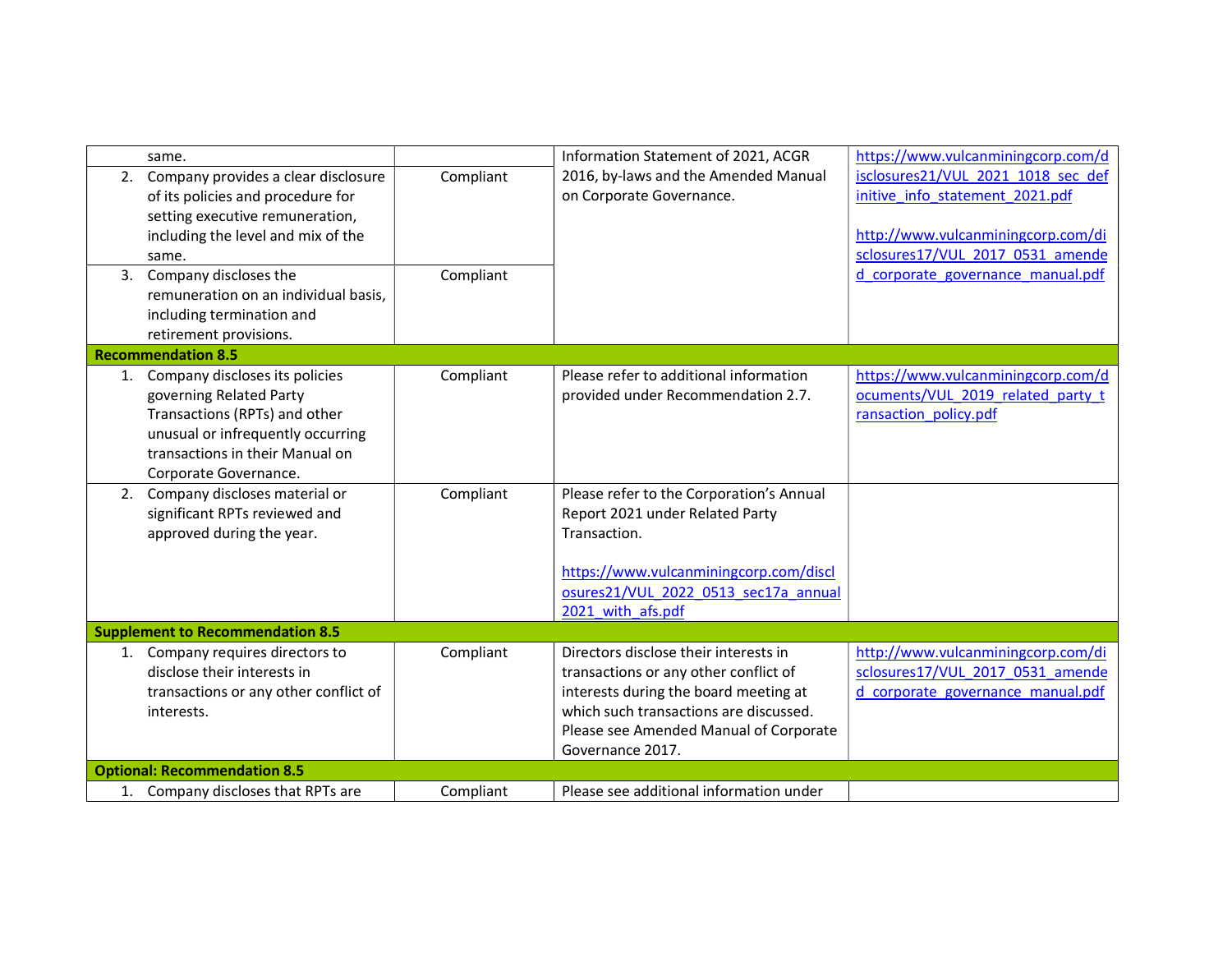| | | | |
|---|---|---|---|
| same. | | Information Statement of 2021, ACGR 2016, by-laws and the Amended Manual on Corporate Governance. | https://www.vulcanminingcorp.com/disclosures21/VUL_2021_1018_sec_definitive_info_statement_2021.pdf<br><br>http://www.vulcanminingcorp.com/disclosures17/VUL_2017_0531_amended_corporate_governance_manual.pdf |
| 2. Company provides a clear disclosure of its policies and procedure for setting executive remuneration, including the level and mix of the same. | Compliant | | |
| 3. Company discloses the remuneration on an individual basis, including termination and retirement provisions. | Compliant | | |
| **Recommendation 8.5** | | | |
| 1. Company discloses its policies governing Related Party Transactions (RPTs) and other unusual or infrequently occurring transactions in their Manual on Corporate Governance. | Compliant | Please refer to additional information provided under Recommendation 2.7. | https://www.vulcanminingcorp.com/documents/VUL_2019_related_party_transaction_policy.pdf |
| 2. Company discloses material or significant RPTs reviewed and approved during the year. | Compliant | Please refer to the Corporation's Annual Report 2021 under Related Party Transaction.<br><br>https://www.vulcanminingcorp.com/disclosures21/VUL_2022_0513_sec17a_annual2021_with_afs.pdf | |
| **Supplement to Recommendation 8.5** | | | |
| 1. Company requires directors to disclose their interests in transactions or any other conflict of interests. | Compliant | Directors disclose their interests in transactions or any other conflict of interests during the board meeting at which such transactions are discussed. Please see Amended Manual of Corporate Governance 2017. | http://www.vulcanminingcorp.com/disclosures17/VUL_2017_0531_amended_corporate_governance_manual.pdf |
| **Optional: Recommendation 8.5** | | | |
| 1. Company discloses that RPTs are | Compliant | Please see additional information under | |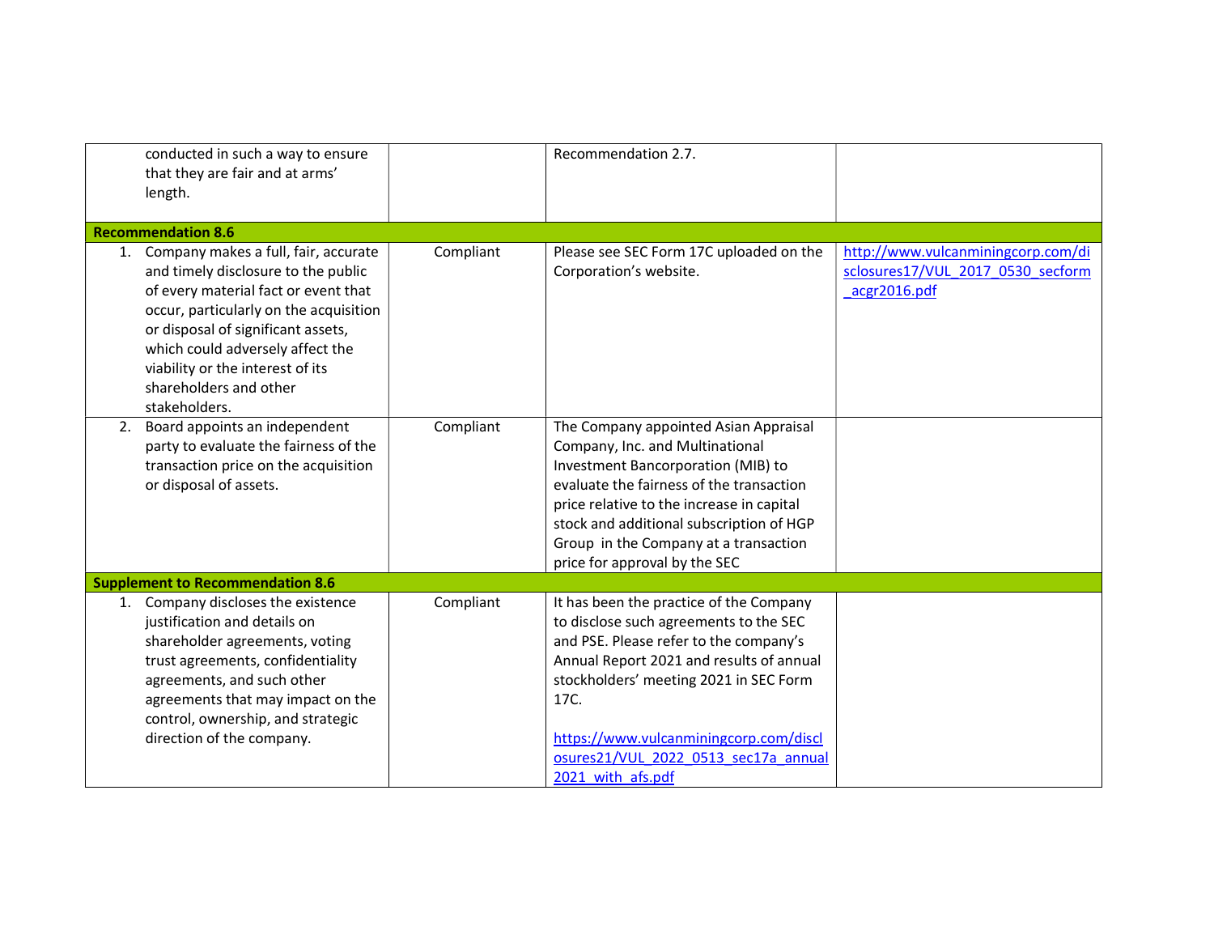| | | | |
|---|---|---|---|
| conducted in such a way to ensure that they are fair and at arms' length. | | Recommendation 2.7. | |
| **Recommendation 8.6** | | | |
| 1. Company makes a full, fair, accurate and timely disclosure to the public of every material fact or event that occur, particularly on the acquisition or disposal of significant assets, which could adversely affect the viability or the interest of its shareholders and other stakeholders. | Compliant | Please see SEC Form 17C uploaded on the Corporation's website. | http://www.vulcanminingcorp.com/disclosures17/VUL_2017_0530_secform_acgr2016.pdf |
| 2. Board appoints an independent party to evaluate the fairness of the transaction price on the acquisition or disposal of assets. | Compliant | The Company appointed Asian Appraisal Company, Inc. and Multinational Investment Bancorporation (MIB) to evaluate the fairness of the transaction price relative to the increase in capital stock and additional subscription of HGP Group in the Company at a transaction price for approval by the SEC | |
| **Supplement to Recommendation 8.6** | | | |
| 1. Company discloses the existence justification and details on shareholder agreements, voting trust agreements, confidentiality agreements, and such other agreements that may impact on the control, ownership, and strategic direction of the company. | Compliant | It has been the practice of the Company to disclose such agreements to the SEC and PSE. Please refer to the company's Annual Report 2021 and results of annual stockholders' meeting 2021 in SEC Form 17C.<br><br>https://www.vulcanminingcorp.com/disclosures21/VUL_2022_0513_sec17a_annual2021_with_afs.pdf | |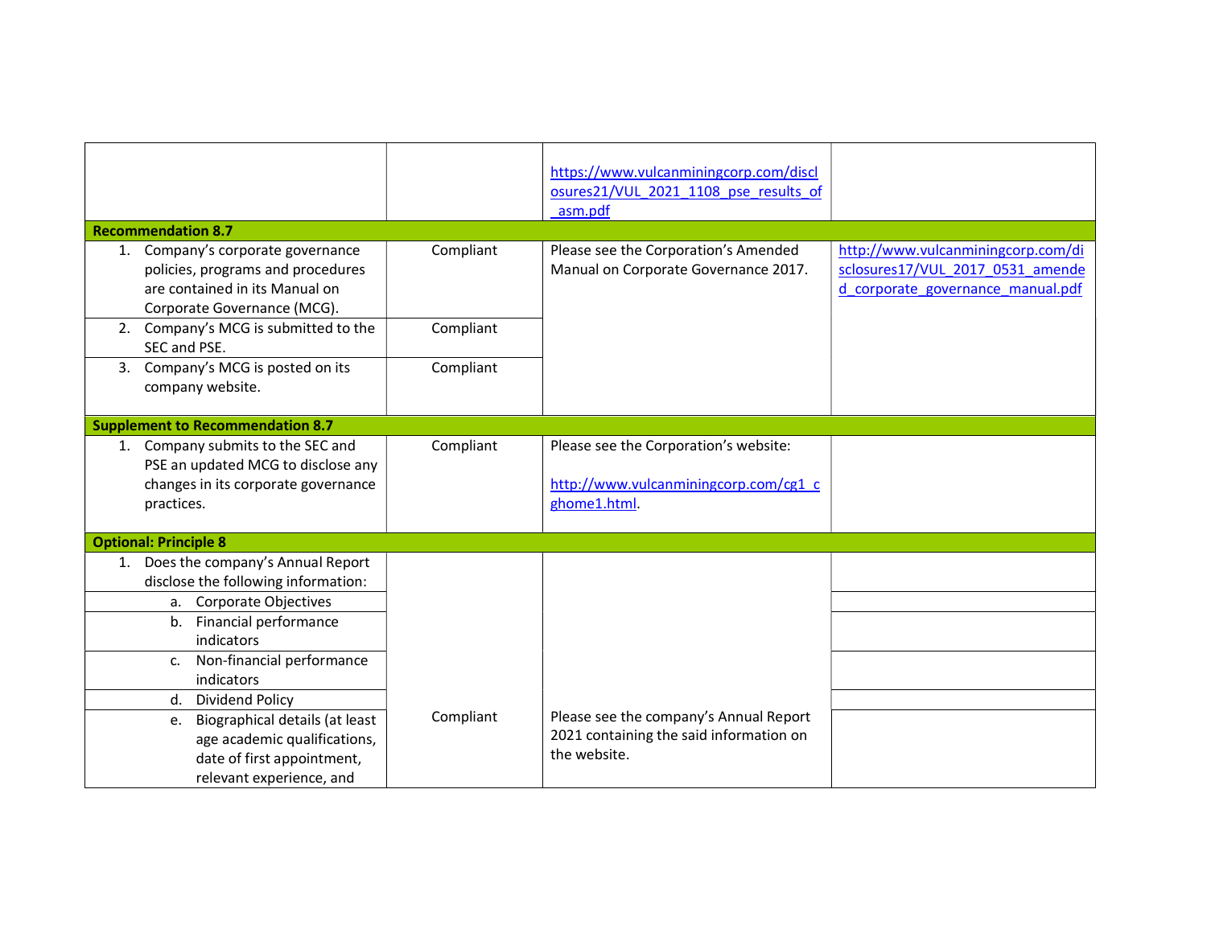| | | | |
|---|---|---|---|
| | | https://www.vulcanminingcorp.com/disclosures21/VUL_2021_1108_pse_results_of_asm.pdf | |
| **Recommendation 8.7** | | | |
| 1. Company's corporate governance policies, programs and procedures are contained in its Manual on Corporate Governance (MCG). | Compliant | Please see the Corporation's Amended Manual on Corporate Governance 2017. | http://www.vulcanminingcorp.com/disclosures17/VUL_2017_0531_amended_corporate_governance_manual.pdf |
| 2. Company's MCG is submitted to the SEC and PSE. | Compliant | | |
| 3. Company's MCG is posted on its company website. | Compliant | | |
| **Supplement to Recommendation 8.7** | | | |
| 1. Company submits to the SEC and PSE an updated MCG to disclose any changes in its corporate governance practices. | Compliant | Please see the Corporation's website: http://www.vulcanminingcorp.com/cg1_cghome1.html. | |
| **Optional: Principle 8** | | | |
| 1. Does the company's Annual Report disclose the following information: | Compliant | Please see the company's Annual Report 2021 containing the said information on the website. | |
| a. Corporate Objectives | | | |
| b. Financial performance indicators | | | |
| c. Non-financial performance indicators | | | |
| d. Dividend Policy | | | |
| e. Biographical details (at least age academic qualifications, date of first appointment, relevant experience, and | | | |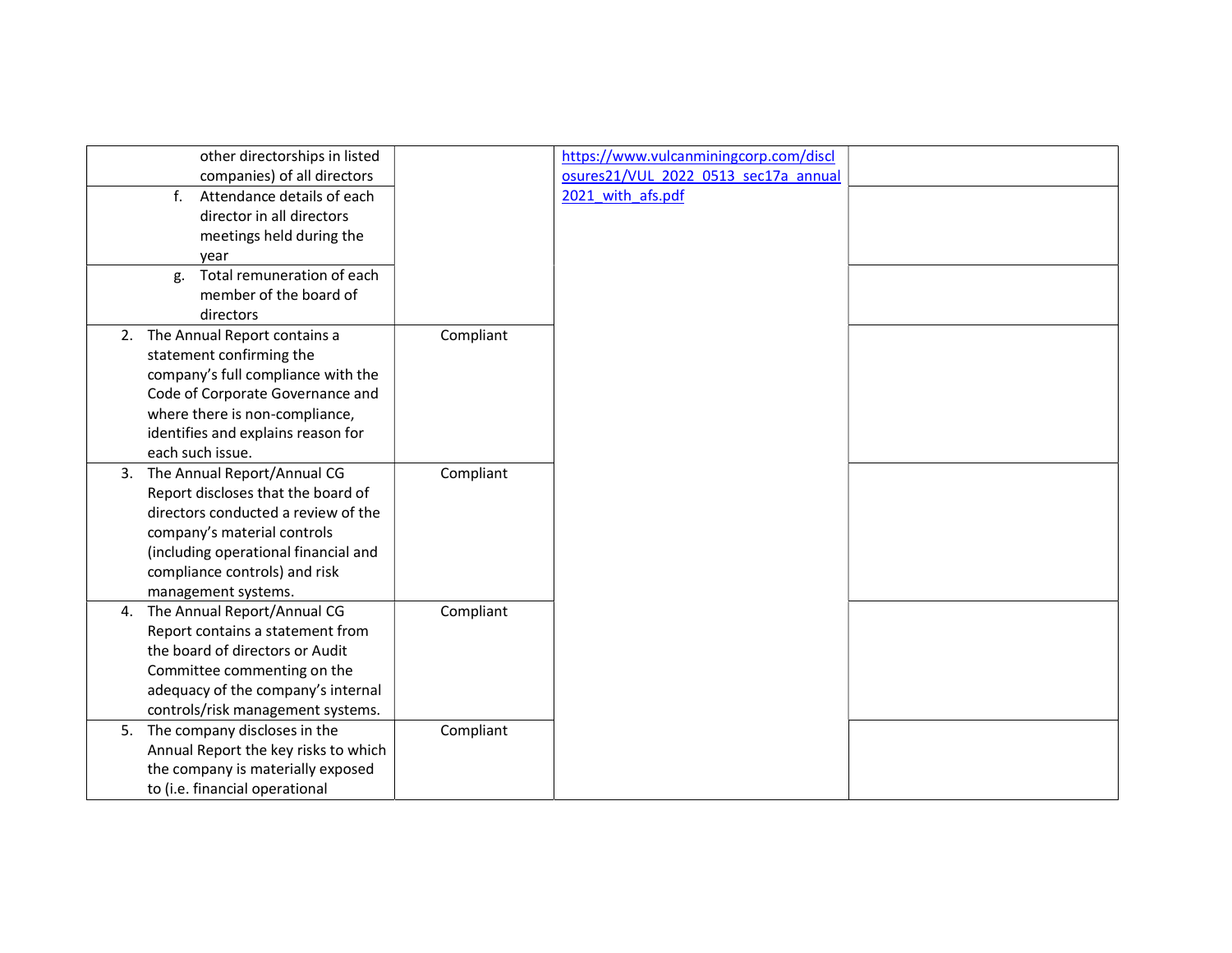| | | | |
|---|---|---|---|
| other directorships in listed companies) of all directors | | https://www.vulcanminingcorp.com/disclosures21/VUL_2022_0513_sec17a_annual2021_with_afs.pdf | |
| f. Attendance details of each director in all directors meetings held during the year | | | |
| g. Total remuneration of each member of the board of directors | | | |
| 2. The Annual Report contains a statement confirming the company's full compliance with the Code of Corporate Governance and where there is non-compliance, identifies and explains reason for each such issue. | Compliant | | |
| 3. The Annual Report/Annual CG Report discloses that the board of directors conducted a review of the company's material controls (including operational financial and compliance controls) and risk management systems. | Compliant | | |
| 4. The Annual Report/Annual CG Report contains a statement from the board of directors or Audit Committee commenting on the adequacy of the company's internal controls/risk management systems. | Compliant | | |
| 5. The company discloses in the Annual Report the key risks to which the company is materially exposed to (i.e. financial operational | Compliant | | |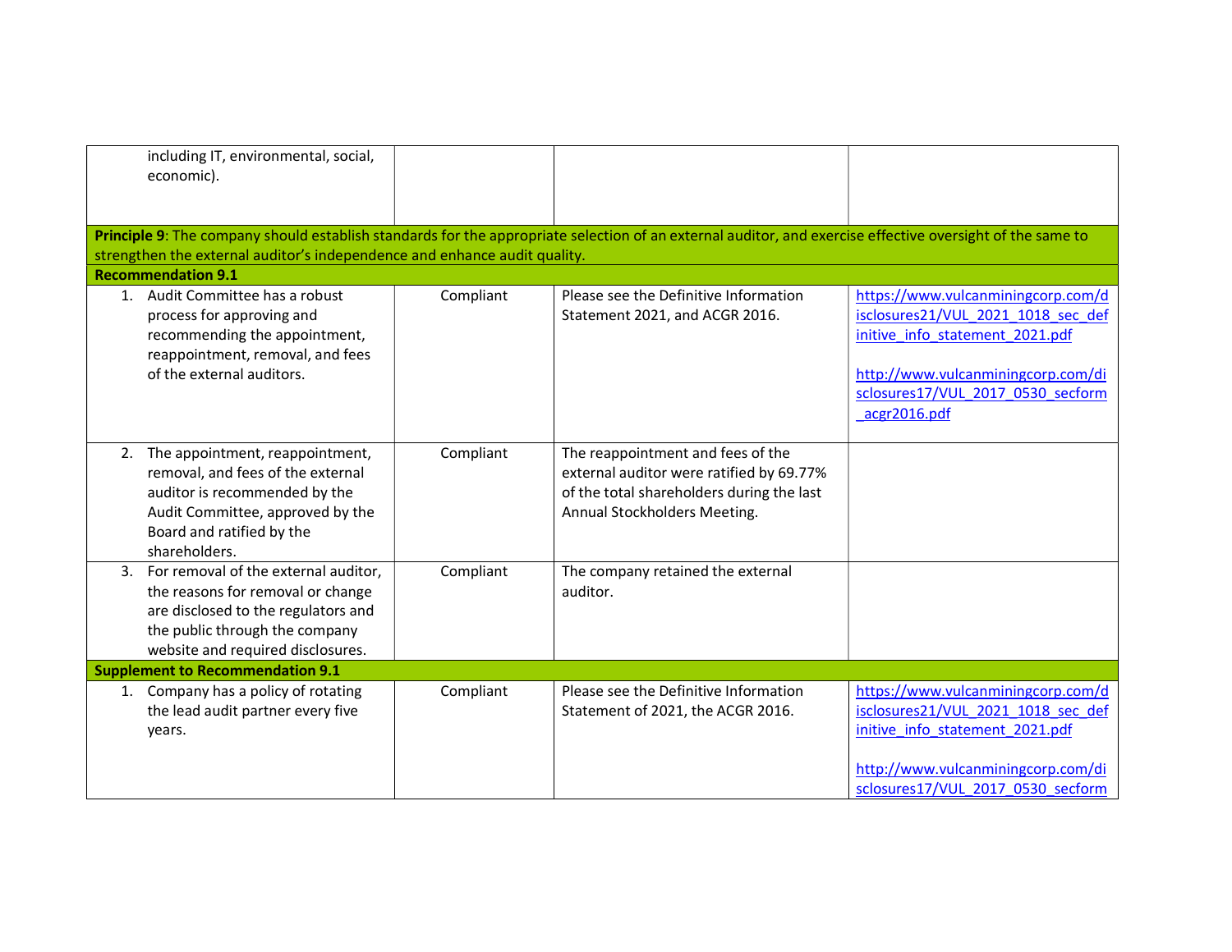| | | | |
|---|---|---|---|
| including IT, environmental, social, economic). | | | |
| **Principle 9**: The company should establish standards for the appropriate selection of an external auditor, and exercise effective oversight of the same to strengthen the external auditor's independence and enhance audit quality. | | | |
| **Recommendation 9.1** | | | |
| 1. Audit Committee has a robust process for approving and recommending the appointment, reappointment, removal, and fees of the external auditors. | Compliant | Please see the Definitive Information Statement 2021, and ACGR 2016. | https://www.vulcanminingcorp.com/disclosures21/VUL_2021_1018_sec_definitive_info_statement_2021.pdf<br><br>http://www.vulcanminingcorp.com/disclosures17/VUL_2017_0530_secform_acgr2016.pdf |
| 2. The appointment, reappointment, removal, and fees of the external auditor is recommended by the Audit Committee, approved by the Board and ratified by the shareholders. | Compliant | The reappointment and fees of the external auditor were ratified by 69.77% of the total shareholders during the last Annual Stockholders Meeting. | |
| 3. For removal of the external auditor, the reasons for removal or change are disclosed to the regulators and the public through the company website and required disclosures. | Compliant | The company retained the external auditor. | |
| **Supplement to Recommendation 9.1** | | | |
| 1. Company has a policy of rotating the lead audit partner every five years. | Compliant | Please see the Definitive Information Statement of 2021, the ACGR 2016. | https://www.vulcanminingcorp.com/disclosures21/VUL_2021_1018_sec_definitive_info_statement_2021.pdf<br><br>http://www.vulcanminingcorp.com/disclosures17/VUL_2017_0530_secform |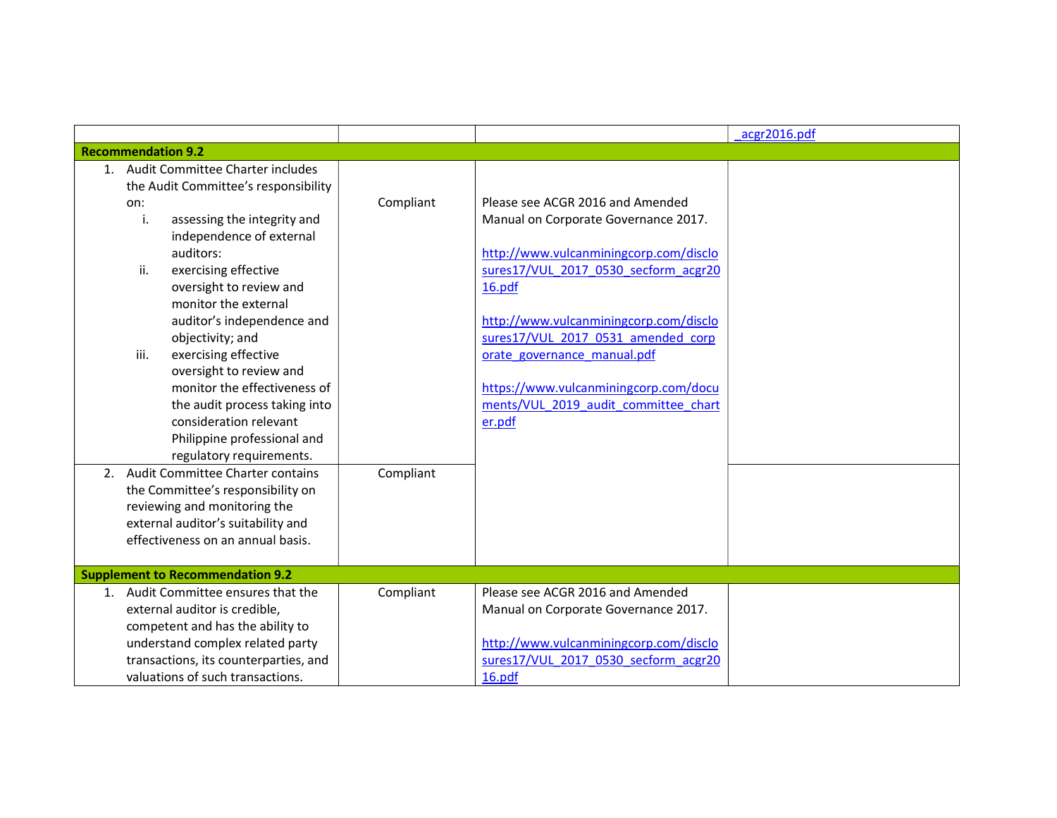| | | | |
|---|---|---|---|
| | | | _acgr2016.pdf |
| **Recommendation 9.2** | | | |
| 1. Audit Committee Charter includes the Audit Committee's responsibility on:<br>i. assessing the integrity and independence of external auditors:<br>ii. exercising effective oversight to review and monitor the external auditor's independence and objectivity; and<br>iii. exercising effective oversight to review and monitor the effectiveness of the audit process taking into consideration relevant Philippine professional and regulatory requirements. | Compliant | Please see ACGR 2016 and Amended Manual on Corporate Governance 2017.<br><br>http://www.vulcanminingcorp.com/disclosures17/VUL_2017_0530_secform_acgr2016.pdf<br><br>http://www.vulcanminingcorp.com/disclosures17/VUL_2017_0531_amended_corporate_governance_manual.pdf<br><br>https://www.vulcanminingcorp.com/documents/VUL_2019_audit_committee_charter.pdf | |
| 2. Audit Committee Charter contains the Committee's responsibility on reviewing and monitoring the external auditor's suitability and effectiveness on an annual basis. | Compliant | | |
| **Supplement to Recommendation 9.2** | | | |
| 1. Audit Committee ensures that the external auditor is credible, competent and has the ability to understand complex related party transactions, its counterparties, and valuations of such transactions. | Compliant | Please see ACGR 2016 and Amended Manual on Corporate Governance 2017.<br><br>http://www.vulcanminingcorp.com/disclosures17/VUL_2017_0530_secform_acgr2016.pdf | |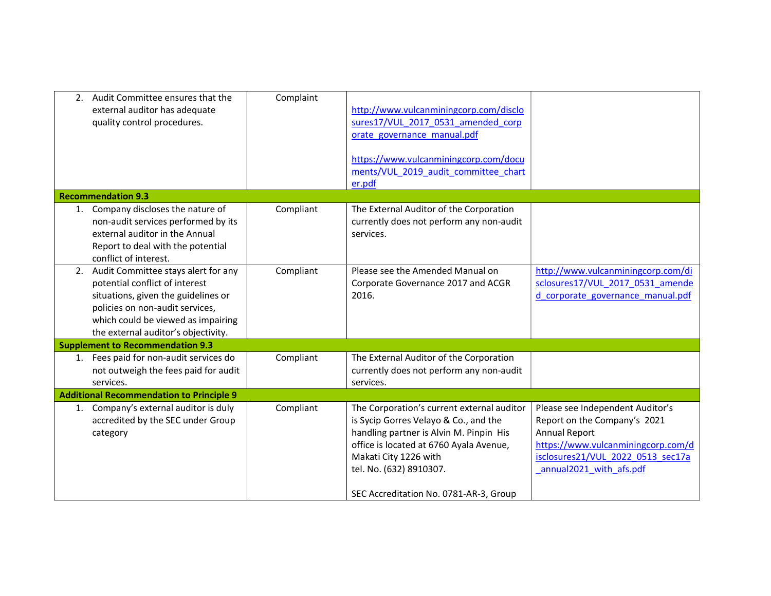| | | | |
|---|---|---|---|
| 2. Audit Committee ensures that the external auditor has adequate quality control procedures. | Complaint | http://www.vulcanminingcorp.com/disclosures17/VUL_2017_0531_amended_corporate_governance_manual.pdf<br><br>https://www.vulcanminingcorp.com/documents/VUL_2019_audit_committee_charter.pdf | |
| **Recommendation 9.3** | | | |
| 1. Company discloses the nature of non-audit services performed by its external auditor in the Annual Report to deal with the potential conflict of interest. | Compliant | The External Auditor of the Corporation currently does not perform any non-audit services. | |
| 2. Audit Committee stays alert for any potential conflict of interest situations, given the guidelines or policies on non-audit services, which could be viewed as impairing the external auditor's objectivity. | Compliant | Please see the Amended Manual on Corporate Governance 2017 and ACGR 2016. | http://www.vulcanminingcorp.com/disclosures17/VUL_2017_0531_amended_corporate_governance_manual.pdf |
| **Supplement to Recommendation 9.3** | | | |
| 1. Fees paid for non-audit services do not outweigh the fees paid for audit services. | Compliant | The External Auditor of the Corporation currently does not perform any non-audit services. | |
| **Additional Recommendation to Principle 9** | | | |
| 1. Company's external auditor is duly accredited by the SEC under Group category | Compliant | The Corporation's current external auditor is Sycip Gorres Velayo & Co., and the handling partner is Alvin M. Pinpin His office is located at 6760 Ayala Avenue, Makati City 1226 with tel. No. (632) 8910307.<br><br>SEC Accreditation No. 0781-AR-3, Group | Please see Independent Auditor's Report on the Company's 2021 Annual Report https://www.vulcanminingcorp.com/disclosures21/VUL_2022_0513_sec17a_annual2021_with_afs.pdf |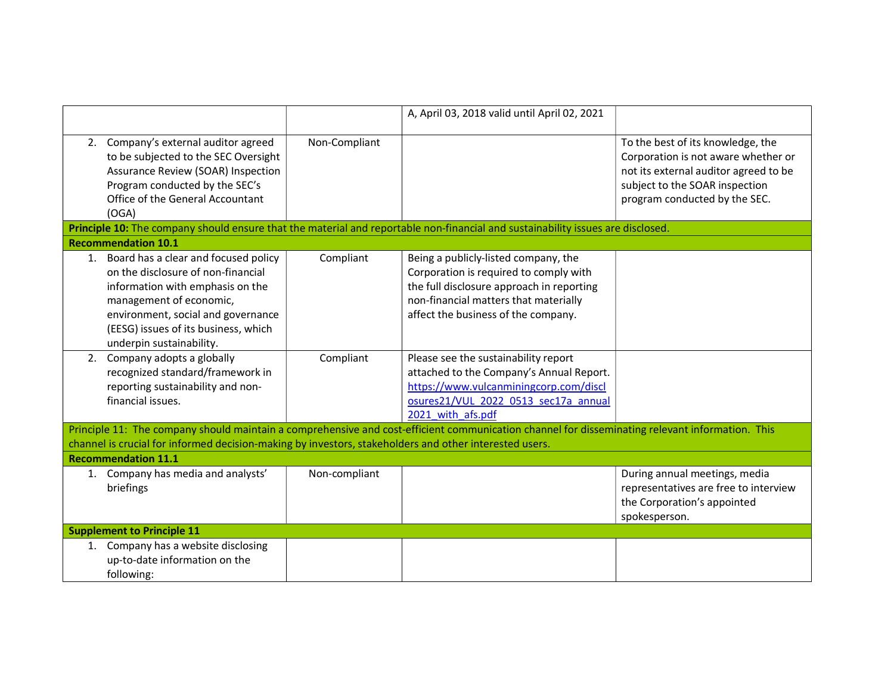| | | | |
|---|---|---|---|
| | | A, April 03, 2018 valid until April 02, 2021 | |
| 2. Company's external auditor agreed to be subjected to the SEC Oversight Assurance Review (SOAR) Inspection Program conducted by the SEC's Office of the General Accountant (OGA) | Non-Compliant | | To the best of its knowledge, the Corporation is not aware whether or not its external auditor agreed to be subject to the SOAR inspection program conducted by the SEC. |
| **Principle 10:** The company should ensure that the material and reportable non-financial and sustainability issues are disclosed. | | | |
| **Recommendation 10.1** | | | |
| 1. Board has a clear and focused policy on the disclosure of non-financial information with emphasis on the management of economic, environment, social and governance (EESG) issues of its business, which underpin sustainability. | Compliant | Being a publicly-listed company, the Corporation is required to comply with the full disclosure approach in reporting non-financial matters that materially affect the business of the company. | |
| 2. Company adopts a globally recognized standard/framework in reporting sustainability and non-financial issues. | Compliant | Please see the sustainability report attached to the Company's Annual Report. https://www.vulcanminingcorp.com/disclosures21/VUL_2022_0513_sec17a_annual2021_with_afs.pdf | |
| Principle 11: The company should maintain a comprehensive and cost-efficient communication channel for disseminating relevant information. This channel is crucial for informed decision-making by investors, stakeholders and other interested users. | | | |
| **Recommendation 11.1** | | | |
| 1. Company has media and analysts' briefings | Non-compliant | | During annual meetings, media representatives are free to interview the Corporation's appointed spokesperson. |
| **Supplement to Principle 11** | | | |
| 1. Company has a website disclosing up-to-date information on the following: | | | |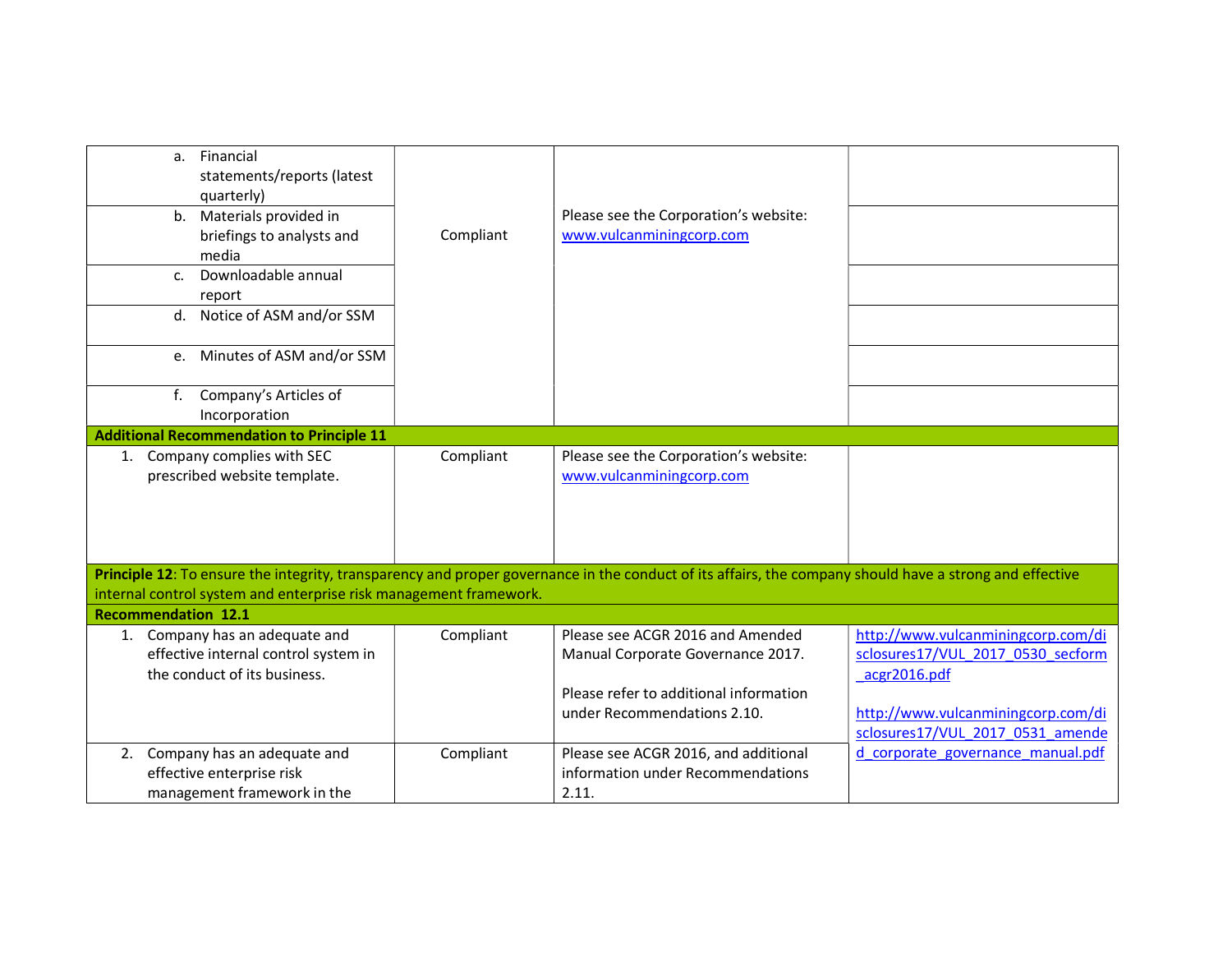| | | | |
|---|---|---|---|
| a. Financial statements/reports (latest quarterly) | Compliant | Please see the Corporation's website: www.vulcanminingcorp.com | |
| b. Materials provided in briefings to analysts and media | | | |
| c. Downloadable annual report | | | |
| d. Notice of ASM and/or SSM | | | |
| e. Minutes of ASM and/or SSM | | | |
| f. Company's Articles of Incorporation | | | |
| **Additional Recommendation to Principle 11** | | | |
| 1. Company complies with SEC prescribed website template. | Compliant | Please see the Corporation's website: www.vulcanminingcorp.com | |
| **Principle 12**: To ensure the integrity, transparency and proper governance in the conduct of its affairs, the company should have a strong and effective internal control system and enterprise risk management framework. | | | |
| **Recommendation 12.1** | | | |
| 1. Company has an adequate and effective internal control system in the conduct of its business. | Compliant | Please see ACGR 2016 and Amended Manual Corporate Governance 2017.<br><br>Please refer to additional information under Recommendations 2.10. | http://www.vulcanminingcorp.com/disclosures17/VUL_2017_0530_secform_acgr2016.pdf<br><br>http://www.vulcanminingcorp.com/disclosures17/VUL_2017_0531_amended_corporate_governance_manual.pdf |
| 2. Company has an adequate and effective enterprise risk management framework in the | Compliant | Please see ACGR 2016, and additional information under Recommendations 2.11. | |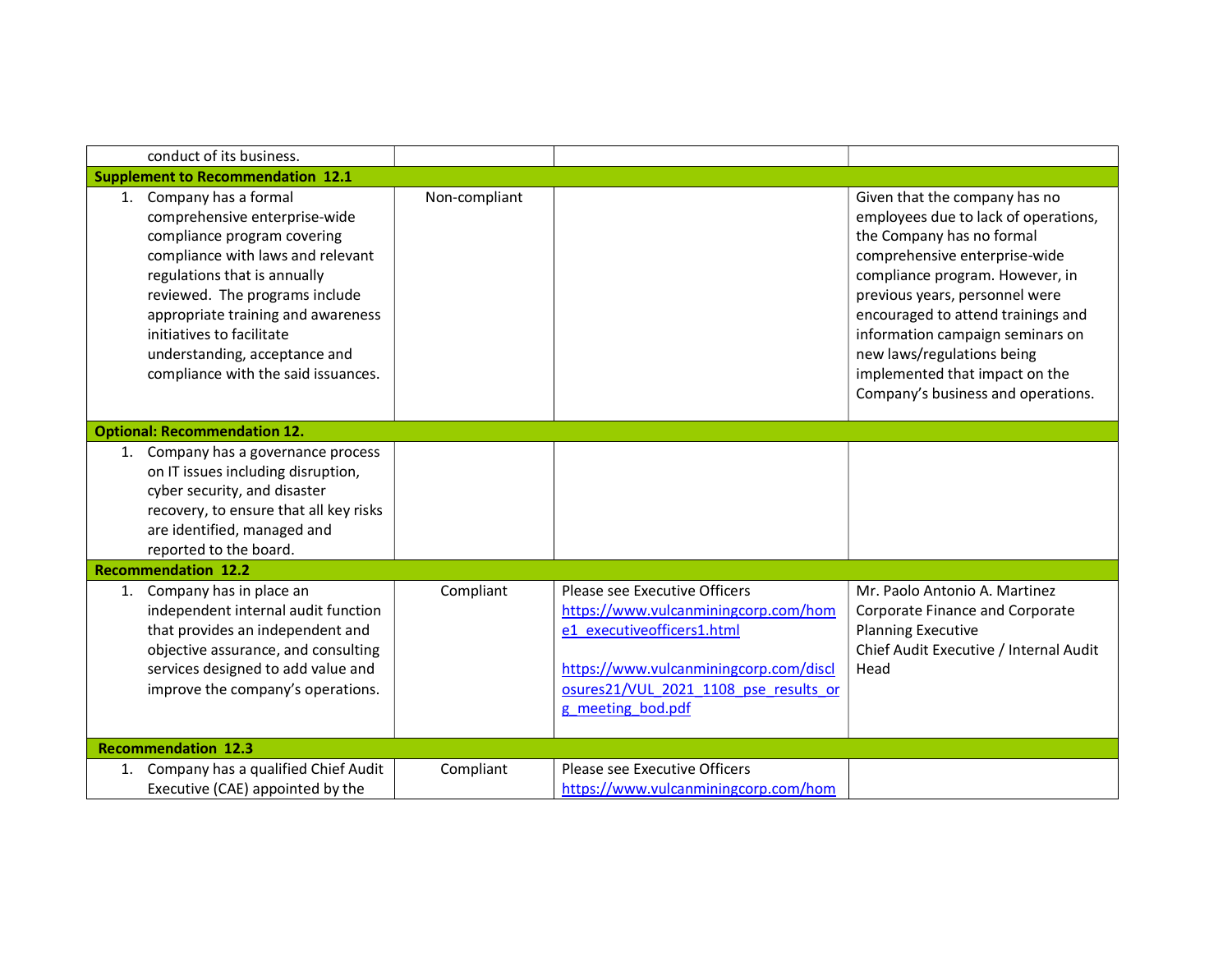| | | | |
|---|---|---|---|
| conduct of its business. | | | |
| **Supplement to Recommendation 12.1** | | | |
| 1. Company has a formal comprehensive enterprise-wide compliance program covering compliance with laws and relevant regulations that is annually reviewed. The programs include appropriate training and awareness initiatives to facilitate understanding, acceptance and compliance with the said issuances. | Non-compliant | | Given that the company has no employees due to lack of operations, the Company has no formal comprehensive enterprise-wide compliance program. However, in previous years, personnel were encouraged to attend trainings and information campaign seminars on new laws/regulations being implemented that impact on the Company's business and operations. |
| **Optional: Recommendation 12.** | | | |
| 1. Company has a governance process on IT issues including disruption, cyber security, and disaster recovery, to ensure that all key risks are identified, managed and reported to the board. | | | |
| **Recommendation 12.2** | | | |
| 1. Company has in place an independent internal audit function that provides an independent and objective assurance, and consulting services designed to add value and improve the company's operations. | Compliant | Please see Executive Officers https://www.vulcanminingcorp.com/home1_executiveofficers1.html<br><br>https://www.vulcanminingcorp.com/disclosures21/VUL_2021_1108_pse_results_org_meeting_bod.pdf | Mr. Paolo Antonio A. Martinez<br>Corporate Finance and Corporate Planning Executive<br>Chief Audit Executive / Internal Audit Head |
| **Recommendation 12.3** | | | |
| 1. Company has a qualified Chief Audit Executive (CAE) appointed by the | Compliant | Please see Executive Officers https://www.vulcanminingcorp.com/hom | |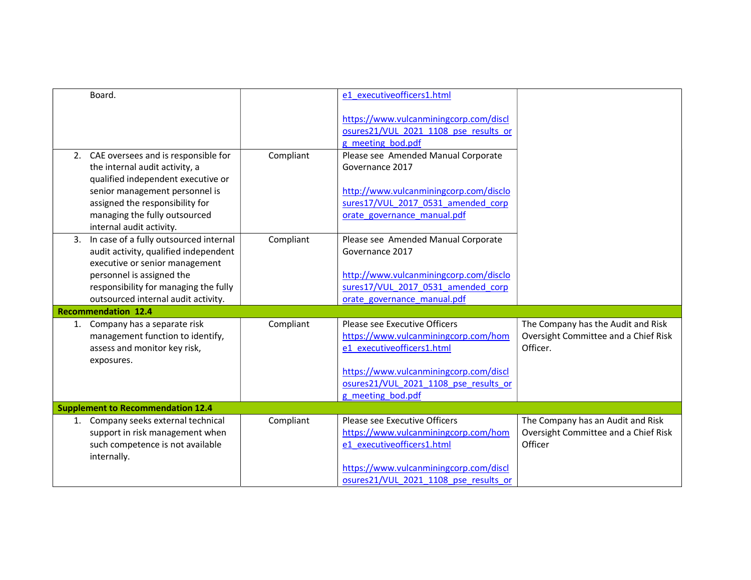| | | | |
|---|---|---|---|
| Board. | | e1_executiveofficers1.html<br><br>https://www.vulcanminingcorp.com/disclosures21/VUL_2021_1108_pse_results_org_meeting_bod.pdf | |
| 2. CAE oversees and is responsible for the internal audit activity, a qualified independent executive or senior management personnel is assigned the responsibility for managing the fully outsourced internal audit activity. | Compliant | Please see Amended Manual Corporate Governance 2017<br><br>http://www.vulcanminingcorp.com/disclosures17/VUL_2017_0531_amended_corporate_governance_manual.pdf | |
| 3. In case of a fully outsourced internal audit activity, qualified independent executive or senior management personnel is assigned the responsibility for managing the fully outsourced internal audit activity. | Compliant | Please see Amended Manual Corporate Governance 2017<br><br>http://www.vulcanminingcorp.com/disclosures17/VUL_2017_0531_amended_corporate_governance_manual.pdf | |
| **Recommendation 12.4** | | | |
| 1. Company has a separate risk management function to identify, assess and monitor key risk, exposures. | Compliant | Please see Executive Officers https://www.vulcanminingcorp.com/home1_executiveofficers1.html<br><br>https://www.vulcanminingcorp.com/disclosures21/VUL_2021_1108_pse_results_org_meeting_bod.pdf | The Company has the Audit and Risk Oversight Committee and a Chief Risk Officer. |
| **Supplement to Recommendation 12.4** | | | |
| 1. Company seeks external technical support in risk management when such competence is not available internally. | Compliant | Please see Executive Officers https://www.vulcanminingcorp.com/home1_executiveofficers1.html<br><br>https://www.vulcanminingcorp.com/disclosures21/VUL_2021_1108_pse_results_or | The Company has an Audit and Risk Oversight Committee and a Chief Risk Officer |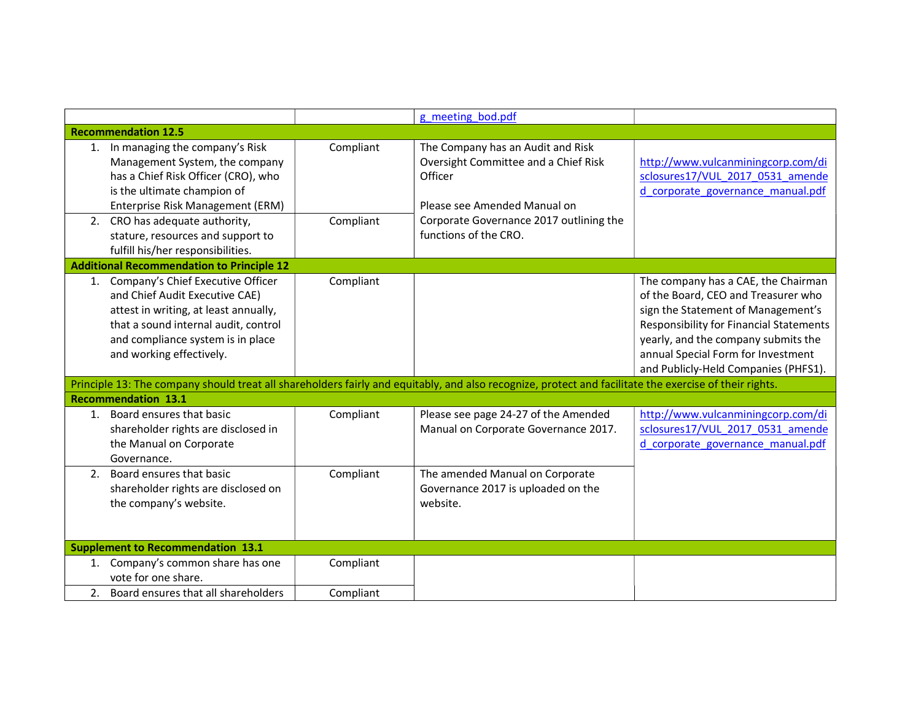| | | | |
|---|---|---|---|
| | | g_meeting_bod.pdf | |
| **Recommendation 12.5** | | | |
| 1. In managing the company's Risk Management System, the company has a Chief Risk Officer (CRO), who is the ultimate champion of Enterprise Risk Management (ERM) | Compliant | The Company has an Audit and Risk Oversight Committee and a Chief Risk Officer<br><br>Please see Amended Manual on Corporate Governance 2017 outlining the functions of the CRO. | http://www.vulcanminingcorp.com/disclosures17/VUL_2017_0531_amended_corporate_governance_manual.pdf |
| 2. CRO has adequate authority, stature, resources and support to fulfill his/her responsibilities. | Compliant | | |
| **Additional Recommendation to Principle 12** | | | |
| 1. Company's Chief Executive Officer and Chief Audit Executive CAE) attest in writing, at least annually, that a sound internal audit, control and compliance system is in place and working effectively. | Compliant | | The company has a CAE, the Chairman of the Board, CEO and Treasurer who sign the Statement of Management's Responsibility for Financial Statements yearly, and the company submits the annual Special Form for Investment and Publicly-Held Companies (PHFS1). |
| Principle 13: The company should treat all shareholders fairly and equitably, and also recognize, protect and facilitate the exercise of their rights. | | | |
| **Recommendation 13.1** | | | |
| 1. Board ensures that basic shareholder rights are disclosed in the Manual on Corporate Governance. | Compliant | Please see page 24-27 of the Amended Manual on Corporate Governance 2017. | http://www.vulcanminingcorp.com/disclosures17/VUL_2017_0531_amended_corporate_governance_manual.pdf |
| 2. Board ensures that basic shareholder rights are disclosed on the company's website. | Compliant | The amended Manual on Corporate Governance 2017 is uploaded on the website. | |
| **Supplement to Recommendation 13.1** | | | |
| 1. Company's common share has one vote for one share. | Compliant | | |
| 2. Board ensures that all shareholders | Compliant | | |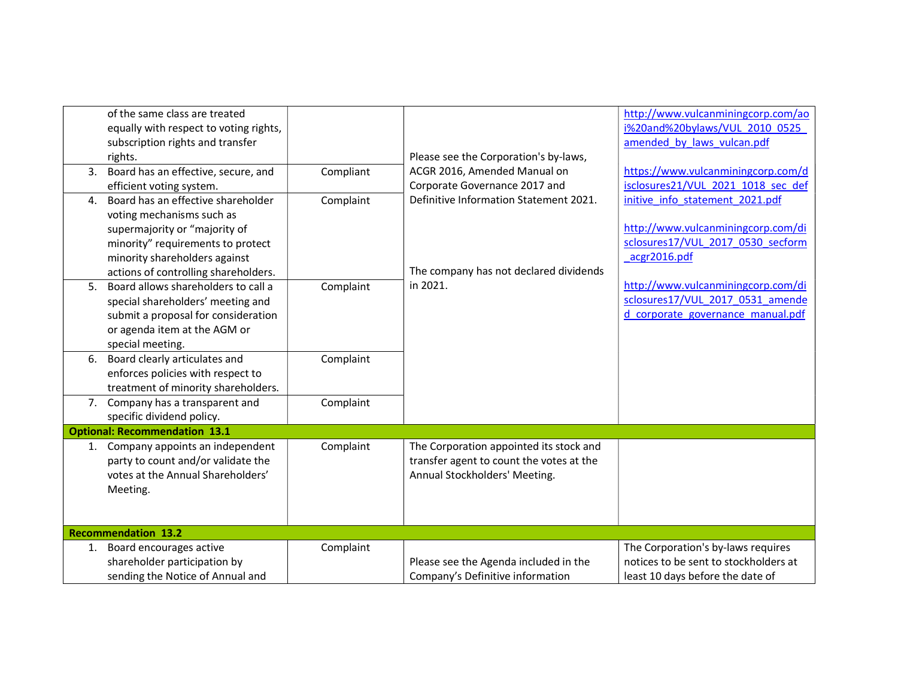| | | | |
|---|---|---|---|
| of the same class are treated equally with respect to voting rights, subscription rights and transfer rights. | | Please see the Corporation's by-laws, ACGR 2016, Amended Manual on Corporate Governance 2017 and Definitive Information Statement 2021.<br><br>The company has not declared dividends in 2021. | http://www.vulcanminingcorp.com/aoi%20and%20bylaws/VUL_2010_0525_amended_by_laws_vulcan.pdf<br><br>https://www.vulcanminingcorp.com/disclosures21/VUL_2021_1018_sec_definitive_info_statement_2021.pdf<br><br>http://www.vulcanminingcorp.com/disclosures17/VUL_2017_0530_secform_acgr2016.pdf<br><br>http://www.vulcanminingcorp.com/disclosures17/VUL_2017_0531_amended_corporate_governance_manual.pdf |
| 3. Board has an effective, secure, and efficient voting system. | Compliant | | |
| 4. Board has an effective shareholder voting mechanisms such as supermajority or "majority of minority" requirements to protect minority shareholders against actions of controlling shareholders. | Complaint | | |
| 5. Board allows shareholders to call a special shareholders' meeting and submit a proposal for consideration or agenda item at the AGM or special meeting. | Complaint | | |
| 6. Board clearly articulates and enforces policies with respect to treatment of minority shareholders. | Complaint | | |
| 7. Company has a transparent and specific dividend policy. | Complaint | | |
| **Optional: Recommendation 13.1** | | | |
| 1. Company appoints an independent party to count and/or validate the votes at the Annual Shareholders' Meeting. | Complaint | The Corporation appointed its stock and transfer agent to count the votes at the Annual Stockholders' Meeting. | |
| **Recommendation 13.2** | | | |
| 1. Board encourages active shareholder participation by sending the Notice of Annual and | Complaint | Please see the Agenda included in the Company's Definitive information | The Corporation's by-laws requires notices to be sent to stockholders at least 10 days before the date of |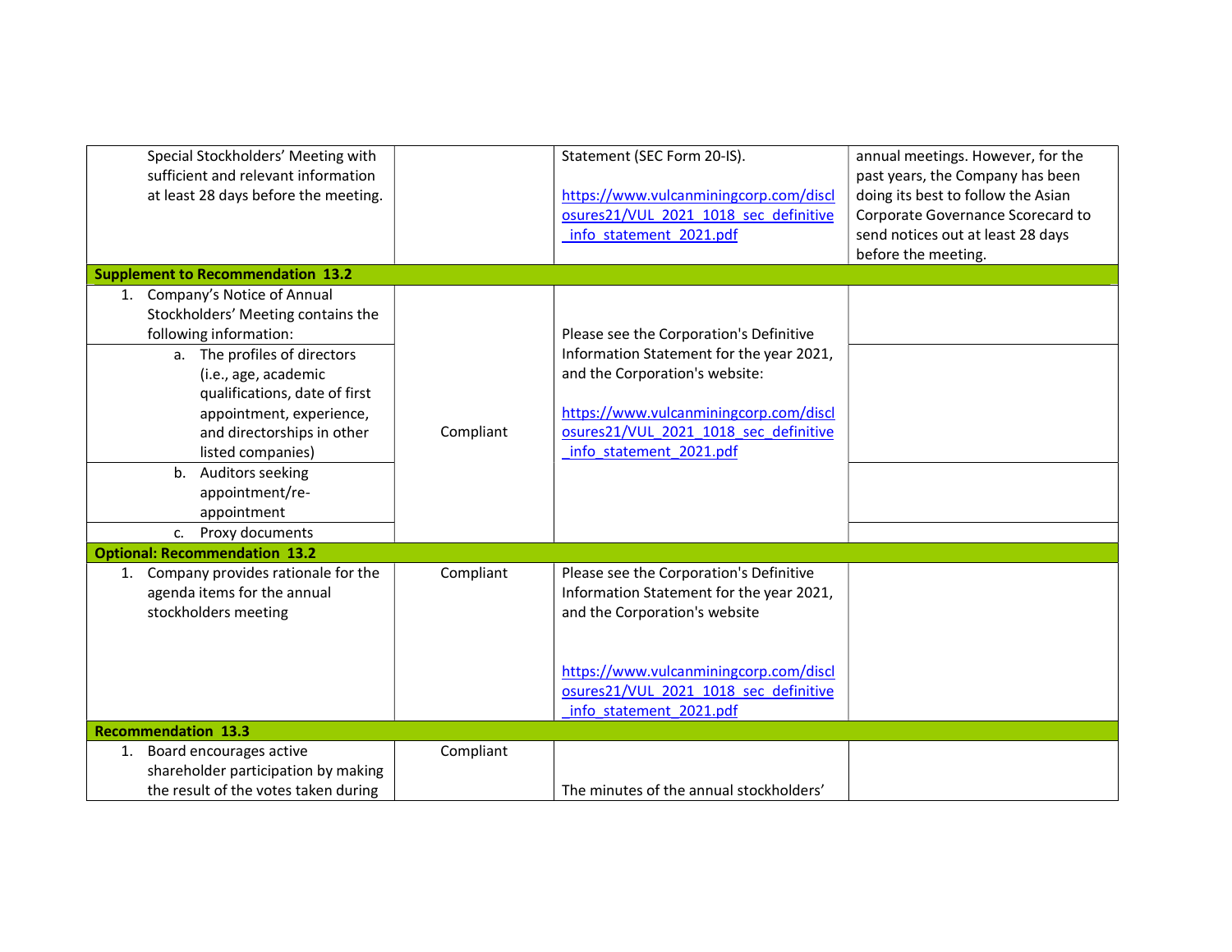| | | | |
|---|---|---|---|
| Special Stockholders' Meeting with sufficient and relevant information at least 28 days before the meeting. | | Statement (SEC Form 20-IS).<br><br>https://www.vulcanminingcorp.com/disclosures21/VUL_2021_1018_sec_definitive_info_statement_2021.pdf | annual meetings. However, for the past years, the Company has been doing its best to follow the Asian Corporate Governance Scorecard to send notices out at least 28 days before the meeting. |
| **Supplement to Recommendation 13.2** | | | |
| 1. Company's Notice of Annual Stockholders' Meeting contains the following information: | Compliant | Please see the Corporation's Definitive Information Statement for the year 2021, and the Corporation's website:<br><br>https://www.vulcanminingcorp.com/disclosures21/VUL_2021_1018_sec_definitive_info_statement_2021.pdf | |
| a. The profiles of directors (i.e., age, academic qualifications, date of first appointment, experience, and directorships in other listed companies) | | | |
| b. Auditors seeking appointment/re-appointment | | | |
| c. Proxy documents | | | |
| **Optional: Recommendation 13.2** | | | |
| 1. Company provides rationale for the agenda items for the annual stockholders meeting | Compliant | Please see the Corporation's Definitive Information Statement for the year 2021, and the Corporation's website<br><br>https://www.vulcanminingcorp.com/disclosures21/VUL_2021_1018_sec_definitive_info_statement_2021.pdf | |
| **Recommendation 13.3** | | | |
| 1. Board encourages active shareholder participation by making the result of the votes taken during | Compliant | The minutes of the annual stockholders' | |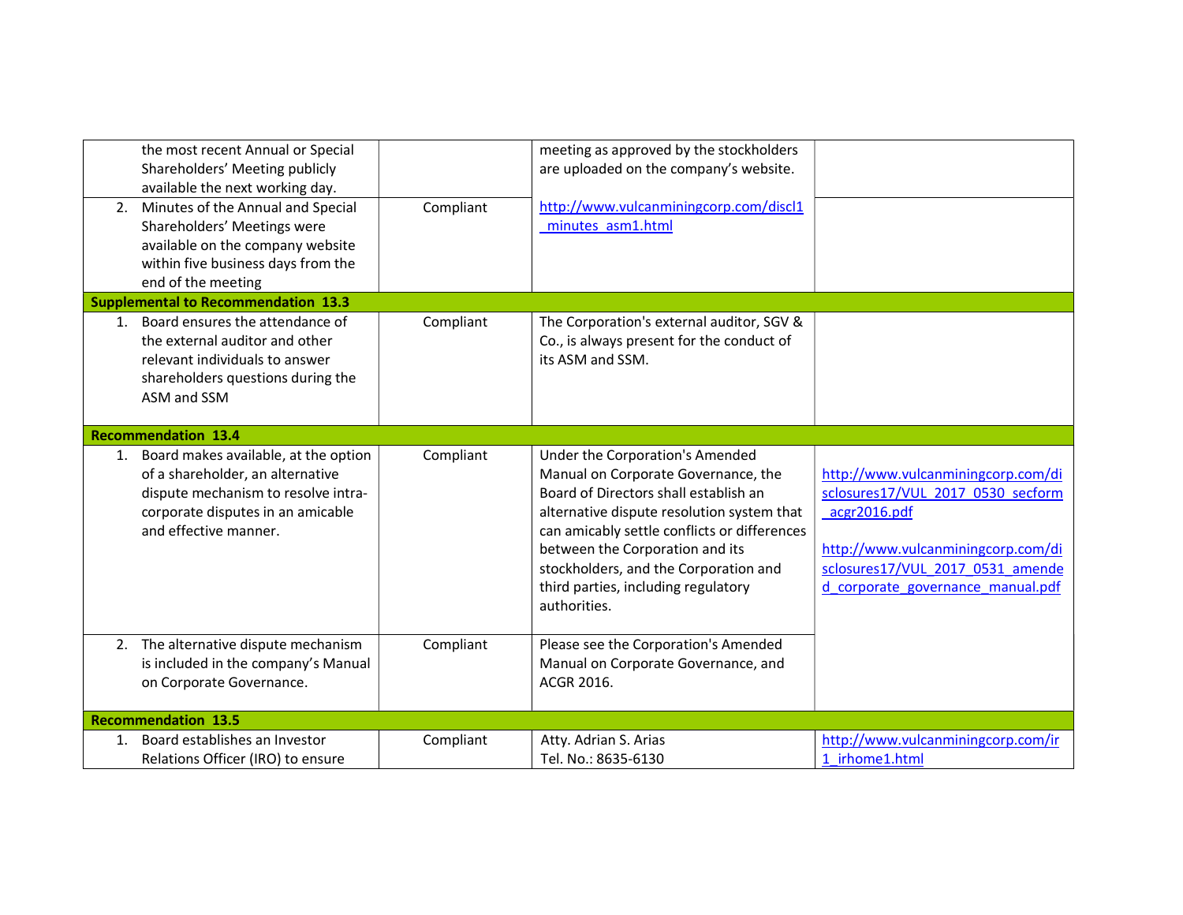| | | | |
|---|---|---|---|
| the most recent Annual or Special Shareholders' Meeting publicly available the next working day. | | meeting as approved by the stockholders are uploaded on the company's website. | |
| 2. Minutes of the Annual and Special Shareholders' Meetings were available on the company website within five business days from the end of the meeting | Compliant | http://www.vulcanminingcorp.com/discl1_minutes_asm1.html | |
| **Supplemental to Recommendation 13.3** | | | |
| 1. Board ensures the attendance of the external auditor and other relevant individuals to answer shareholders questions during the ASM and SSM | Compliant | The Corporation's external auditor, SGV & Co., is always present for the conduct of its ASM and SSM. | |
| **Recommendation 13.4** | | | |
| 1. Board makes available, at the option of a shareholder, an alternative dispute mechanism to resolve intra-corporate disputes in an amicable and effective manner. | Compliant | Under the Corporation's Amended Manual on Corporate Governance, the Board of Directors shall establish an alternative dispute resolution system that can amicably settle conflicts or differences between the Corporation and its stockholders, and the Corporation and third parties, including regulatory authorities. | http://www.vulcanminingcorp.com/disclosures17/VUL_2017_0530_secform_acgr2016.pdf<br><br>http://www.vulcanminingcorp.com/disclosures17/VUL_2017_0531_amended_corporate_governance_manual.pdf |
| 2. The alternative dispute mechanism is included in the company's Manual on Corporate Governance. | Compliant | Please see the Corporation's Amended Manual on Corporate Governance, and ACGR 2016. | |
| **Recommendation 13.5** | | | |
| 1. Board establishes an Investor Relations Officer (IRO) to ensure | Compliant | Atty. Adrian S. Arias<br>Tel. No.: 8635-6130 | http://www.vulcanminingcorp.com/ir1_irhome1.html |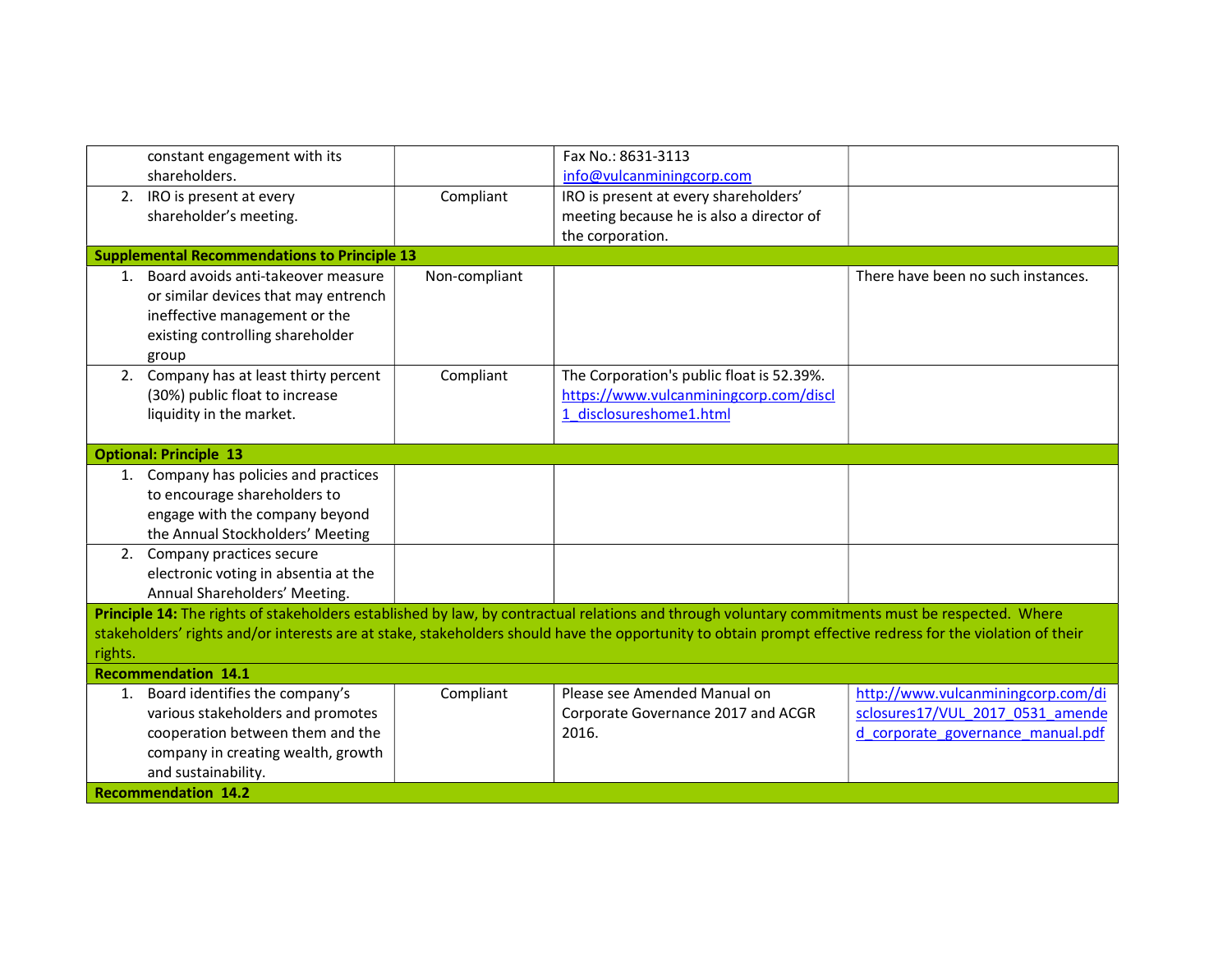| | | | |
|---|---|---|---|
| constant engagement with its shareholders. | | Fax No.: 8631-3113<br>info@vulcanminingcorp.com | |
| 2. IRO is present at every shareholder's meeting. | Compliant | IRO is present at every shareholders' meeting because he is also a director of the corporation. | |
| **Supplemental Recommendations to Principle 13** | | | |
| 1. Board avoids anti-takeover measure or similar devices that may entrench ineffective management or the existing controlling shareholder group | Non-compliant | | There have been no such instances. |
| 2. Company has at least thirty percent (30%) public float to increase liquidity in the market. | Compliant | The Corporation's public float is 52.39%.<br>https://www.vulcanminingcorp.com/discl1_disclosureshome1.html | |
| **Optional: Principle 13** | | | |
| 1. Company has policies and practices to encourage shareholders to engage with the company beyond the Annual Stockholders' Meeting | | | |
| 2. Company practices secure electronic voting in absentia at the Annual Shareholders' Meeting. | | | |
| **Principle 14:** The rights of stakeholders established by law, by contractual relations and through voluntary commitments must be respected. Where stakeholders' rights and/or interests are at stake, stakeholders should have the opportunity to obtain prompt effective redress for the violation of their rights. | | | |
| **Recommendation 14.1** | | | |
| 1. Board identifies the company's various stakeholders and promotes cooperation between them and the company in creating wealth, growth and sustainability. | Compliant | Please see Amended Manual on Corporate Governance 2017 and ACGR 2016. | http://www.vulcanminingcorp.com/disclosures17/VUL_2017_0531_amended_corporate_governance_manual.pdf |
| **Recommendation 14.2** | | | |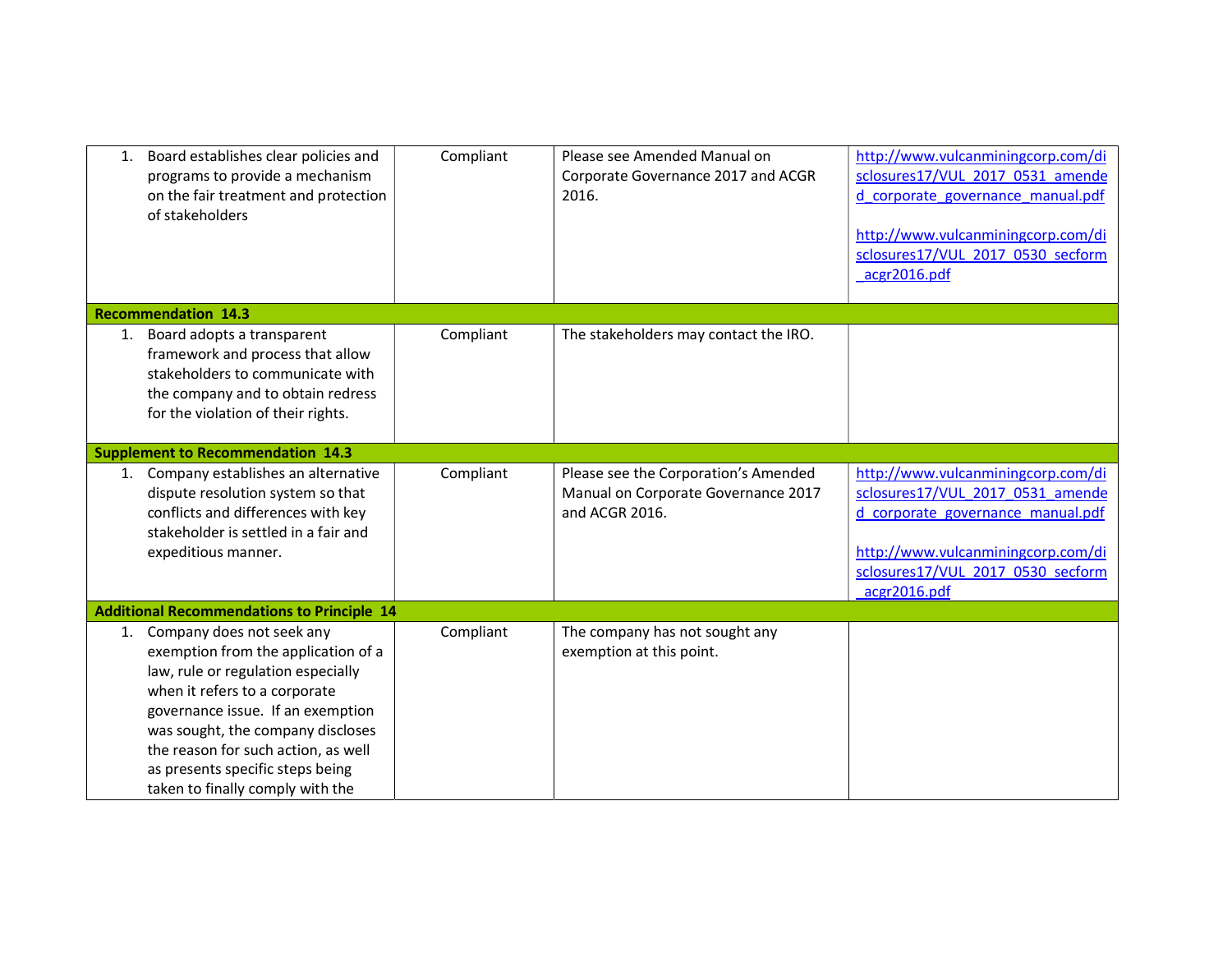| | | | |
|---|---|---|---|
| 1. Board establishes clear policies and programs to provide a mechanism on the fair treatment and protection of stakeholders | Compliant | Please see Amended Manual on Corporate Governance 2017 and ACGR 2016. | http://www.vulcanminingcorp.com/disclosures17/VUL_2017_0531_amended_corporate_governance_manual.pdf<br><br>http://www.vulcanminingcorp.com/disclosures17/VUL_2017_0530_secform_acgr2016.pdf |
| **Recommendation 14.3** | | | |
| 1. Board adopts a transparent framework and process that allow stakeholders to communicate with the company and to obtain redress for the violation of their rights. | Compliant | The stakeholders may contact the IRO. | |
| **Supplement to Recommendation 14.3** | | | |
| 1. Company establishes an alternative dispute resolution system so that conflicts and differences with key stakeholder is settled in a fair and expeditious manner. | Compliant | Please see the Corporation's Amended Manual on Corporate Governance 2017 and ACGR 2016. | http://www.vulcanminingcorp.com/disclosures17/VUL_2017_0531_amended_corporate_governance_manual.pdf<br><br>http://www.vulcanminingcorp.com/disclosures17/VUL_2017_0530_secform_acgr2016.pdf |
| **Additional Recommendations to Principle 14** | | | |
| 1. Company does not seek any exemption from the application of a law, rule or regulation especially when it refers to a corporate governance issue. If an exemption was sought, the company discloses the reason for such action, as well as presents specific steps being taken to finally comply with the | Compliant | The company has not sought any exemption at this point. | |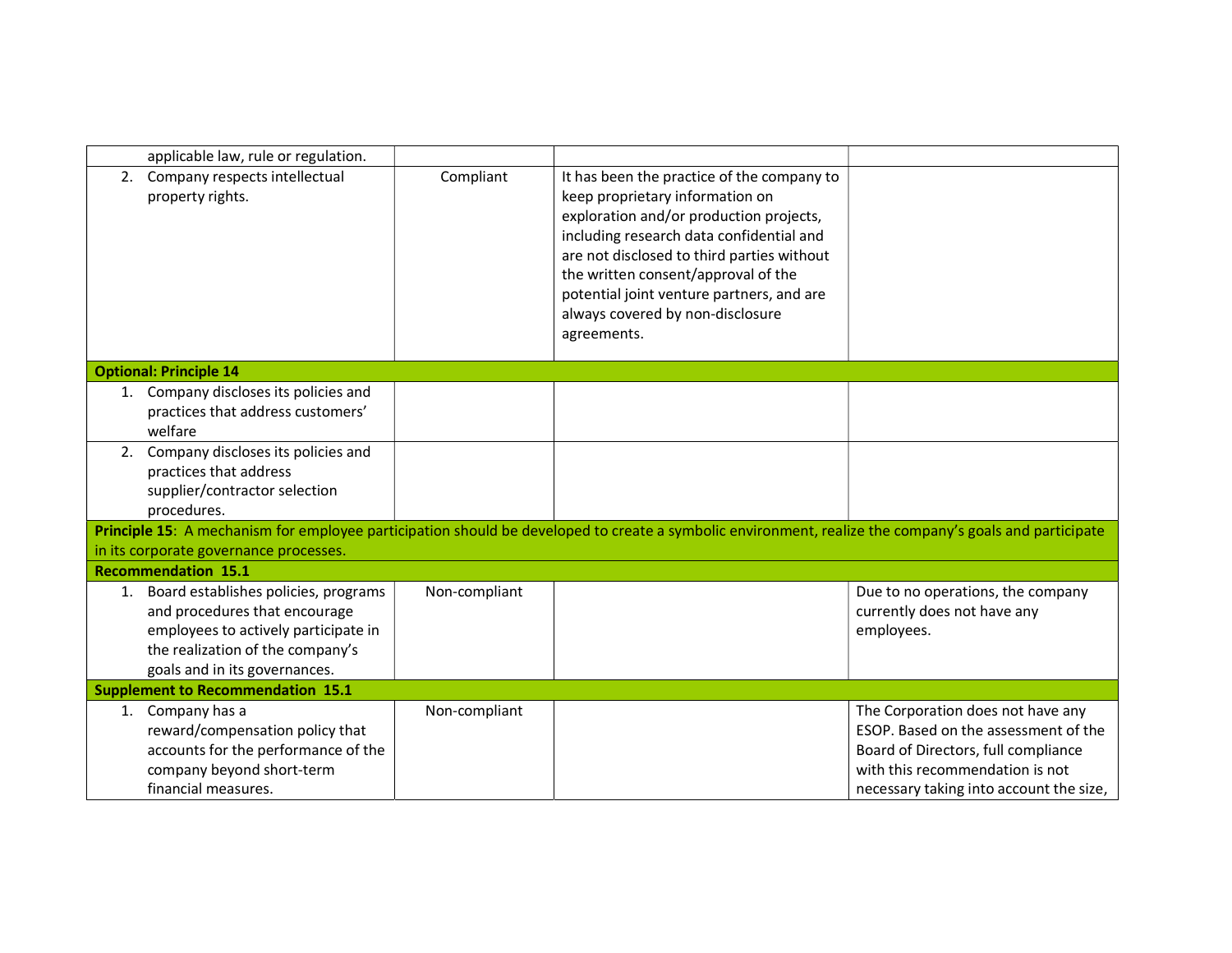| | | | |
|---|---|---|---|
| applicable law, rule or regulation. | | | |
| 2. Company respects intellectual property rights. | Compliant | It has been the practice of the company to keep proprietary information on exploration and/or production projects, including research data confidential and are not disclosed to third parties without the written consent/approval of the potential joint venture partners, and are always covered by non-disclosure agreements. | |
| **Optional: Principle 14** | | | |
| 1. Company discloses its policies and practices that address customers' welfare | | | |
| 2. Company discloses its policies and practices that address supplier/contractor selection procedures. | | | |
| **Principle 15**: A mechanism for employee participation should be developed to create a symbolic environment, realize the company's goals and participate in its corporate governance processes. | | | |
| **Recommendation 15.1** | | | |
| 1. Board establishes policies, programs and procedures that encourage employees to actively participate in the realization of the company's goals and in its governances. | Non-compliant | | Due to no operations, the company currently does not have any employees. |
| **Supplement to Recommendation 15.1** | | | |
| 1. Company has a reward/compensation policy that accounts for the performance of the company beyond short-term financial measures. | Non-compliant | | The Corporation does not have any ESOP. Based on the assessment of the Board of Directors, full compliance with this recommendation is not necessary taking into account the size, |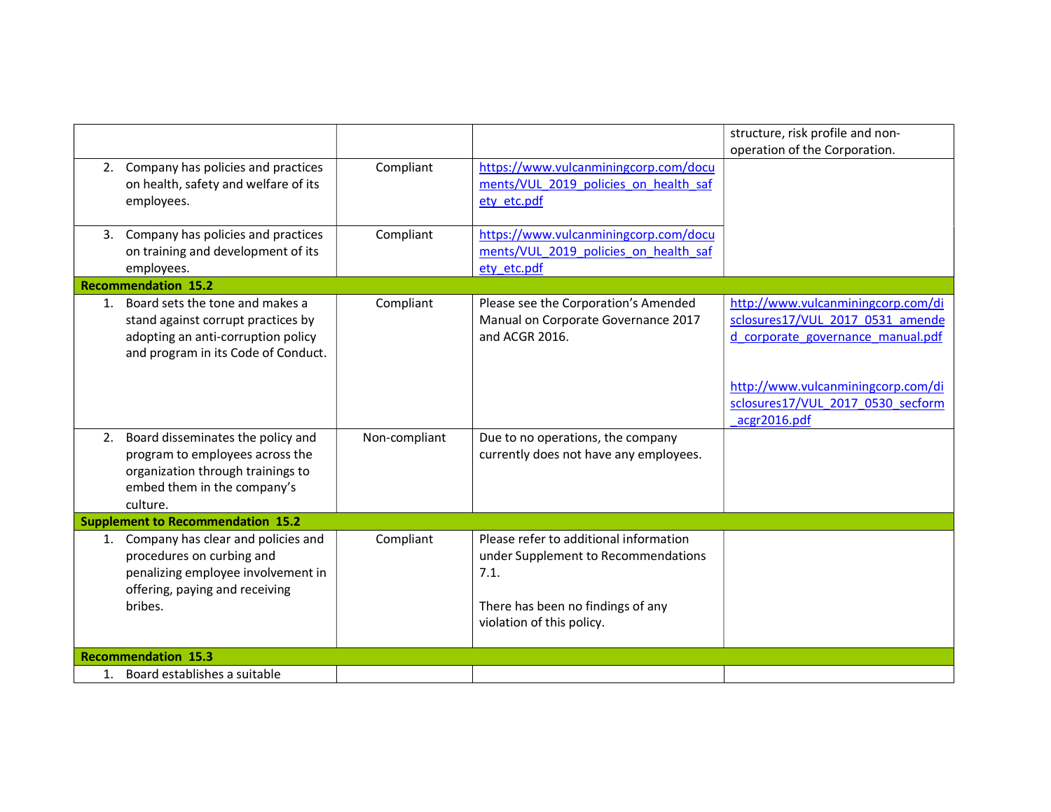| | | | |
|---|---|---|---|
| | | | structure, risk profile and non-operation of the Corporation. |
| 2. Company has policies and practices on health, safety and welfare of its employees. | Compliant | https://www.vulcanminingcorp.com/documents/VUL_2019_policies_on_health_safety_etc.pdf | |
| 3. Company has policies and practices on training and development of its employees. | Compliant | https://www.vulcanminingcorp.com/documents/VUL_2019_policies_on_health_safety_etc.pdf | |
| **Recommendation 15.2** | | | |
| 1. Board sets the tone and makes a stand against corrupt practices by adopting an anti-corruption policy and program in its Code of Conduct. | Compliant | Please see the Corporation's Amended Manual on Corporate Governance 2017 and ACGR 2016. | http://www.vulcanminingcorp.com/disclosures17/VUL_2017_0531_amended_corporate_governance_manual.pdf<br><br>http://www.vulcanminingcorp.com/disclosures17/VUL_2017_0530_secform_acgr2016.pdf |
| 2. Board disseminates the policy and program to employees across the organization through trainings to embed them in the company's culture. | Non-compliant | Due to no operations, the company currently does not have any employees. | |
| **Supplement to Recommendation 15.2** | | | |
| 1. Company has clear and policies and procedures on curbing and penalizing employee involvement in offering, paying and receiving bribes. | Compliant | Please refer to additional information under Supplement to Recommendations 7.1.<br><br>There has been no findings of any violation of this policy. | |
| **Recommendation 15.3** | | | |
| 1. Board establishes a suitable | | | |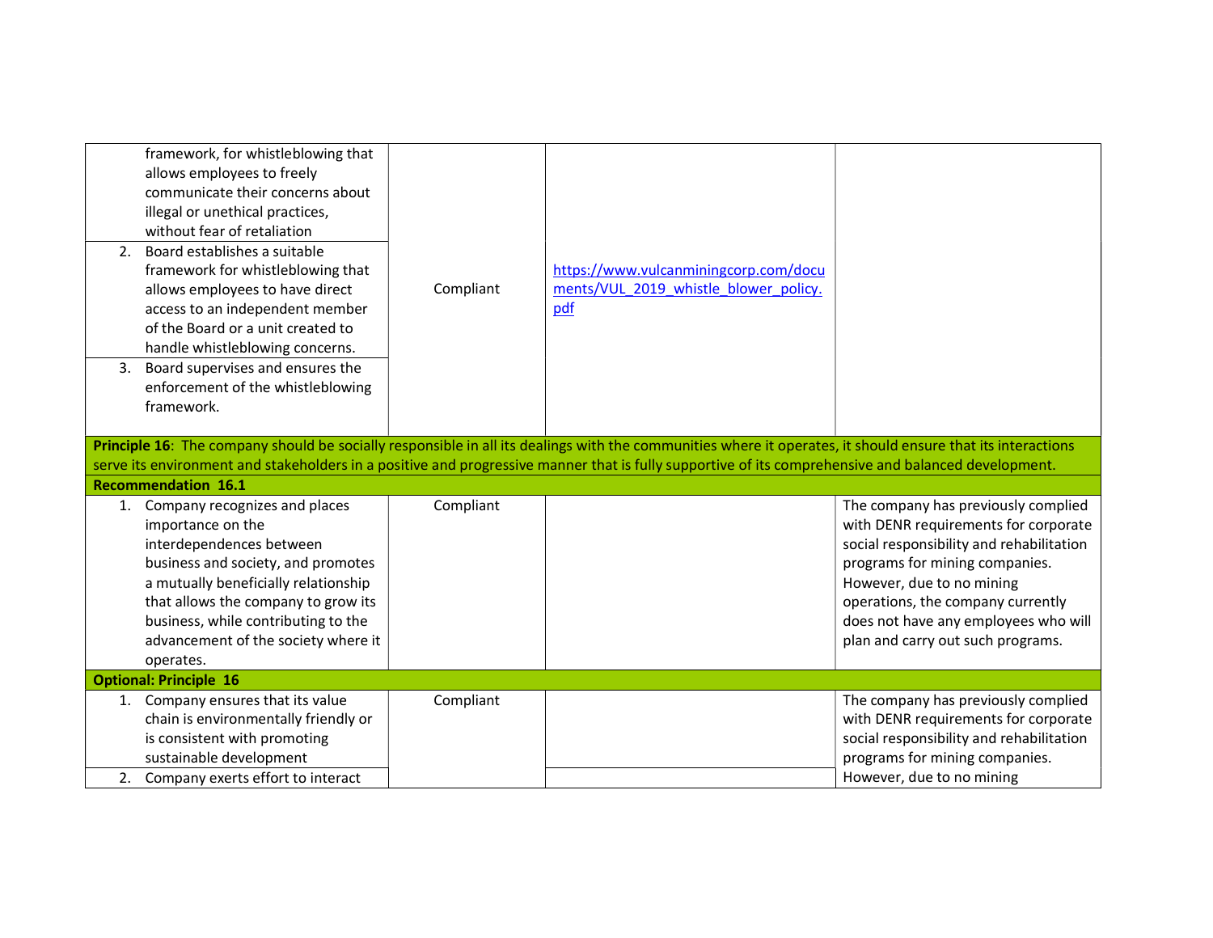| | | | |
|---|---|---|---|
| framework, for whistleblowing that allows employees to freely communicate their concerns about illegal or unethical practices, without fear of retaliation | | | |
| 2. Board establishes a suitable framework for whistleblowing that allows employees to have direct access to an independent member of the Board or a unit created to handle whistleblowing concerns. | Compliant | https://www.vulcanminingcorp.com/documents/VUL_2019_whistle_blower_policy.pdf | |
| 3. Board supervises and ensures the enforcement of the whistleblowing framework. | | | |
| **Principle 16**: The company should be socially responsible in all its dealings with the communities where it operates, it should ensure that its interactions serve its environment and stakeholders in a positive and progressive manner that is fully supportive of its comprehensive and balanced development. | | | |
| **Recommendation 16.1** | | | |
| 1. Company recognizes and places importance on the interdependences between business and society, and promotes a mutually beneficially relationship that allows the company to grow its business, while contributing to the advancement of the society where it operates. | Compliant | | The company has previously complied with DENR requirements for corporate social responsibility and rehabilitation programs for mining companies. However, due to no mining operations, the company currently does not have any employees who will plan and carry out such programs. |
| **Optional: Principle 16** | | | |
| 1. Company ensures that its value chain is environmentally friendly or is consistent with promoting sustainable development | Compliant | | The company has previously complied with DENR requirements for corporate social responsibility and rehabilitation programs for mining companies. However, due to no mining |
| 2. Company exerts effort to interact | | | |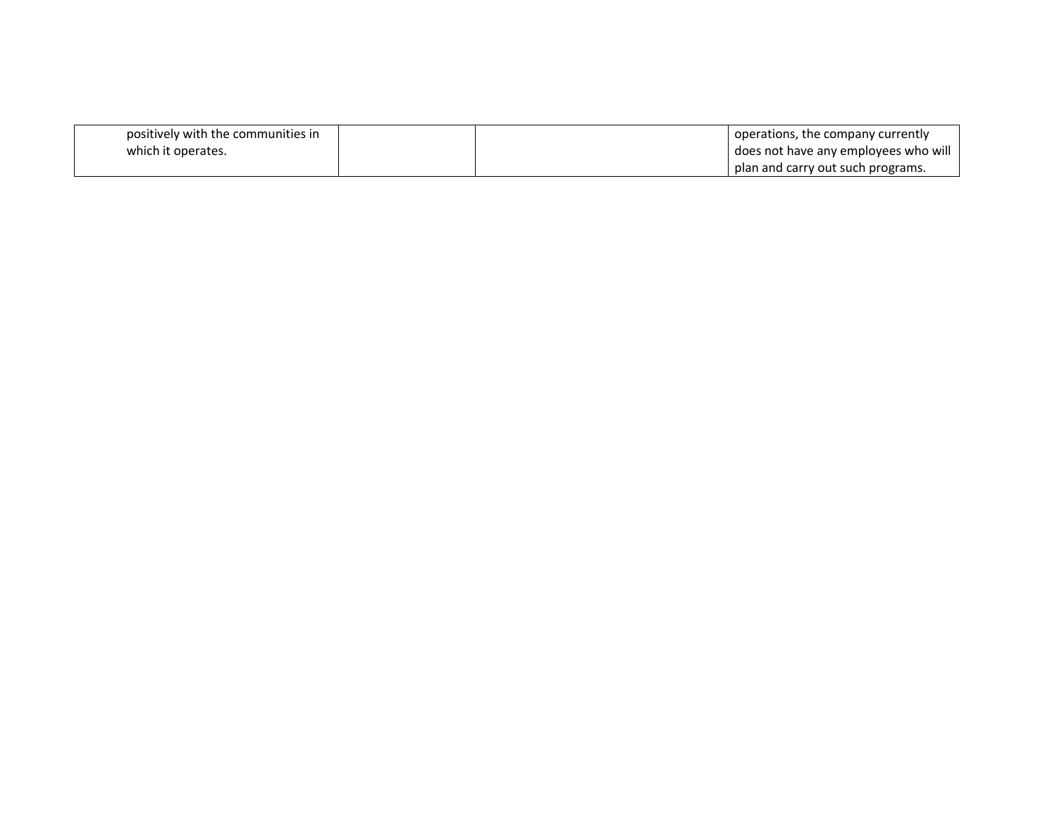| | | | |
|---|---|---|---|
| positively with the communities in which it operates. | | | operations, the company currently does not have any employees who will plan and carry out such programs. |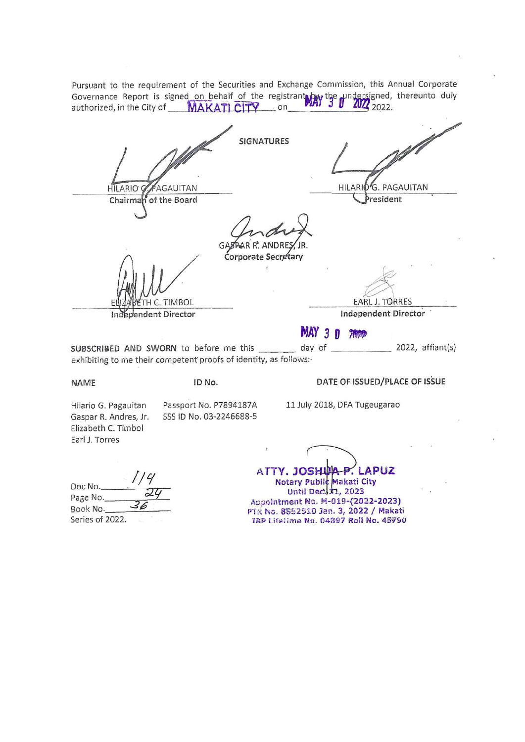Pursuant to the requirement of the Securities and Exchange Commission, this Annual Corporate Governance Report is signed on behalf of the registrant by the undersigned, thereunto duly authorized, in the City of MAKATI CITY on MAY 3 0 2022 2022.

**SIGNATURES**

| | |
|---|---|
| HILARIO G. PAGAUITAN<br>Chairman of the Board | HILARIO G. PAGAUITAN<br>President |
| GASPAR R. ANDRES, JR.<br>Corporate Secretary | |
| ELIZABETH C. TIMBOL<br>Independent Director | EARL J. TORRES<br>Independent Director |

**SUBSCRIBED AND SWORN** to before me this MAY 3 0 2022 day of \_\_\_\_\_\_\_\_\_\_\_\_ 2022, affiant(s) exhibiting to me their competent proofs of identity, as follows:

| NAME | ID No. | DATE OF ISSUED/PLACE OF ISSUE |
|---|---|---|
| Hilario G. Pagauitan | Passport No. P7894187A | 11 July 2018, DFA Tugeugarao |
| Gaspar R. Andres, Jr. | SSS ID No. 03-2246688-5 | |
| Elizabeth C. Timbol | | |
| Earl J. Torres | | |

Doc No. 114
Page No. 24
Book No. 36
Series of 2022.

ATTY. JOSHUA P. LAPUZ
Notary Public Makati City
Until Dec. 31, 2023
Appointment No. M-019-(2022-2023)
PTR No. 8852510 Jan. 3, 2022 / Makati
IBP Lifetime No. 04897 Roll No. 45790